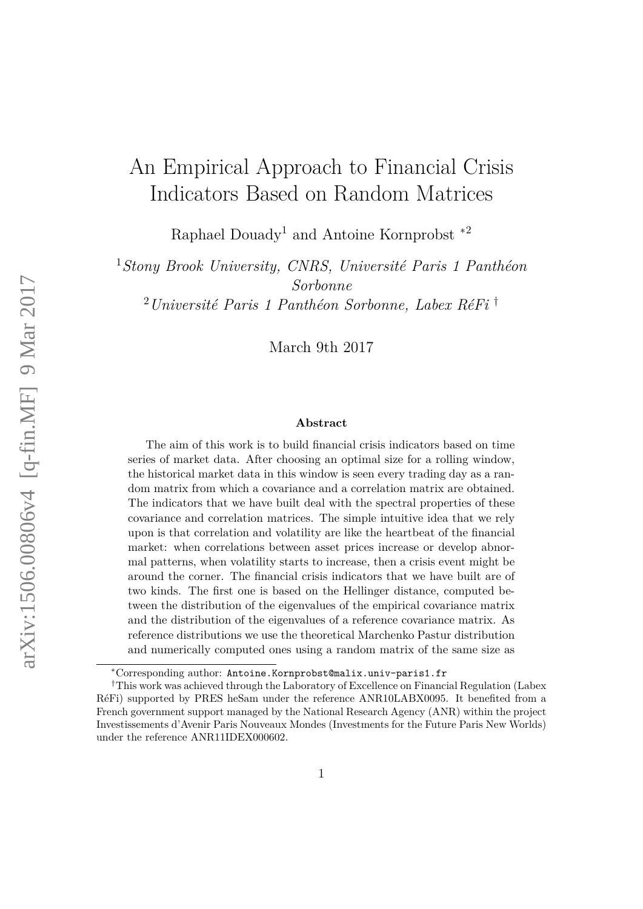# An Empirical Approach to Financial Crisis Indicators Based on Random Matrices

Raphael Douady[1] and Antoine Kornprobst *[2]

[1]*Stony Brook University, CNRS, Université Paris 1 Panthéon Sorbonne*

[2]*Université Paris 1 Panthéon Sorbonne, Labex RéFi* †

March 9th 2017

**Abstract**

The aim of this work is to build financial crisis indicators based on time series of market data. After choosing an optimal size for a rolling window, the historical market data in this window is seen every trading day as a random matrix from which a covariance and a correlation matrix are obtained. The indicators that we have built deal with the spectral properties of these covariance and correlation matrices. The simple intuitive idea that we rely upon is that correlation and volatility are like the heartbeat of the financial market: when correlations between asset prices increase or develop abnormal patterns, when volatility starts to increase, then a crisis event might be around the corner. The financial crisis indicators that we have built are of two kinds. The first one is based on the Hellinger distance, computed between the distribution of the eigenvalues of the empirical covariance matrix and the distribution of the eigenvalues of a reference covariance matrix. As reference distributions we use the theoretical Marchenko Pastur distribution and numerically computed ones using a random matrix of the same size as

---

*Corresponding author: `Antoine.Kornprobst@malix.univ-paris1.fr`

†This work was achieved through the Laboratory of Excellence on Financial Regulation (Labex RéFi) supported by PRES heSam under the reference ANR10LABX0095. It benefited from a French government support managed by the National Research Agency (ANR) within the project Investissements d'Avenir Paris Nouveaux Mondes (Investments for the Future Paris New Worlds) under the reference ANR11IDEX000602.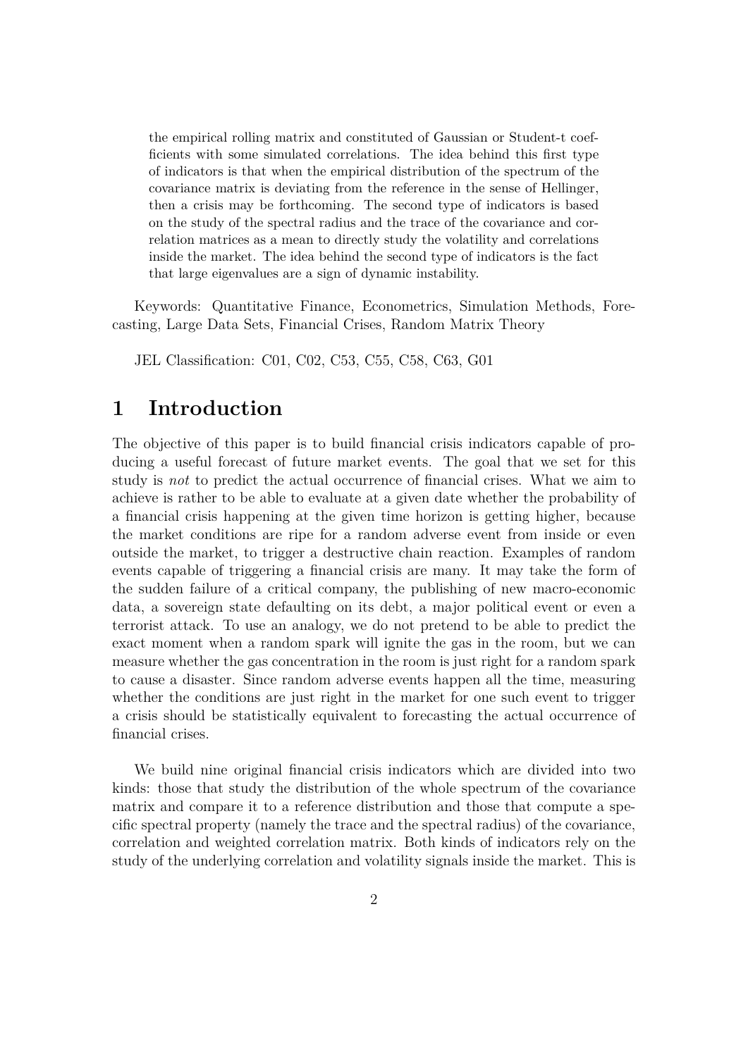the empirical rolling matrix and constituted of Gaussian or Student-t coefficients with some simulated correlations. The idea behind this first type of indicators is that when the empirical distribution of the spectrum of the covariance matrix is deviating from the reference in the sense of Hellinger, then a crisis may be forthcoming. The second type of indicators is based on the study of the spectral radius and the trace of the covariance and correlation matrices as a mean to directly study the volatility and correlations inside the market. The idea behind the second type of indicators is the fact that large eigenvalues are a sign of dynamic instability.

Keywords: Quantitative Finance, Econometrics, Simulation Methods, Forecasting, Large Data Sets, Financial Crises, Random Matrix Theory

JEL Classification: C01, C02, C53, C55, C58, C63, G01

# 1 Introduction

The objective of this paper is to build financial crisis indicators capable of producing a useful forecast of future market events. The goal that we set for this study is *not* to predict the actual occurrence of financial crises. What we aim to achieve is rather to be able to evaluate at a given date whether the probability of a financial crisis happening at the given time horizon is getting higher, because the market conditions are ripe for a random adverse event from inside or even outside the market, to trigger a destructive chain reaction. Examples of random events capable of triggering a financial crisis are many. It may take the form of the sudden failure of a critical company, the publishing of new macro-economic data, a sovereign state defaulting on its debt, a major political event or even a terrorist attack. To use an analogy, we do not pretend to be able to predict the exact moment when a random spark will ignite the gas in the room, but we can measure whether the gas concentration in the room is just right for a random spark to cause a disaster. Since random adverse events happen all the time, measuring whether the conditions are just right in the market for one such event to trigger a crisis should be statistically equivalent to forecasting the actual occurrence of financial crises.

We build nine original financial crisis indicators which are divided into two kinds: those that study the distribution of the whole spectrum of the covariance matrix and compare it to a reference distribution and those that compute a specific spectral property (namely the trace and the spectral radius) of the covariance, correlation and weighted correlation matrix. Both kinds of indicators rely on the study of the underlying correlation and volatility signals inside the market. This is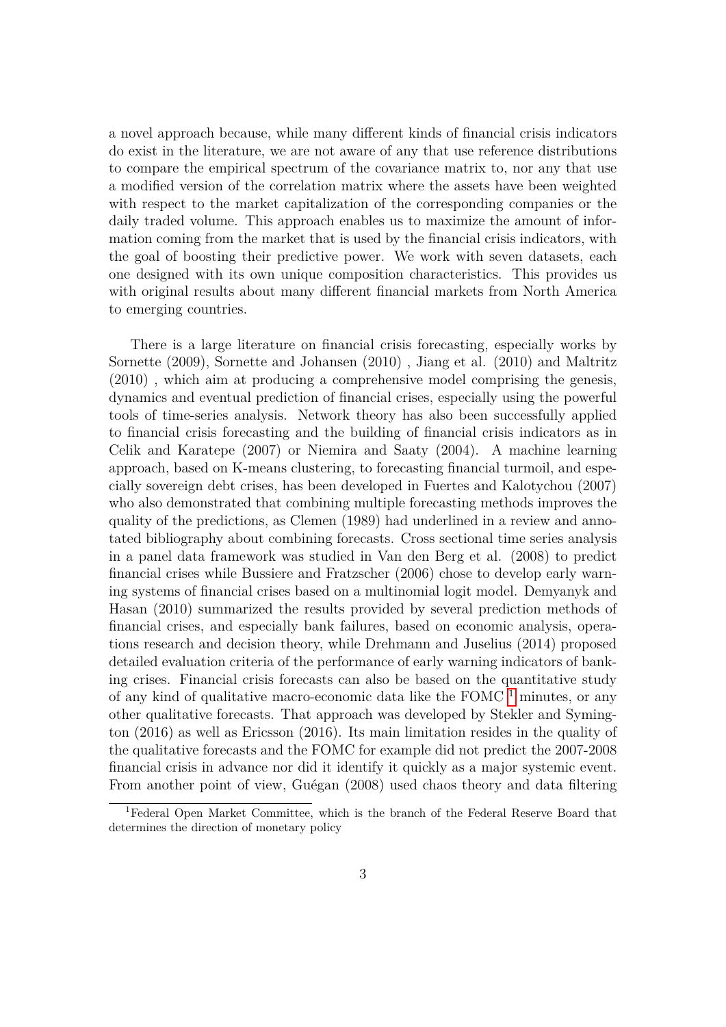a novel approach because, while many different kinds of financial crisis indicators do exist in the literature, we are not aware of any that use reference distributions to compare the empirical spectrum of the covariance matrix to, nor any that use a modified version of the correlation matrix where the assets have been weighted with respect to the market capitalization of the corresponding companies or the daily traded volume. This approach enables us to maximize the amount of information coming from the market that is used by the financial crisis indicators, with the goal of boosting their predictive power. We work with seven datasets, each one designed with its own unique composition characteristics. This provides us with original results about many different financial markets from North America to emerging countries.

There is a large literature on financial crisis forecasting, especially works by Sornette (2009), Sornette and Johansen (2010) , Jiang et al. (2010) and Maltritz (2010) , which aim at producing a comprehensive model comprising the genesis, dynamics and eventual prediction of financial crises, especially using the powerful tools of time-series analysis. Network theory has also been successfully applied to financial crisis forecasting and the building of financial crisis indicators as in Celik and Karatepe (2007) or Niemira and Saaty (2004). A machine learning approach, based on K-means clustering, to forecasting financial turmoil, and especially sovereign debt crises, has been developed in Fuertes and Kalotychou (2007) who also demonstrated that combining multiple forecasting methods improves the quality of the predictions, as Clemen (1989) had underlined in a review and annotated bibliography about combining forecasts. Cross sectional time series analysis in a panel data framework was studied in Van den Berg et al. (2008) to predict financial crises while Bussiere and Fratzscher (2006) chose to develop early warning systems of financial crises based on a multinomial logit model. Demyanyk and Hasan (2010) summarized the results provided by several prediction methods of financial crises, and especially bank failures, based on economic analysis, operations research and decision theory, while Drehmann and Juselius (2014) proposed detailed evaluation criteria of the performance of early warning indicators of banking crises. Financial crisis forecasts can also be based on the quantitative study of any kind of qualitative macro-economic data like the FOMC [1] minutes, or any other qualitative forecasts. That approach was developed by Stekler and Symington (2016) as well as Ericsson (2016). Its main limitation resides in the quality of the qualitative forecasts and the FOMC for example did not predict the 2007-2008 financial crisis in advance nor did it identify it quickly as a major systemic event. From another point of view, Guégan (2008) used chaos theory and data filtering

[1] Federal Open Market Committee, which is the branch of the Federal Reserve Board that determines the direction of monetary policy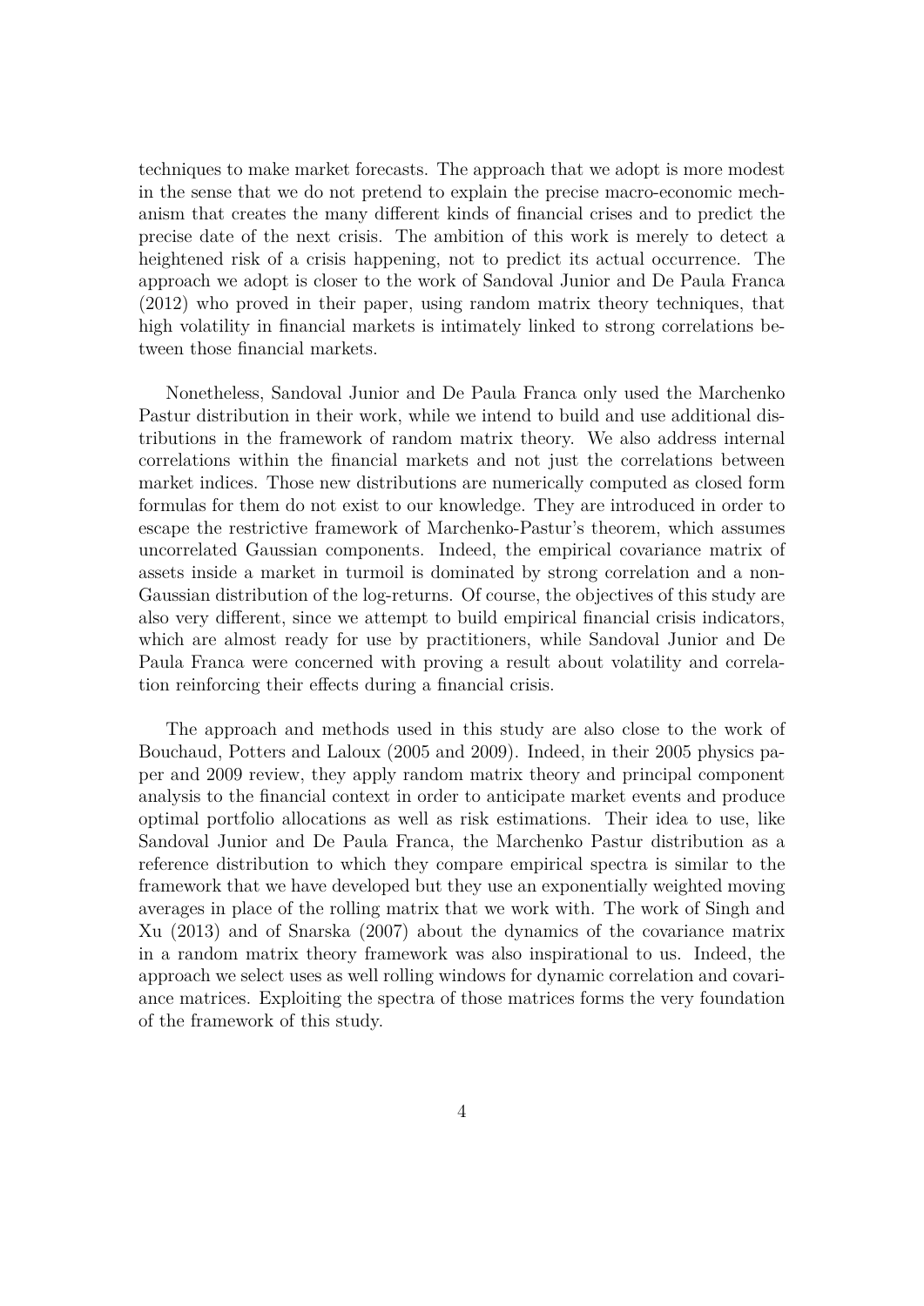techniques to make market forecasts. The approach that we adopt is more modest in the sense that we do not pretend to explain the precise macro-economic mechanism that creates the many different kinds of financial crises and to predict the precise date of the next crisis. The ambition of this work is merely to detect a heightened risk of a crisis happening, not to predict its actual occurrence. The approach we adopt is closer to the work of Sandoval Junior and De Paula Franca (2012) who proved in their paper, using random matrix theory techniques, that high volatility in financial markets is intimately linked to strong correlations between those financial markets.

Nonetheless, Sandoval Junior and De Paula Franca only used the Marchenko Pastur distribution in their work, while we intend to build and use additional distributions in the framework of random matrix theory. We also address internal correlations within the financial markets and not just the correlations between market indices. Those new distributions are numerically computed as closed form formulas for them do not exist to our knowledge. They are introduced in order to escape the restrictive framework of Marchenko-Pastur's theorem, which assumes uncorrelated Gaussian components. Indeed, the empirical covariance matrix of assets inside a market in turmoil is dominated by strong correlation and a non-Gaussian distribution of the log-returns. Of course, the objectives of this study are also very different, since we attempt to build empirical financial crisis indicators, which are almost ready for use by practitioners, while Sandoval Junior and De Paula Franca were concerned with proving a result about volatility and correlation reinforcing their effects during a financial crisis.

The approach and methods used in this study are also close to the work of Bouchaud, Potters and Laloux (2005 and 2009). Indeed, in their 2005 physics paper and 2009 review, they apply random matrix theory and principal component analysis to the financial context in order to anticipate market events and produce optimal portfolio allocations as well as risk estimations. Their idea to use, like Sandoval Junior and De Paula Franca, the Marchenko Pastur distribution as a reference distribution to which they compare empirical spectra is similar to the framework that we have developed but they use an exponentially weighted moving averages in place of the rolling matrix that we work with. The work of Singh and Xu (2013) and of Snarska (2007) about the dynamics of the covariance matrix in a random matrix theory framework was also inspirational to us. Indeed, the approach we select uses as well rolling windows for dynamic correlation and covariance matrices. Exploiting the spectra of those matrices forms the very foundation of the framework of this study.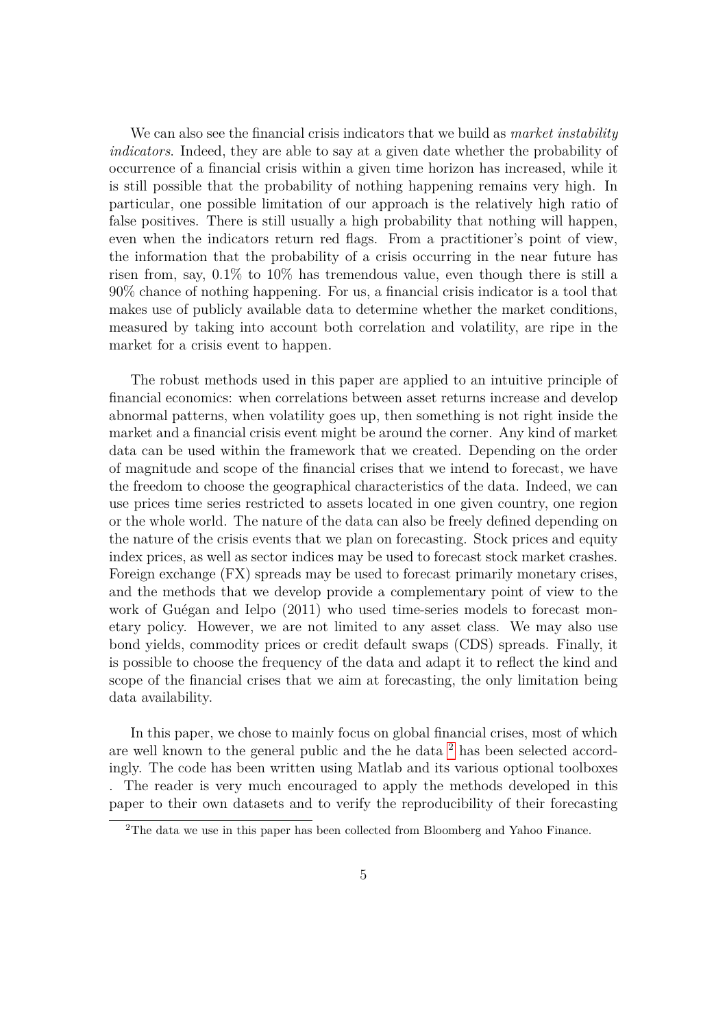We can also see the financial crisis indicators that we build as *market instability indicators*. Indeed, they are able to say at a given date whether the probability of occurrence of a financial crisis within a given time horizon has increased, while it is still possible that the probability of nothing happening remains very high. In particular, one possible limitation of our approach is the relatively high ratio of false positives. There is still usually a high probability that nothing will happen, even when the indicators return red flags. From a practitioner's point of view, the information that the probability of a crisis occurring in the near future has risen from, say, 0.1% to 10% has tremendous value, even though there is still a 90% chance of nothing happening. For us, a financial crisis indicator is a tool that makes use of publicly available data to determine whether the market conditions, measured by taking into account both correlation and volatility, are ripe in the market for a crisis event to happen.

The robust methods used in this paper are applied to an intuitive principle of financial economics: when correlations between asset returns increase and develop abnormal patterns, when volatility goes up, then something is not right inside the market and a financial crisis event might be around the corner. Any kind of market data can be used within the framework that we created. Depending on the order of magnitude and scope of the financial crises that we intend to forecast, we have the freedom to choose the geographical characteristics of the data. Indeed, we can use prices time series restricted to assets located in one given country, one region or the whole world. The nature of the data can also be freely defined depending on the nature of the crisis events that we plan on forecasting. Stock prices and equity index prices, as well as sector indices may be used to forecast stock market crashes. Foreign exchange (FX) spreads may be used to forecast primarily monetary crises, and the methods that we develop provide a complementary point of view to the work of Guégan and Ielpo (2011) who used time-series models to forecast monetary policy. However, we are not limited to any asset class. We may also use bond yields, commodity prices or credit default swaps (CDS) spreads. Finally, it is possible to choose the frequency of the data and adapt it to reflect the kind and scope of the financial crises that we aim at forecasting, the only limitation being data availability.

In this paper, we chose to mainly focus on global financial crises, most of which are well known to the general public and the he data [2] has been selected accordingly. The code has been written using Matlab and its various optional toolboxes . The reader is very much encouraged to apply the methods developed in this paper to their own datasets and to verify the reproducibility of their forecasting

[2] The data we use in this paper has been collected from Bloomberg and Yahoo Finance.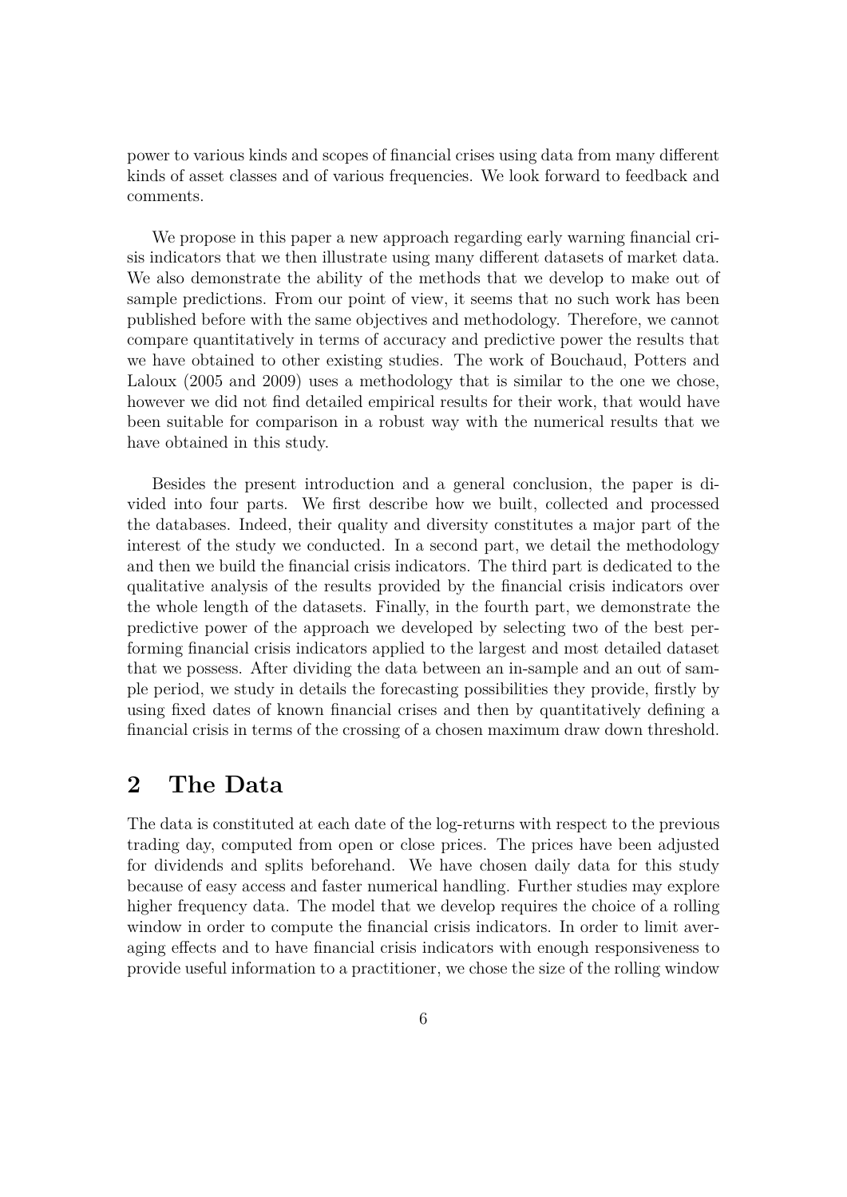power to various kinds and scopes of financial crises using data from many different kinds of asset classes and of various frequencies. We look forward to feedback and comments.

We propose in this paper a new approach regarding early warning financial crisis indicators that we then illustrate using many different datasets of market data. We also demonstrate the ability of the methods that we develop to make out of sample predictions. From our point of view, it seems that no such work has been published before with the same objectives and methodology. Therefore, we cannot compare quantitatively in terms of accuracy and predictive power the results that we have obtained to other existing studies. The work of Bouchaud, Potters and Laloux (2005 and 2009) uses a methodology that is similar to the one we chose, however we did not find detailed empirical results for their work, that would have been suitable for comparison in a robust way with the numerical results that we have obtained in this study.

Besides the present introduction and a general conclusion, the paper is divided into four parts. We first describe how we built, collected and processed the databases. Indeed, their quality and diversity constitutes a major part of the interest of the study we conducted. In a second part, we detail the methodology and then we build the financial crisis indicators. The third part is dedicated to the qualitative analysis of the results provided by the financial crisis indicators over the whole length of the datasets. Finally, in the fourth part, we demonstrate the predictive power of the approach we developed by selecting two of the best performing financial crisis indicators applied to the largest and most detailed dataset that we possess. After dividing the data between an in-sample and an out of sample period, we study in details the forecasting possibilities they provide, firstly by using fixed dates of known financial crises and then by quantitatively defining a financial crisis in terms of the crossing of a chosen maximum draw down threshold.

## 2 The Data

The data is constituted at each date of the log-returns with respect to the previous trading day, computed from open or close prices. The prices have been adjusted for dividends and splits beforehand. We have chosen daily data for this study because of easy access and faster numerical handling. Further studies may explore higher frequency data. The model that we develop requires the choice of a rolling window in order to compute the financial crisis indicators. In order to limit averaging effects and to have financial crisis indicators with enough responsiveness to provide useful information to a practitioner, we chose the size of the rolling window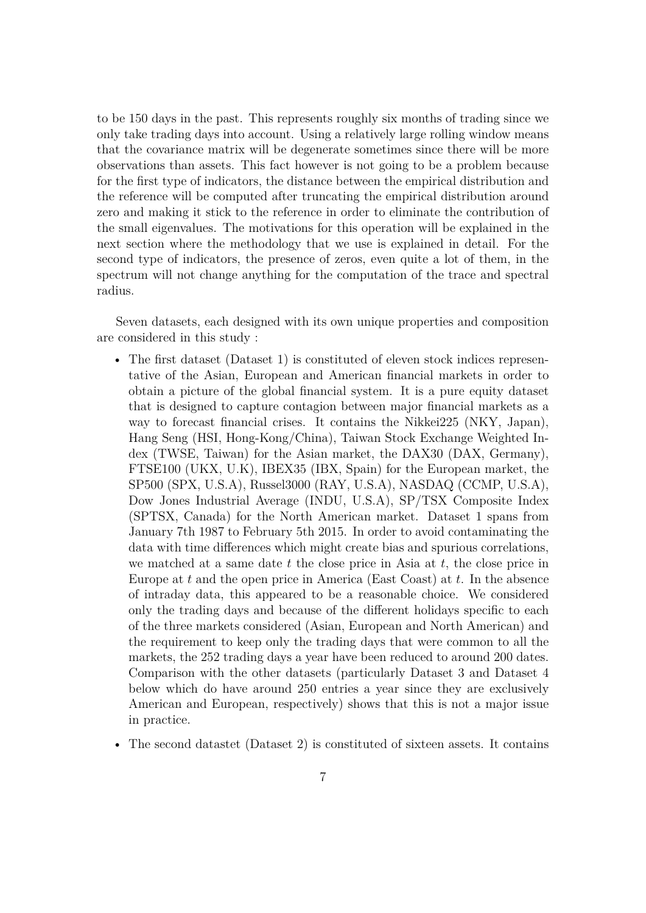to be 150 days in the past. This represents roughly six months of trading since we only take trading days into account. Using a relatively large rolling window means that the covariance matrix will be degenerate sometimes since there will be more observations than assets. This fact however is not going to be a problem because for the first type of indicators, the distance between the empirical distribution and the reference will be computed after truncating the empirical distribution around zero and making it stick to the reference in order to eliminate the contribution of the small eigenvalues. The motivations for this operation will be explained in the next section where the methodology that we use is explained in detail. For the second type of indicators, the presence of zeros, even quite a lot of them, in the spectrum will not change anything for the computation of the trace and spectral radius.

Seven datasets, each designed with its own unique properties and composition are considered in this study :

- The first dataset (Dataset 1) is constituted of eleven stock indices representative of the Asian, European and American financial markets in order to obtain a picture of the global financial system. It is a pure equity dataset that is designed to capture contagion between major financial markets as a way to forecast financial crises. It contains the Nikkei225 (NKY, Japan), Hang Seng (HSI, Hong-Kong/China), Taiwan Stock Exchange Weighted Index (TWSE, Taiwan) for the Asian market, the DAX30 (DAX, Germany), FTSE100 (UKX, U.K), IBEX35 (IBX, Spain) for the European market, the SP500 (SPX, U.S.A), Russel3000 (RAY, U.S.A), NASDAQ (CCMP, U.S.A), Dow Jones Industrial Average (INDU, U.S.A), SP/TSX Composite Index (SPTSX, Canada) for the North American market. Dataset 1 spans from January 7th 1987 to February 5th 2015. In order to avoid contaminating the data with time differences which might create bias and spurious correlations, we matched at a same date $t$ the close price in Asia at $t$, the close price in Europe at $t$ and the open price in America (East Coast) at $t$. In the absence of intraday data, this appeared to be a reasonable choice. We considered only the trading days and because of the different holidays specific to each of the three markets considered (Asian, European and North American) and the requirement to keep only the trading days that were common to all the markets, the 252 trading days a year have been reduced to around 200 dates. Comparison with the other datasets (particularly Dataset 3 and Dataset 4 below which do have around 250 entries a year since they are exclusively American and European, respectively) shows that this is not a major issue in practice.

- The second datastet (Dataset 2) is constituted of sixteen assets. It contains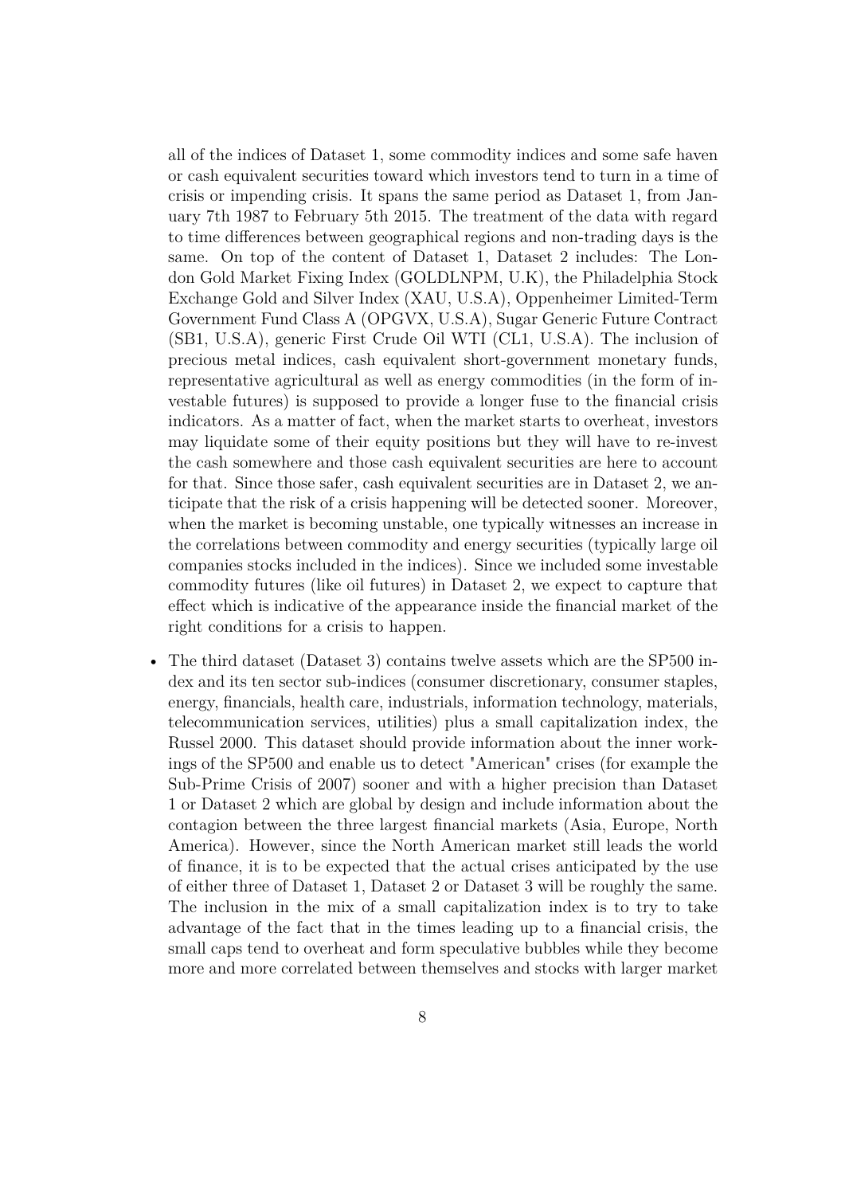all of the indices of Dataset 1, some commodity indices and some safe haven or cash equivalent securities toward which investors tend to turn in a time of crisis or impending crisis. It spans the same period as Dataset 1, from January 7th 1987 to February 5th 2015. The treatment of the data with regard to time differences between geographical regions and non-trading days is the same. On top of the content of Dataset 1, Dataset 2 includes: The London Gold Market Fixing Index (GOLDLNPM, U.K), the Philadelphia Stock Exchange Gold and Silver Index (XAU, U.S.A), Oppenheimer Limited-Term Government Fund Class A (OPGVX, U.S.A), Sugar Generic Future Contract (SB1, U.S.A), generic First Crude Oil WTI (CL1, U.S.A). The inclusion of precious metal indices, cash equivalent short-government monetary funds, representative agricultural as well as energy commodities (in the form of investable futures) is supposed to provide a longer fuse to the financial crisis indicators. As a matter of fact, when the market starts to overheat, investors may liquidate some of their equity positions but they will have to re-invest the cash somewhere and those cash equivalent securities are here to account for that. Since those safer, cash equivalent securities are in Dataset 2, we anticipate that the risk of a crisis happening will be detected sooner. Moreover, when the market is becoming unstable, one typically witnesses an increase in the correlations between commodity and energy securities (typically large oil companies stocks included in the indices). Since we included some investable commodity futures (like oil futures) in Dataset 2, we expect to capture that effect which is indicative of the appearance inside the financial market of the right conditions for a crisis to happen.

- The third dataset (Dataset 3) contains twelve assets which are the SP500 index and its ten sector sub-indices (consumer discretionary, consumer staples, energy, financials, health care, industrials, information technology, materials, telecommunication services, utilities) plus a small capitalization index, the Russel 2000. This dataset should provide information about the inner workings of the SP500 and enable us to detect "American" crises (for example the Sub-Prime Crisis of 2007) sooner and with a higher precision than Dataset 1 or Dataset 2 which are global by design and include information about the contagion between the three largest financial markets (Asia, Europe, North America). However, since the North American market still leads the world of finance, it is to be expected that the actual crises anticipated by the use of either three of Dataset 1, Dataset 2 or Dataset 3 will be roughly the same. The inclusion in the mix of a small capitalization index is to try to take advantage of the fact that in the times leading up to a financial crisis, the small caps tend to overheat and form speculative bubbles while they become more and more correlated between themselves and stocks with larger market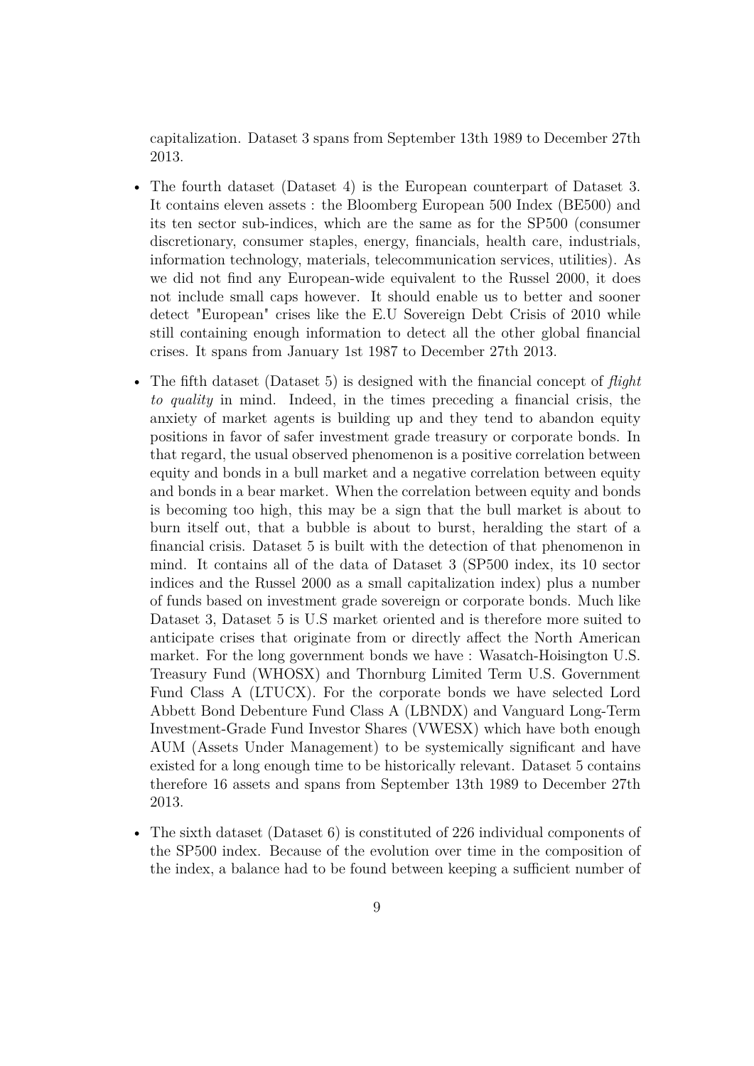capitalization. Dataset 3 spans from September 13th 1989 to December 27th 2013.

- The fourth dataset (Dataset 4) is the European counterpart of Dataset 3. It contains eleven assets : the Bloomberg European 500 Index (BE500) and its ten sector sub-indices, which are the same as for the SP500 (consumer discretionary, consumer staples, energy, financials, health care, industrials, information technology, materials, telecommunication services, utilities). As we did not find any European-wide equivalent to the Russel 2000, it does not include small caps however. It should enable us to better and sooner detect "European" crises like the E.U Sovereign Debt Crisis of 2010 while still containing enough information to detect all the other global financial crises. It spans from January 1st 1987 to December 27th 2013.
- The fifth dataset (Dataset 5) is designed with the financial concept of *flight to quality* in mind. Indeed, in the times preceding a financial crisis, the anxiety of market agents is building up and they tend to abandon equity positions in favor of safer investment grade treasury or corporate bonds. In that regard, the usual observed phenomenon is a positive correlation between equity and bonds in a bull market and a negative correlation between equity and bonds in a bear market. When the correlation between equity and bonds is becoming too high, this may be a sign that the bull market is about to burn itself out, that a bubble is about to burst, heralding the start of a financial crisis. Dataset 5 is built with the detection of that phenomenon in mind. It contains all of the data of Dataset 3 (SP500 index, its 10 sector indices and the Russel 2000 as a small capitalization index) plus a number of funds based on investment grade sovereign or corporate bonds. Much like Dataset 3, Dataset 5 is U.S market oriented and is therefore more suited to anticipate crises that originate from or directly affect the North American market. For the long government bonds we have : Wasatch-Hoisington U.S. Treasury Fund (WHOSX) and Thornburg Limited Term U.S. Government Fund Class A (LTUCX). For the corporate bonds we have selected Lord Abbett Bond Debenture Fund Class A (LBNDX) and Vanguard Long-Term Investment-Grade Fund Investor Shares (VWESX) which have both enough AUM (Assets Under Management) to be systemically significant and have existed for a long enough time to be historically relevant. Dataset 5 contains therefore 16 assets and spans from September 13th 1989 to December 27th 2013.
- The sixth dataset (Dataset 6) is constituted of 226 individual components of the SP500 index. Because of the evolution over time in the composition of the index, a balance had to be found between keeping a sufficient number of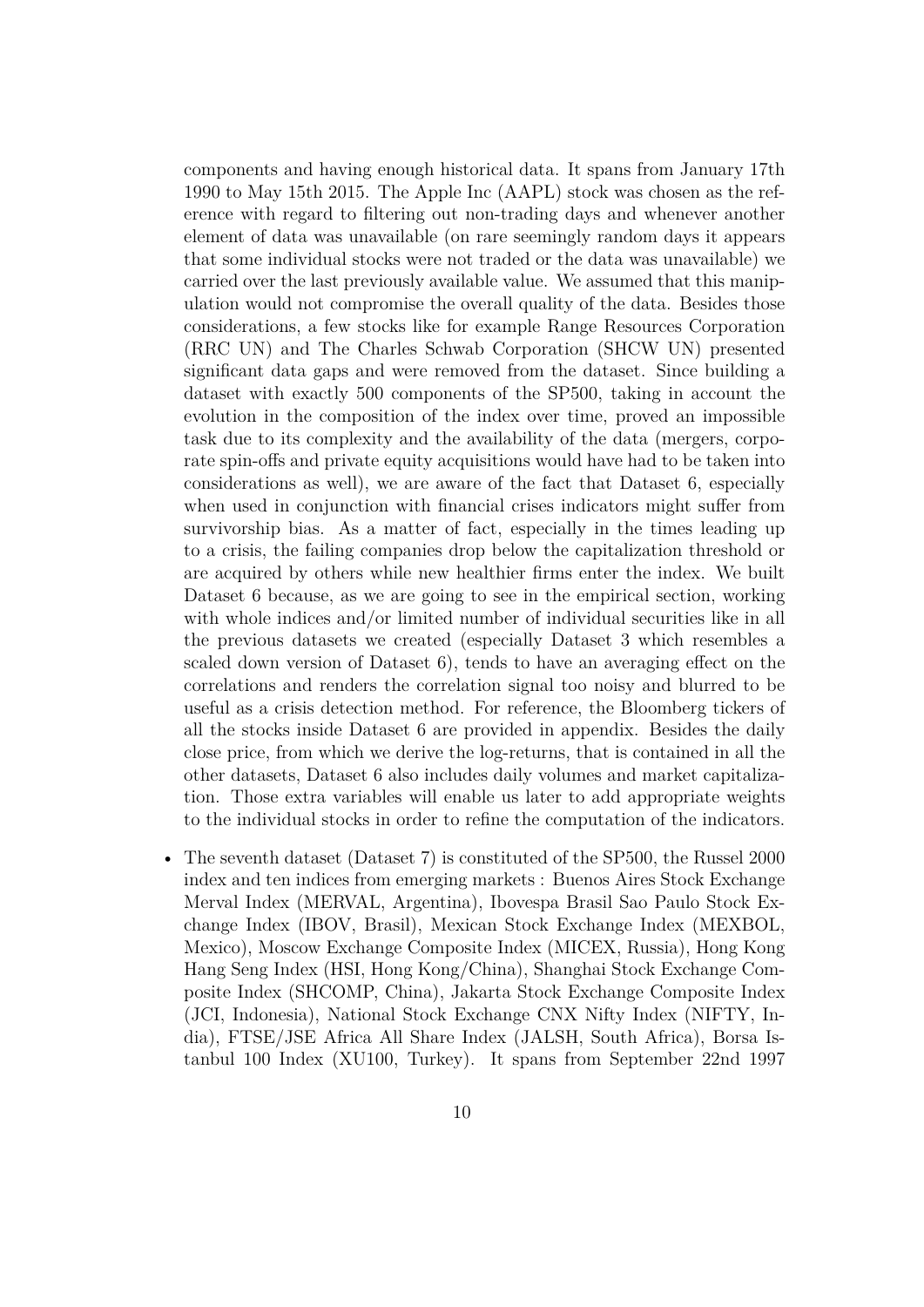components and having enough historical data. It spans from January 17th 1990 to May 15th 2015. The Apple Inc (AAPL) stock was chosen as the reference with regard to filtering out non-trading days and whenever another element of data was unavailable (on rare seemingly random days it appears that some individual stocks were not traded or the data was unavailable) we carried over the last previously available value. We assumed that this manipulation would not compromise the overall quality of the data. Besides those considerations, a few stocks like for example Range Resources Corporation (RRC UN) and The Charles Schwab Corporation (SHCW UN) presented significant data gaps and were removed from the dataset. Since building a dataset with exactly 500 components of the SP500, taking in account the evolution in the composition of the index over time, proved an impossible task due to its complexity and the availability of the data (mergers, corporate spin-offs and private equity acquisitions would have had to be taken into considerations as well), we are aware of the fact that Dataset 6, especially when used in conjunction with financial crises indicators might suffer from survivorship bias. As a matter of fact, especially in the times leading up to a crisis, the failing companies drop below the capitalization threshold or are acquired by others while new healthier firms enter the index. We built Dataset 6 because, as we are going to see in the empirical section, working with whole indices and/or limited number of individual securities like in all the previous datasets we created (especially Dataset 3 which resembles a scaled down version of Dataset 6), tends to have an averaging effect on the correlations and renders the correlation signal too noisy and blurred to be useful as a crisis detection method. For reference, the Bloomberg tickers of all the stocks inside Dataset 6 are provided in appendix. Besides the daily close price, from which we derive the log-returns, that is contained in all the other datasets, Dataset 6 also includes daily volumes and market capitalization. Those extra variables will enable us later to add appropriate weights to the individual stocks in order to refine the computation of the indicators.

- The seventh dataset (Dataset 7) is constituted of the SP500, the Russel 2000 index and ten indices from emerging markets : Buenos Aires Stock Exchange Merval Index (MERVAL, Argentina), Ibovespa Brasil Sao Paulo Stock Exchange Index (IBOV, Brasil), Mexican Stock Exchange Index (MEXBOL, Mexico), Moscow Exchange Composite Index (MICEX, Russia), Hong Kong Hang Seng Index (HSI, Hong Kong/China), Shanghai Stock Exchange Composite Index (SHCOMP, China), Jakarta Stock Exchange Composite Index (JCI, Indonesia), National Stock Exchange CNX Nifty Index (NIFTY, India), FTSE/JSE Africa All Share Index (JALSH, South Africa), Borsa Istanbul 100 Index (XU100, Turkey). It spans from September 22nd 1997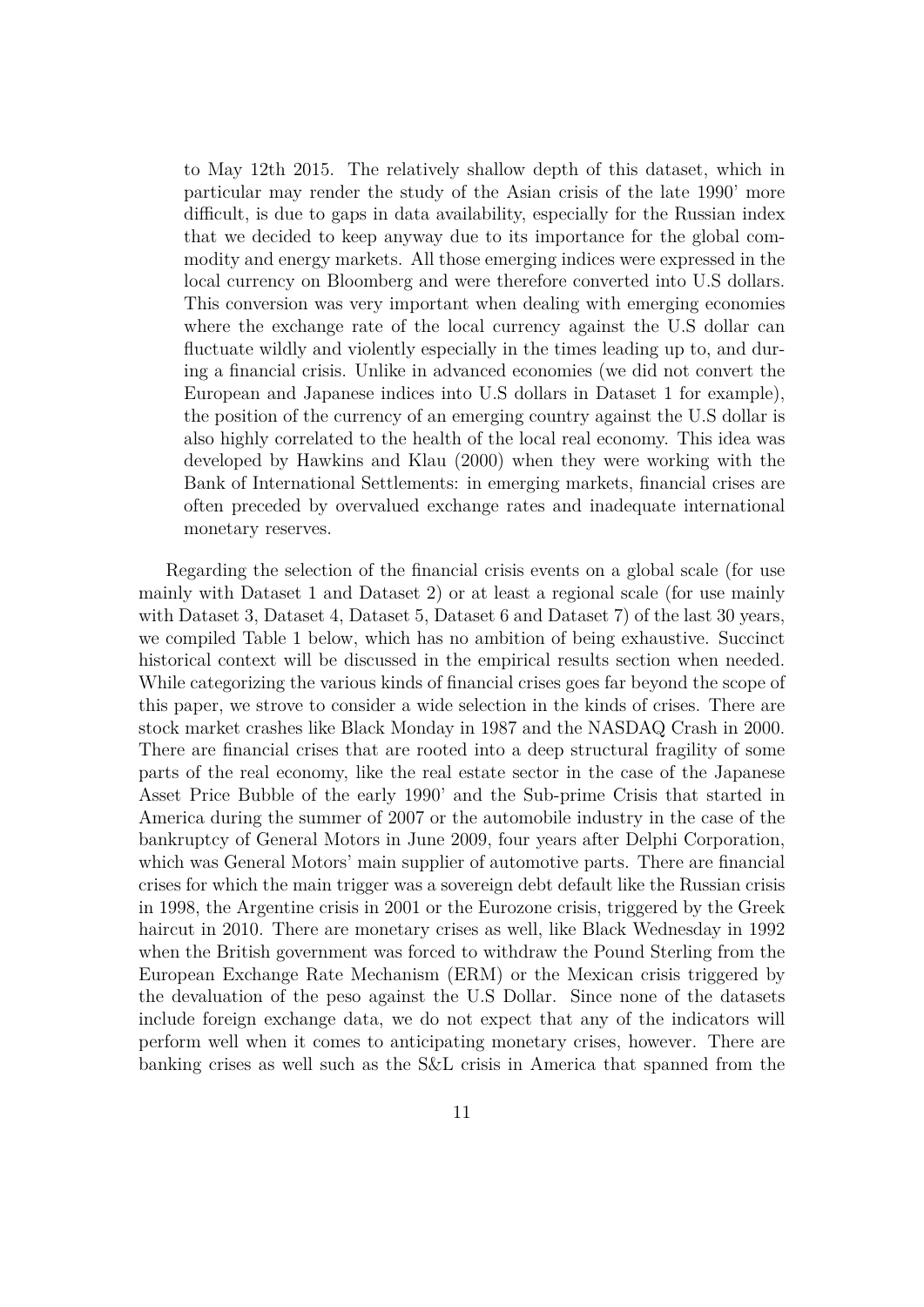to May 12th 2015. The relatively shallow depth of this dataset, which in particular may render the study of the Asian crisis of the late 1990' more difficult, is due to gaps in data availability, especially for the Russian index that we decided to keep anyway due to its importance for the global commodity and energy markets. All those emerging indices were expressed in the local currency on Bloomberg and were therefore converted into U.S dollars. This conversion was very important when dealing with emerging economies where the exchange rate of the local currency against the U.S dollar can fluctuate wildly and violently especially in the times leading up to, and during a financial crisis. Unlike in advanced economies (we did not convert the European and Japanese indices into U.S dollars in Dataset 1 for example), the position of the currency of an emerging country against the U.S dollar is also highly correlated to the health of the local real economy. This idea was developed by Hawkins and Klau (2000) when they were working with the Bank of International Settlements: in emerging markets, financial crises are often preceded by overvalued exchange rates and inadequate international monetary reserves.

Regarding the selection of the financial crisis events on a global scale (for use mainly with Dataset 1 and Dataset 2) or at least a regional scale (for use mainly with Dataset 3, Dataset 4, Dataset 5, Dataset 6 and Dataset 7) of the last 30 years, we compiled Table 1 below, which has no ambition of being exhaustive. Succinct historical context will be discussed in the empirical results section when needed. While categorizing the various kinds of financial crises goes far beyond the scope of this paper, we strove to consider a wide selection in the kinds of crises. There are stock market crashes like Black Monday in 1987 and the NASDAQ Crash in 2000. There are financial crises that are rooted into a deep structural fragility of some parts of the real economy, like the real estate sector in the case of the Japanese Asset Price Bubble of the early 1990' and the Sub-prime Crisis that started in America during the summer of 2007 or the automobile industry in the case of the bankruptcy of General Motors in June 2009, four years after Delphi Corporation, which was General Motors' main supplier of automotive parts. There are financial crises for which the main trigger was a sovereign debt default like the Russian crisis in 1998, the Argentine crisis in 2001 or the Eurozone crisis, triggered by the Greek haircut in 2010. There are monetary crises as well, like Black Wednesday in 1992 when the British government was forced to withdraw the Pound Sterling from the European Exchange Rate Mechanism (ERM) or the Mexican crisis triggered by the devaluation of the peso against the U.S Dollar. Since none of the datasets include foreign exchange data, we do not expect that any of the indicators will perform well when it comes to anticipating monetary crises, however. There are banking crises as well such as the S&L crisis in America that spanned from the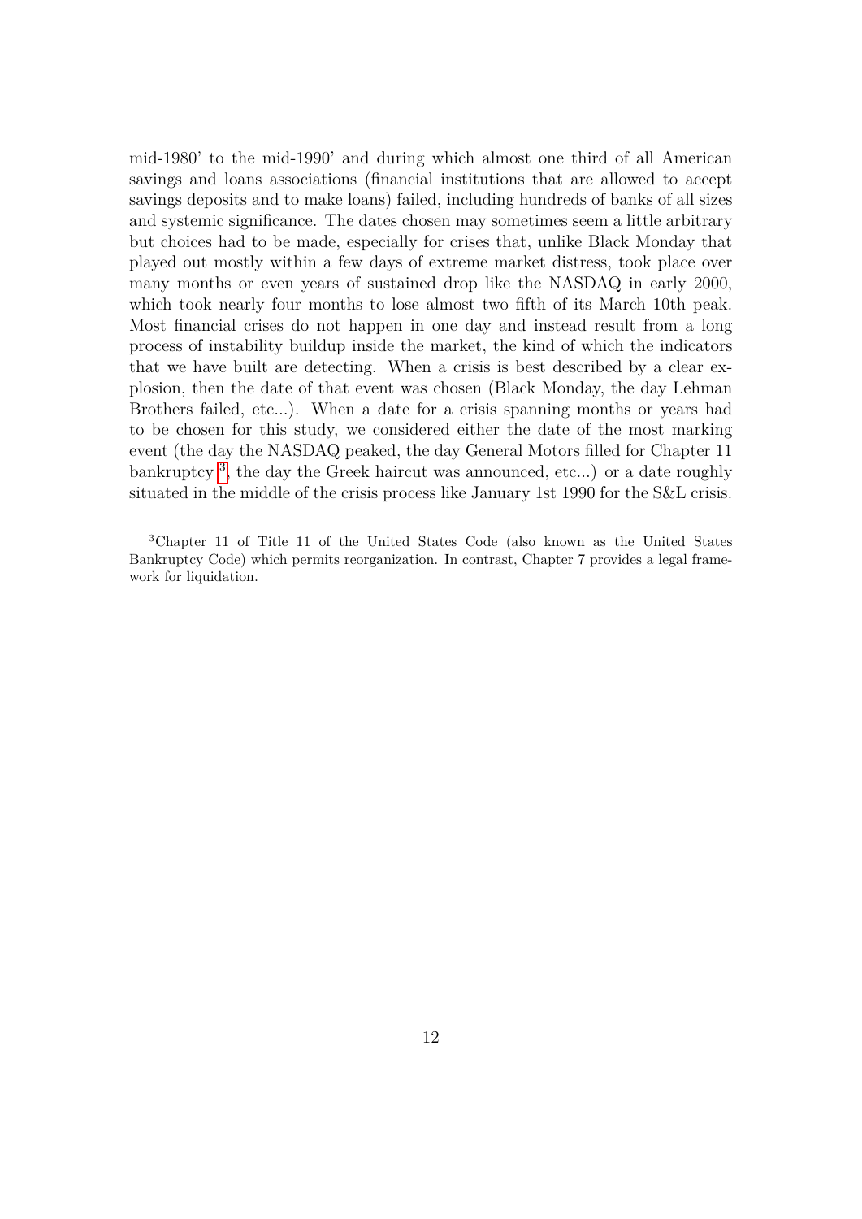mid-1980' to the mid-1990' and during which almost one third of all American savings and loans associations (financial institutions that are allowed to accept savings deposits and to make loans) failed, including hundreds of banks of all sizes and systemic significance. The dates chosen may sometimes seem a little arbitrary but choices had to be made, especially for crises that, unlike Black Monday that played out mostly within a few days of extreme market distress, took place over many months or even years of sustained drop like the NASDAQ in early 2000, which took nearly four months to lose almost two fifth of its March 10th peak. Most financial crises do not happen in one day and instead result from a long process of instability buildup inside the market, the kind of which the indicators that we have built are detecting. When a crisis is best described by a clear explosion, then the date of that event was chosen (Black Monday, the day Lehman Brothers failed, etc...). When a date for a crisis spanning months or years had to be chosen for this study, we considered either the date of the most marking event (the day the NASDAQ peaked, the day General Motors filled for Chapter 11 bankruptcy [3], the day the Greek haircut was announced, etc...) or a date roughly situated in the middle of the crisis process like January 1st 1990 for the S&L crisis.

[3] Chapter 11 of Title 11 of the United States Code (also known as the United States Bankruptcy Code) which permits reorganization. In contrast, Chapter 7 provides a legal framework for liquidation.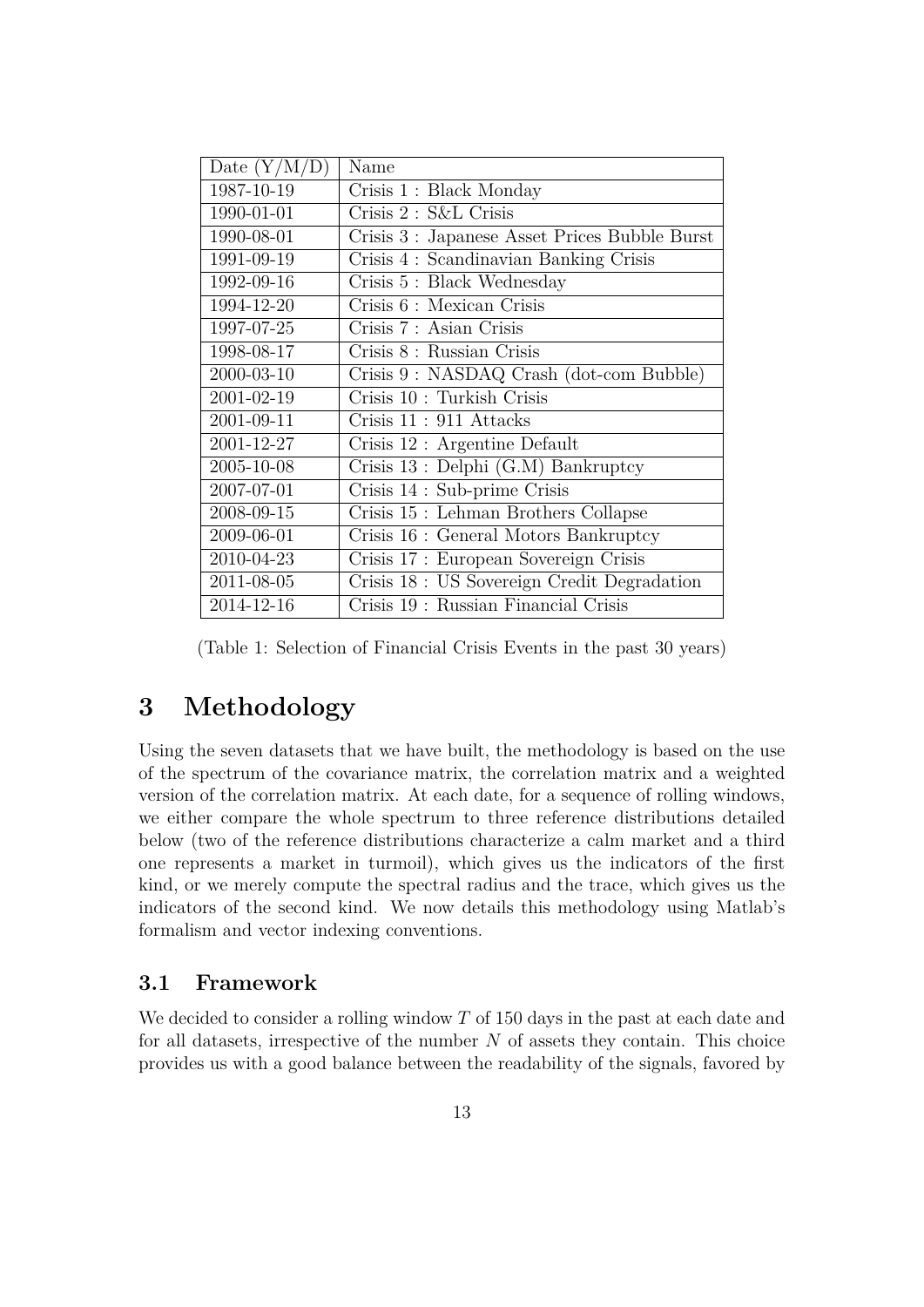| Date (Y/M/D) | Name |
|---|---|
| 1987-10-19 | Crisis 1 : Black Monday |
| 1990-01-01 | Crisis 2 : S&L Crisis |
| 1990-08-01 | Crisis 3 : Japanese Asset Prices Bubble Burst |
| 1991-09-19 | Crisis 4 : Scandinavian Banking Crisis |
| 1992-09-16 | Crisis 5 : Black Wednesday |
| 1994-12-20 | Crisis 6 : Mexican Crisis |
| 1997-07-25 | Crisis 7 : Asian Crisis |
| 1998-08-17 | Crisis 8 : Russian Crisis |
| 2000-03-10 | Crisis 9 : NASDAQ Crash (dot-com Bubble) |
| 2001-02-19 | Crisis 10 : Turkish Crisis |
| 2001-09-11 | Crisis 11 : 911 Attacks |
| 2001-12-27 | Crisis 12 : Argentine Default |
| 2005-10-08 | Crisis 13 : Delphi (G.M) Bankruptcy |
| 2007-07-01 | Crisis 14 : Sub-prime Crisis |
| 2008-09-15 | Crisis 15 : Lehman Brothers Collapse |
| 2009-06-01 | Crisis 16 : General Motors Bankruptcy |
| 2010-04-23 | Crisis 17 : European Sovereign Crisis |
| 2011-08-05 | Crisis 18 : US Sovereign Credit Degradation |
| 2014-12-16 | Crisis 19 : Russian Financial Crisis |

(Table 1: Selection of Financial Crisis Events in the past 30 years)

# 3 Methodology

Using the seven datasets that we have built, the methodology is based on the use of the spectrum of the covariance matrix, the correlation matrix and a weighted version of the correlation matrix. At each date, for a sequence of rolling windows, we either compare the whole spectrum to three reference distributions detailed below (two of the reference distributions characterize a calm market and a third one represents a market in turmoil), which gives us the indicators of the first kind, or we merely compute the spectral radius and the trace, which gives us the indicators of the second kind. We now details this methodology using Matlab's formalism and vector indexing conventions.

## 3.1 Framework

We decided to consider a rolling window $T$ of 150 days in the past at each date and for all datasets, irrespective of the number $N$ of assets they contain. This choice provides us with a good balance between the readability of the signals, favored by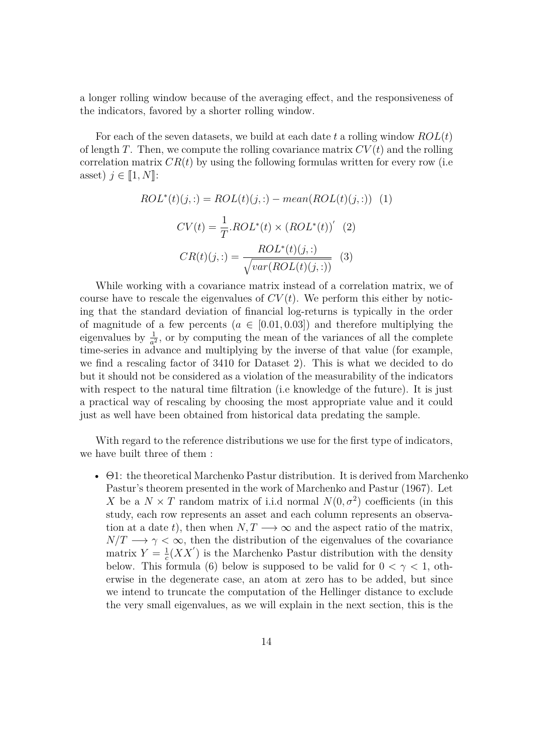a longer rolling window because of the averaging effect, and the responsiveness of the indicators, favored by a shorter rolling window.

For each of the seven datasets, we build at each date $t$ a rolling window $ROL(t)$ of length $T$. Then, we compute the rolling covariance matrix $CV(t)$ and the rolling correlation matrix $CR(t)$ by using the following formulas written for every row (i.e asset) $j \in [\![1, N]\!]$:

$$ROL^*(t)(j,:) = ROL(t)(j,:) - mean(ROL(t)(j,:)) \quad (1)$$

$$CV(t) = \frac{1}{T}.ROL^*(t) \times (ROL^*(t))' \quad (2)$$

$$CR(t)(j,:) = \frac{ROL^*(t)(j,:)}{\sqrt{var(ROL(t)(j,:))}} \quad (3)$$

While working with a covariance matrix instead of a correlation matrix, we of course have to rescale the eigenvalues of $CV(t)$. We perform this either by noticing that the standard deviation of financial log-returns is typically in the order of magnitude of a few percents ($a \in [0.01, 0.03]$) and therefore multiplying the eigenvalues by $\frac{1}{a^2}$, or by computing the mean of the variances of all the complete time-series in advance and multiplying by the inverse of that value (for example, we find a rescaling factor of 3410 for Dataset 2). This is what we decided to do but it should not be considered as a violation of the measurability of the indicators with respect to the natural time filtration (i.e knowledge of the future). It is just a practical way of rescaling by choosing the most appropriate value and it could just as well have been obtained from historical data predating the sample.

With regard to the reference distributions we use for the first type of indicators, we have built three of them :

- $\Theta 1$: the theoretical Marchenko Pastur distribution. It is derived from Marchenko Pastur's theorem presented in the work of Marchenko and Pastur (1967). Let $X$ be a $N \times T$ random matrix of i.i.d normal $N(0, \sigma^2)$ coefficients (in this study, each row represents an asset and each column represents an observation at a date $t$), then when $N, T \longrightarrow \infty$ and the aspect ratio of the matrix, $N/T \longrightarrow \gamma < \infty$, then the distribution of the eigenvalues of the covariance matrix $Y = \frac{1}{c}(XX')$ is the Marchenko Pastur distribution with the density below. This formula (6) below is supposed to be valid for $0 < \gamma < 1$, otherwise in the degenerate case, an atom at zero has to be added, but since we intend to truncate the computation of the Hellinger distance to exclude the very small eigenvalues, as we will explain in the next section, this is the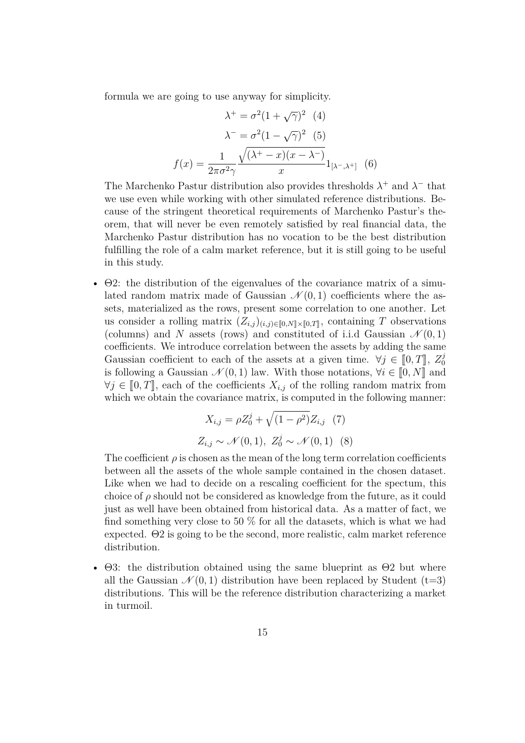formula we are going to use anyway for simplicity.

$$\lambda^{+} = \sigma^2(1+\sqrt{\gamma})^2 \quad (4)$$

$$\lambda^{-} = \sigma^2(1-\sqrt{\gamma})^2 \quad (5)$$

$$f(x) = \frac{1}{2\pi\sigma^2\gamma}\frac{\sqrt{(\lambda^{+}-x)(x-\lambda^{-})}}{x}1_{[\lambda^{-},\lambda^{+}]} \quad (6)$$

The Marchenko Pastur distribution also provides thresholds $\lambda^{+}$ and $\lambda^{-}$ that we use even while working with other simulated reference distributions. Because of the stringent theoretical requirements of Marchenko Pastur's theorem, that will never be even remotely satisfied by real financial data, the Marchenko Pastur distribution has no vocation to be the best distribution fulfilling the role of a calm market reference, but it is still going to be useful in this study.

- $\Theta 2$: the distribution of the eigenvalues of the covariance matrix of a simulated random matrix made of Gaussian $\mathcal{N}(0,1)$ coefficients where the assets, materialized as the rows, present some correlation to one another. Let us consider a rolling matrix $(Z_{i,j})_{(i,j)\in[\![0,N]\!]\times[\![0,T]\!]}$, containing $T$ observations (columns) and $N$ assets (rows) and constituted of i.i.d Gaussian $\mathcal{N}(0,1)$ coefficients. We introduce correlation between the assets by adding the same Gaussian coefficient to each of the assets at a given time. $\forall j \in [\![0,T]\!]$, $Z_0^j$ is following a Gaussian $\mathcal{N}(0,1)$ law. With those notations, $\forall i \in [\![0,N]\!]$ and $\forall j \in [\![0,T]\!]$, each of the coefficients $X_{i,j}$ of the rolling random matrix from which we obtain the covariance matrix, is computed in the following manner:

$$X_{i,j} = \rho Z_0^j + \sqrt{(1-\rho^2)}Z_{i,j} \quad (7)$$

$$Z_{i,j} \sim \mathcal{N}(0,1),\ Z_0^j \sim \mathcal{N}(0,1) \quad (8)$$

The coefficient $\rho$ is chosen as the mean of the long term correlation coefficients between all the assets of the whole sample contained in the chosen dataset. Like when we had to decide on a rescaling coefficient for the spectum, this choice of $\rho$ should not be considered as knowledge from the future, as it could just as well have been obtained from historical data. As a matter of fact, we find something very close to 50 % for all the datasets, which is what we had expected. $\Theta 2$ is going to be the second, more realistic, calm market reference distribution.

- $\Theta 3$: the distribution obtained using the same blueprint as $\Theta 2$ but where all the Gaussian $\mathcal{N}(0,1)$ distribution have been replaced by Student (t=3) distributions. This will be the reference distribution characterizing a market in turmoil.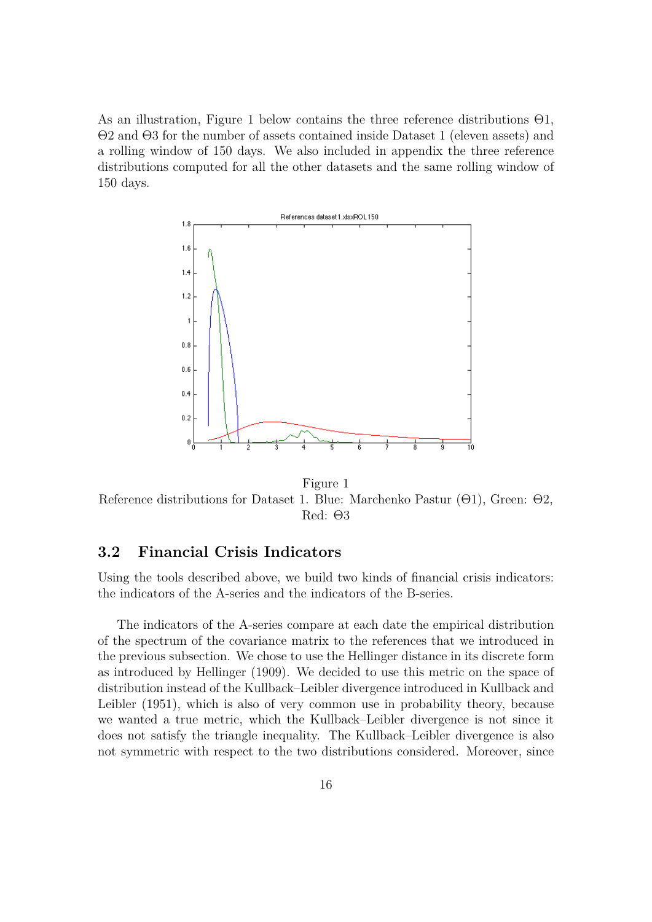As an illustration, Figure 1 below contains the three reference distributions Θ1, Θ2 and Θ3 for the number of assets contained inside Dataset 1 (eleven assets) and a rolling window of 150 days. We also included in appendix the three reference distributions computed for all the other datasets and the same rolling window of 150 days.

Figure 1
Reference distributions for Dataset 1. Blue: Marchenko Pastur (Θ1), Green: Θ2, Red: Θ3

## 3.2 Financial Crisis Indicators

Using the tools described above, we build two kinds of financial crisis indicators: the indicators of the A-series and the indicators of the B-series.

The indicators of the A-series compare at each date the empirical distribution of the spectrum of the covariance matrix to the references that we introduced in the previous subsection. We chose to use the Hellinger distance in its discrete form as introduced by Hellinger (1909). We decided to use this metric on the space of distribution instead of the Kullback–Leibler divergence introduced in Kullback and Leibler (1951), which is also of very common use in probability theory, because we wanted a true metric, which the Kullback–Leibler divergence is not since it does not satisfy the triangle inequality. The Kullback–Leibler divergence is also not symmetric with respect to the two distributions considered. Moreover, since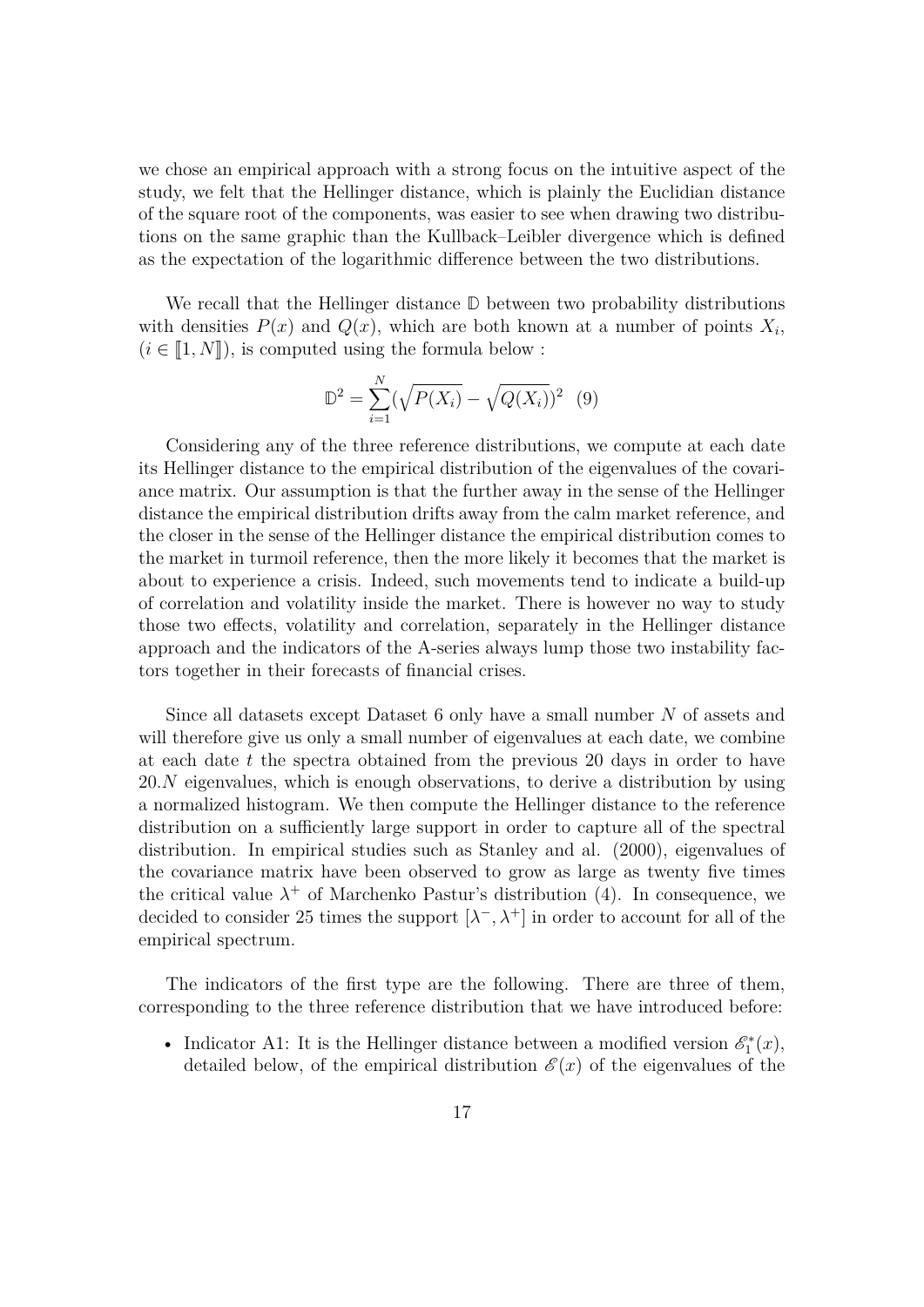we chose an empirical approach with a strong focus on the intuitive aspect of the study, we felt that the Hellinger distance, which is plainly the Euclidian distance of the square root of the components, was easier to see when drawing two distributions on the same graphic than the Kullback–Leibler divergence which is defined as the expectation of the logarithmic difference between the two distributions.

We recall that the Hellinger distance $\mathbb{D}$ between two probability distributions with densities $P(x)$ and $Q(x)$, which are both known at a number of points $X_i$, ($i \in [\![1, N]\!]$), is computed using the formula below :

$$\mathbb{D}^2 = \sum_{i=1}^{N} (\sqrt{P(X_i)} - \sqrt{Q(X_i)})^2 \quad (9)$$

Considering any of the three reference distributions, we compute at each date its Hellinger distance to the empirical distribution of the eigenvalues of the covariance matrix. Our assumption is that the further away in the sense of the Hellinger distance the empirical distribution drifts away from the calm market reference, and the closer in the sense of the Hellinger distance the empirical distribution comes to the market in turmoil reference, then the more likely it becomes that the market is about to experience a crisis. Indeed, such movements tend to indicate a build-up of correlation and volatility inside the market. There is however no way to study those two effects, volatility and correlation, separately in the Hellinger distance approach and the indicators of the A-series always lump those two instability factors together in their forecasts of financial crises.

Since all datasets except Dataset 6 only have a small number $N$ of assets and will therefore give us only a small number of eigenvalues at each date, we combine at each date $t$ the spectra obtained from the previous 20 days in order to have $20.N$ eigenvalues, which is enough observations, to derive a distribution by using a normalized histogram. We then compute the Hellinger distance to the reference distribution on a sufficiently large support in order to capture all of the spectral distribution. In empirical studies such as Stanley and al. (2000), eigenvalues of the covariance matrix have been observed to grow as large as twenty five times the critical value $\lambda^+$ of Marchenko Pastur's distribution (4). In consequence, we decided to consider 25 times the support $[\lambda^-, \lambda^+]$ in order to account for all of the empirical spectrum.

The indicators of the first type are the following. There are three of them, corresponding to the three reference distribution that we have introduced before:

- Indicator A1: It is the Hellinger distance between a modified version $\mathscr{E}_1^*(x)$, detailed below, of the empirical distribution $\mathscr{E}(x)$ of the eigenvalues of the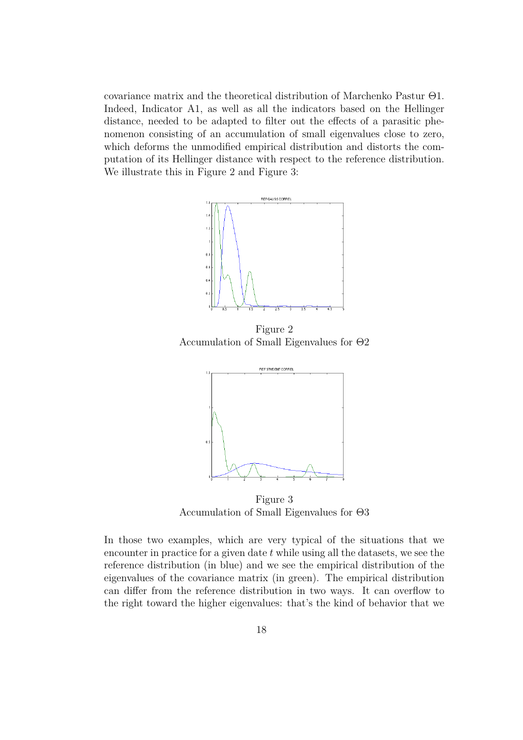covariance matrix and the theoretical distribution of Marchenko Pastur Θ1. Indeed, Indicator A1, as well as all the indicators based on the Hellinger distance, needed to be adapted to filter out the effects of a parasitic phenomenon consisting of an accumulation of small eigenvalues close to zero, which deforms the unmodified empirical distribution and distorts the computation of its Hellinger distance with respect to the reference distribution. We illustrate this in Figure 2 and Figure 3:

Figure 2
Accumulation of Small Eigenvalues for Θ2

Figure 3
Accumulation of Small Eigenvalues for Θ3

In those two examples, which are very typical of the situations that we encounter in practice for a given date $t$ while using all the datasets, we see the reference distribution (in blue) and we see the empirical distribution of the eigenvalues of the covariance matrix (in green). The empirical distribution can differ from the reference distribution in two ways. It can overflow to the right toward the higher eigenvalues: that's the kind of behavior that we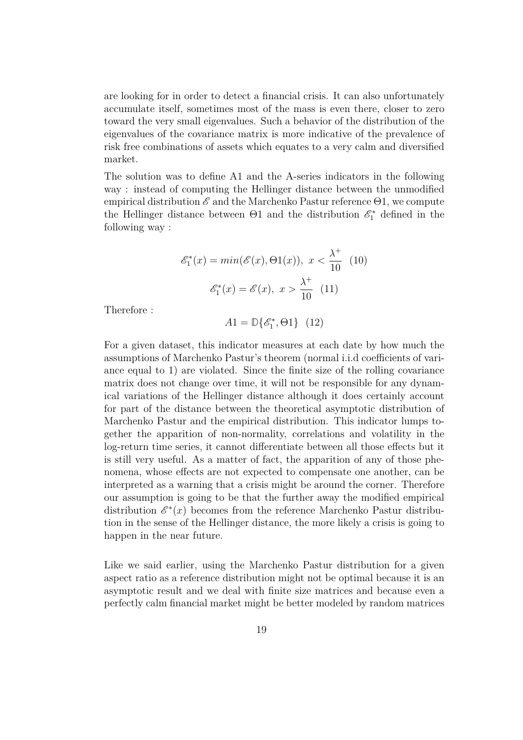are looking for in order to detect a financial crisis. It can also unfortunately accumulate itself, sometimes most of the mass is even there, closer to zero toward the very small eigenvalues. Such a behavior of the distribution of the eigenvalues of the covariance matrix is more indicative of the prevalence of risk free combinations of assets which equates to a very calm and diversified market.

The solution was to define A1 and the A-series indicators in the following way : instead of computing the Hellinger distance between the unmodified empirical distribution $\mathscr{E}$ and the Marchenko Pastur reference $\Theta 1$, we compute the Hellinger distance between $\Theta 1$ and the distribution $\mathscr{E}_1^*$ defined in the following way :

$$\mathscr{E}_1^*(x) = min(\mathscr{E}(x), \Theta 1(x)), \ x < \frac{\lambda^+}{10} \quad (10)$$

$$\mathscr{E}_1^*(x) = \mathscr{E}(x), \ x > \frac{\lambda^+}{10} \quad (11)$$

Therefore :

$$A1 = \mathbb{D}\{\mathscr{E}_1^*, \Theta 1\} \quad (12)$$

For a given dataset, this indicator measures at each date by how much the assumptions of Marchenko Pastur's theorem (normal i.i.d coefficients of variance equal to 1) are violated. Since the finite size of the rolling covariance matrix does not change over time, it will not be responsible for any dynamical variations of the Hellinger distance although it does certainly account for part of the distance between the theoretical asymptotic distribution of Marchenko Pastur and the empirical distribution. This indicator lumps together the apparition of non-normality, correlations and volatility in the log-return time series, it cannot differentiate between all those effects but it is still very useful. As a matter of fact, the apparition of any of those phenomena, whose effects are not expected to compensate one another, can be interpreted as a warning that a crisis might be around the corner. Therefore our assumption is going to be that the further away the modified empirical distribution $\mathscr{E}^*(x)$ becomes from the reference Marchenko Pastur distribution in the sense of the Hellinger distance, the more likely a crisis is going to happen in the near future.

Like we said earlier, using the Marchenko Pastur distribution for a given aspect ratio as a reference distribution might not be optimal because it is an asymptotic result and we deal with finite size matrices and because even a perfectly calm financial market might be better modeled by random matrices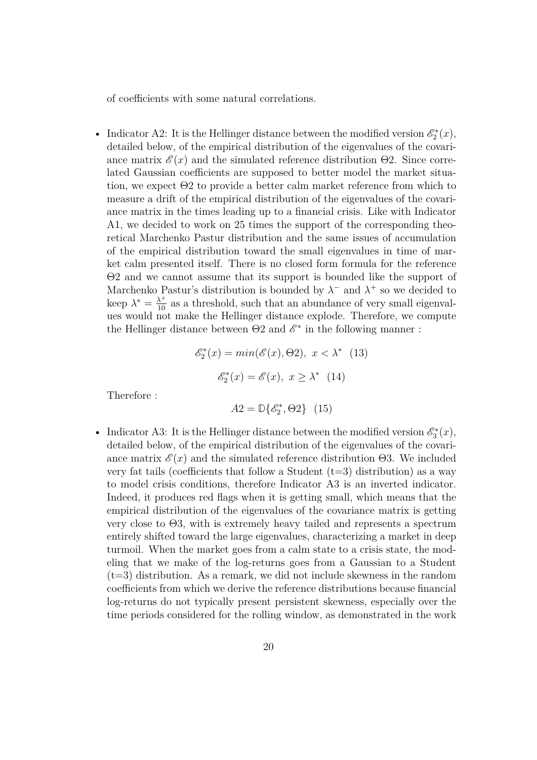of coefficients with some natural correlations.

- Indicator A2: It is the Hellinger distance between the modified version $\mathscr{E}_2^*(x)$, detailed below, of the empirical distribution of the eigenvalues of the covariance matrix $\mathscr{E}(x)$ and the simulated reference distribution Θ2. Since correlated Gaussian coefficients are supposed to better model the market situation, we expect Θ2 to provide a better calm market reference from which to measure a drift of the empirical distribution of the eigenvalues of the covariance matrix in the times leading up to a financial crisis. Like with Indicator A1, we decided to work on 25 times the support of the corresponding theoretical Marchenko Pastur distribution and the same issues of accumulation of the empirical distribution toward the small eigenvalues in time of market calm presented itself. There is no closed form formula for the reference Θ2 and we cannot assume that its support is bounded like the support of Marchenko Pastur's distribution is bounded by $\lambda^-$ and $\lambda^+$ so we decided to keep $\lambda^* = \frac{\lambda^+}{10}$ as a threshold, such that an abundance of very small eigenvalues would not make the Hellinger distance explode. Therefore, we compute the Hellinger distance between Θ2 and $\mathscr{E}^*$ in the following manner :

$$\mathscr{E}_2^*(x) = min(\mathscr{E}(x), \Theta 2), \ x < \lambda^* \quad (13)$$

$$\mathscr{E}_2^*(x) = \mathscr{E}(x), \ x \geq \lambda^* \quad (14)$$

  Therefore :

$$A2 = \mathbb{D}\{\mathscr{E}_2^*, \Theta 2\} \quad (15)$$

- Indicator A3: It is the Hellinger distance between the modified version $\mathscr{E}_3^*(x)$, detailed below, of the empirical distribution of the eigenvalues of the covariance matrix $\mathscr{E}(x)$ and the simulated reference distribution Θ3. We included very fat tails (coefficients that follow a Student (t=3) distribution) as a way to model crisis conditions, therefore Indicator A3 is an inverted indicator. Indeed, it produces red flags when it is getting small, which means that the empirical distribution of the eigenvalues of the covariance matrix is getting very close to Θ3, with is extremely heavy tailed and represents a spectrum entirely shifted toward the large eigenvalues, characterizing a market in deep turmoil. When the market goes from a calm state to a crisis state, the modeling that we make of the log-returns goes from a Gaussian to a Student (t=3) distribution. As a remark, we did not include skewness in the random coefficients from which we derive the reference distributions because financial log-returns do not typically present persistent skewness, especially over the time periods considered for the rolling window, as demonstrated in the work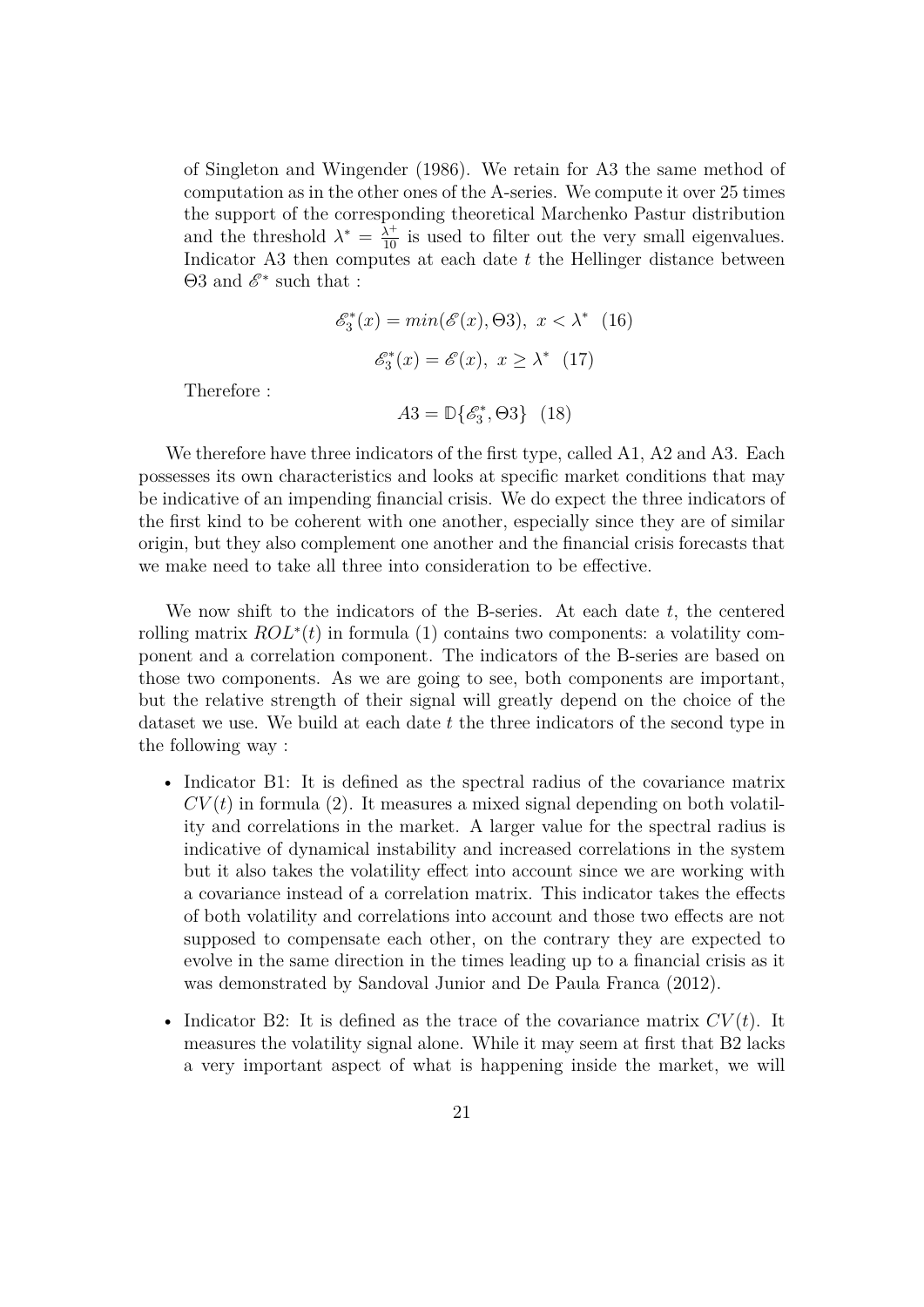of Singleton and Wingender (1986). We retain for A3 the same method of computation as in the other ones of the A-series. We compute it over 25 times the support of the corresponding theoretical Marchenko Pastur distribution and the threshold $\lambda^* = \frac{\lambda^+}{10}$ is used to filter out the very small eigenvalues. Indicator A3 then computes at each date $t$ the Hellinger distance between $\Theta 3$ and $\mathscr{E}^*$ such that :

$$\mathscr{E}_3^*(x) = min(\mathscr{E}(x), \Theta 3), \ x < \lambda^* \quad (16)$$

$$\mathscr{E}_3^*(x) = \mathscr{E}(x), \ x \geq \lambda^* \quad (17)$$

Therefore :

$$A3 = \mathbb{D}\{\mathscr{E}_3^*, \Theta 3\} \quad (18)$$

We therefore have three indicators of the first type, called A1, A2 and A3. Each possesses its own characteristics and looks at specific market conditions that may be indicative of an impending financial crisis. We do expect the three indicators of the first kind to be coherent with one another, especially since they are of similar origin, but they also complement one another and the financial crisis forecasts that we make need to take all three into consideration to be effective.

We now shift to the indicators of the B-series. At each date $t$, the centered rolling matrix $ROL^*(t)$ in formula (1) contains two components: a volatility component and a correlation component. The indicators of the B-series are based on those two components. As we are going to see, both components are important, but the relative strength of their signal will greatly depend on the choice of the dataset we use. We build at each date $t$ the three indicators of the second type in the following way :

- Indicator B1: It is defined as the spectral radius of the covariance matrix $CV(t)$ in formula (2). It measures a mixed signal depending on both volatility and correlations in the market. A larger value for the spectral radius is indicative of dynamical instability and increased correlations in the system but it also takes the volatility effect into account since we are working with a covariance instead of a correlation matrix. This indicator takes the effects of both volatility and correlations into account and those two effects are not supposed to compensate each other, on the contrary they are expected to evolve in the same direction in the times leading up to a financial crisis as it was demonstrated by Sandoval Junior and De Paula Franca (2012).
- Indicator B2: It is defined as the trace of the covariance matrix $CV(t)$. It measures the volatility signal alone. While it may seem at first that B2 lacks a very important aspect of what is happening inside the market, we will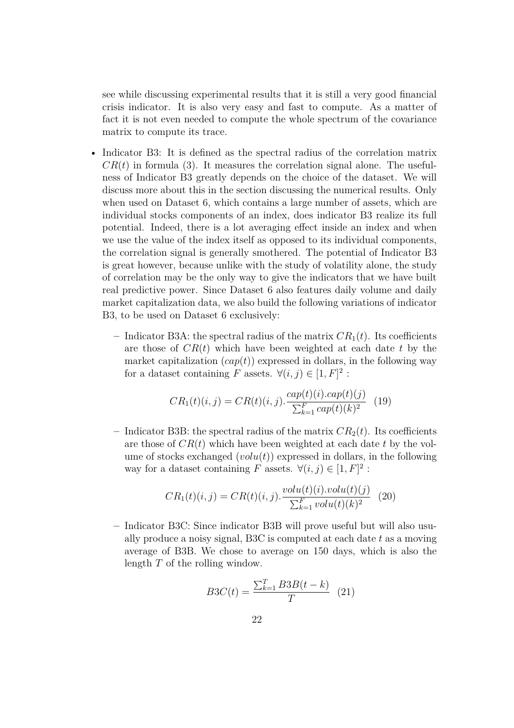see while discussing experimental results that it is still a very good financial crisis indicator. It is also very easy and fast to compute. As a matter of fact it is not even needed to compute the whole spectrum of the covariance matrix to compute its trace.

- Indicator B3: It is defined as the spectral radius of the correlation matrix $CR(t)$ in formula (3). It measures the correlation signal alone. The usefulness of Indicator B3 greatly depends on the choice of the dataset. We will discuss more about this in the section discussing the numerical results. Only when used on Dataset 6, which contains a large number of assets, which are individual stocks components of an index, does indicator B3 realize its full potential. Indeed, there is a lot averaging effect inside an index and when we use the value of the index itself as opposed to its individual components, the correlation signal is generally smothered. The potential of Indicator B3 is great however, because unlike with the study of volatility alone, the study of correlation may be the only way to give the indicators that we have built real predictive power. Since Dataset 6 also features daily volume and daily market capitalization data, we also build the following variations of indicator B3, to be used on Dataset 6 exclusively:
  - Indicator B3A: the spectral radius of the matrix $CR_1(t)$. Its coefficients are those of $CR(t)$ which have been weighted at each date $t$ by the market capitalization ($cap(t)$) expressed in dollars, in the following way for a dataset containing $F$ assets. $\forall (i,j) \in [1,F]^2$ :

$$CR_1(t)(i,j) = CR(t)(i,j).\frac{cap(t)(i).cap(t)(j)}{\sum_{k=1}^{F} cap(t)(k)^2} \quad (19)$$

  - Indicator B3B: the spectral radius of the matrix $CR_2(t)$. Its coefficients are those of $CR(t)$ which have been weighted at each date $t$ by the volume of stocks exchanged ($volu(t)$) expressed in dollars, in the following way for a dataset containing $F$ assets. $\forall (i,j) \in [1,F]^2$ :

$$CR_1(t)(i,j) = CR(t)(i,j).\frac{volu(t)(i).volu(t)(j)}{\sum_{k=1}^{F} volu(t)(k)^2} \quad (20)$$

  - Indicator B3C: Since indicator B3B will prove useful but will also usually produce a noisy signal, B3C is computed at each date $t$ as a moving average of B3B. We chose to average on 150 days, which is also the length $T$ of the rolling window.

$$B3C(t) = \frac{\sum_{k=1}^{T} B3B(t-k)}{T} \quad (21)$$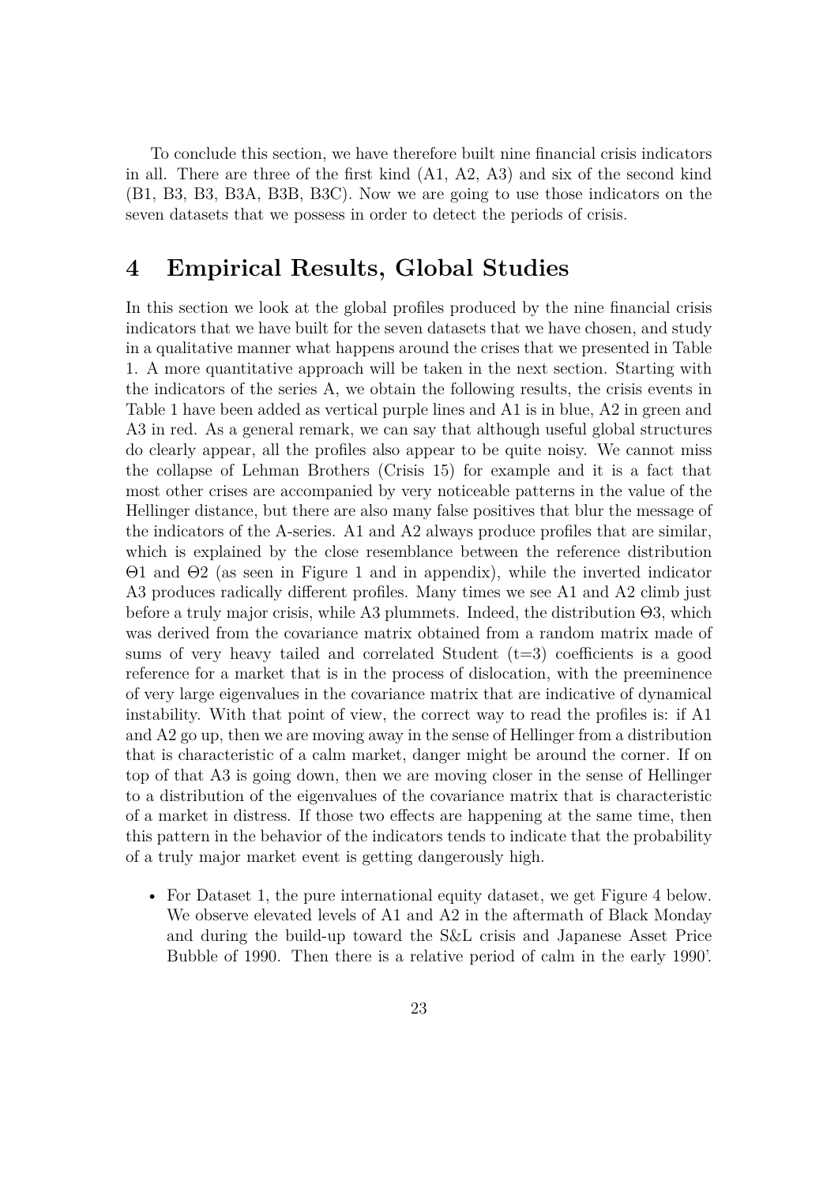To conclude this section, we have therefore built nine financial crisis indicators in all. There are three of the first kind (A1, A2, A3) and six of the second kind (B1, B3, B3, B3A, B3B, B3C). Now we are going to use those indicators on the seven datasets that we possess in order to detect the periods of crisis.

# 4 Empirical Results, Global Studies

In this section we look at the global profiles produced by the nine financial crisis indicators that we have built for the seven datasets that we have chosen, and study in a qualitative manner what happens around the crises that we presented in Table 1. A more quantitative approach will be taken in the next section. Starting with the indicators of the series A, we obtain the following results, the crisis events in Table 1 have been added as vertical purple lines and A1 is in blue, A2 in green and A3 in red. As a general remark, we can say that although useful global structures do clearly appear, all the profiles also appear to be quite noisy. We cannot miss the collapse of Lehman Brothers (Crisis 15) for example and it is a fact that most other crises are accompanied by very noticeable patterns in the value of the Hellinger distance, but there are also many false positives that blur the message of the indicators of the A-series. A1 and A2 always produce profiles that are similar, which is explained by the close resemblance between the reference distribution Θ1 and Θ2 (as seen in Figure 1 and in appendix), while the inverted indicator A3 produces radically different profiles. Many times we see A1 and A2 climb just before a truly major crisis, while A3 plummets. Indeed, the distribution Θ3, which was derived from the covariance matrix obtained from a random matrix made of sums of very heavy tailed and correlated Student (t=3) coefficients is a good reference for a market that is in the process of dislocation, with the preeminence of very large eigenvalues in the covariance matrix that are indicative of dynamical instability. With that point of view, the correct way to read the profiles is: if A1 and A2 go up, then we are moving away in the sense of Hellinger from a distribution that is characteristic of a calm market, danger might be around the corner. If on top of that A3 is going down, then we are moving closer in the sense of Hellinger to a distribution of the eigenvalues of the covariance matrix that is characteristic of a market in distress. If those two effects are happening at the same time, then this pattern in the behavior of the indicators tends to indicate that the probability of a truly major market event is getting dangerously high.

- For Dataset 1, the pure international equity dataset, we get Figure 4 below. We observe elevated levels of A1 and A2 in the aftermath of Black Monday and during the build-up toward the S&L crisis and Japanese Asset Price Bubble of 1990. Then there is a relative period of calm in the early 1990'.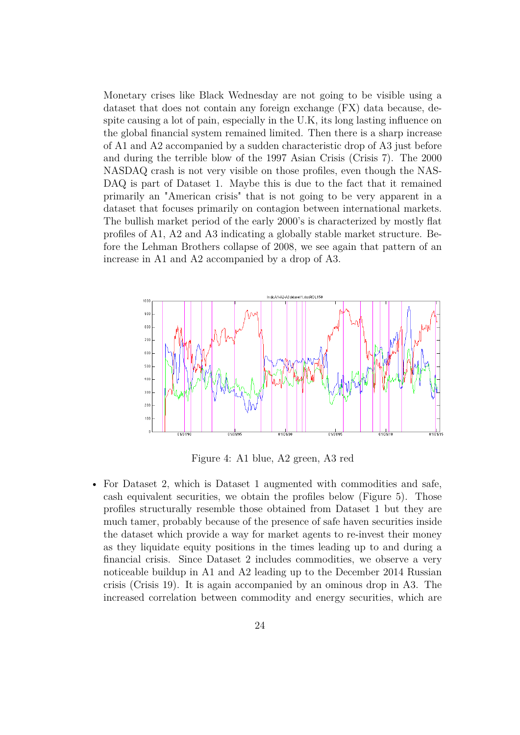Monetary crises like Black Wednesday are not going to be visible using a dataset that does not contain any foreign exchange (FX) data because, despite causing a lot of pain, especially in the U.K, its long lasting influence on the global financial system remained limited. Then there is a sharp increase of A1 and A2 accompanied by a sudden characteristic drop of A3 just before and during the terrible blow of the 1997 Asian Crisis (Crisis 7). The 2000 NASDAQ crash is not very visible on those profiles, even though the NASDAQ is part of Dataset 1. Maybe this is due to the fact that it remained primarily an "American crisis" that is not going to be very apparent in a dataset that focuses primarily on contagion between international markets. The bullish market period of the early 2000's is characterized by mostly flat profiles of A1, A2 and A3 indicating a globally stable market structure. Before the Lehman Brothers collapse of 2008, we see again that pattern of an increase in A1 and A2 accompanied by a drop of A3.

Figure 4: A1 blue, A2 green, A3 red

- For Dataset 2, which is Dataset 1 augmented with commodities and safe, cash equivalent securities, we obtain the profiles below (Figure 5). Those profiles structurally resemble those obtained from Dataset 1 but they are much tamer, probably because of the presence of safe haven securities inside the dataset which provide a way for market agents to re-invest their money as they liquidate equity positions in the times leading up to and during a financial crisis. Since Dataset 2 includes commodities, we observe a very noticeable buildup in A1 and A2 leading up to the December 2014 Russian crisis (Crisis 19). It is again accompanied by an ominous drop in A3. The increased correlation between commodity and energy securities, which are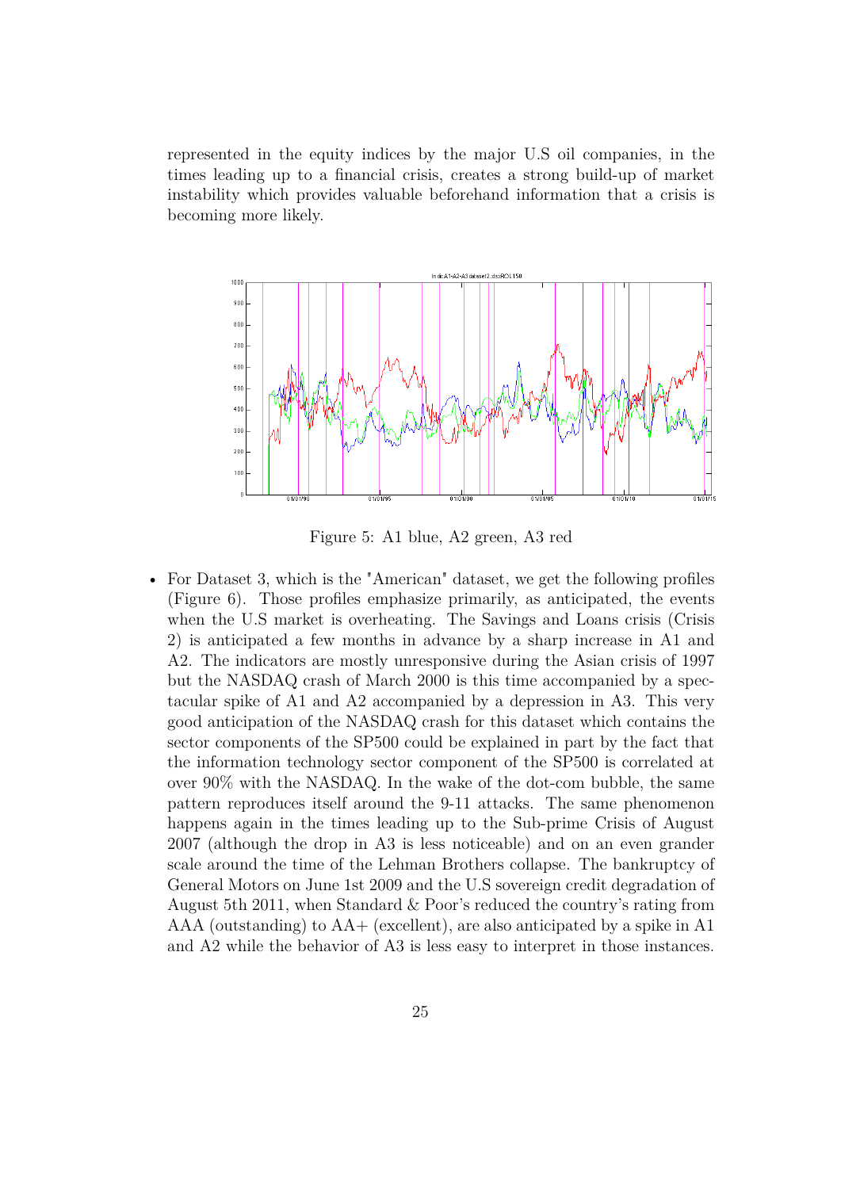represented in the equity indices by the major U.S oil companies, in the times leading up to a financial crisis, creates a strong build-up of market instability which provides valuable beforehand information that a crisis is becoming more likely.

Figure 5: A1 blue, A2 green, A3 red

- For Dataset 3, which is the "American" dataset, we get the following profiles (Figure 6). Those profiles emphasize primarily, as anticipated, the events when the U.S market is overheating. The Savings and Loans crisis (Crisis 2) is anticipated a few months in advance by a sharp increase in A1 and A2. The indicators are mostly unresponsive during the Asian crisis of 1997 but the NASDAQ crash of March 2000 is this time accompanied by a spectacular spike of A1 and A2 accompanied by a depression in A3. This very good anticipation of the NASDAQ crash for this dataset which contains the sector components of the SP500 could be explained in part by the fact that the information technology sector component of the SP500 is correlated at over 90% with the NASDAQ. In the wake of the dot-com bubble, the same pattern reproduces itself around the 9-11 attacks. The same phenomenon happens again in the times leading up to the Sub-prime Crisis of August 2007 (although the drop in A3 is less noticeable) and on an even grander scale around the time of the Lehman Brothers collapse. The bankruptcy of General Motors on June 1st 2009 and the U.S sovereign credit degradation of August 5th 2011, when Standard & Poor's reduced the country's rating from AAA (outstanding) to AA+ (excellent), are also anticipated by a spike in A1 and A2 while the behavior of A3 is less easy to interpret in those instances.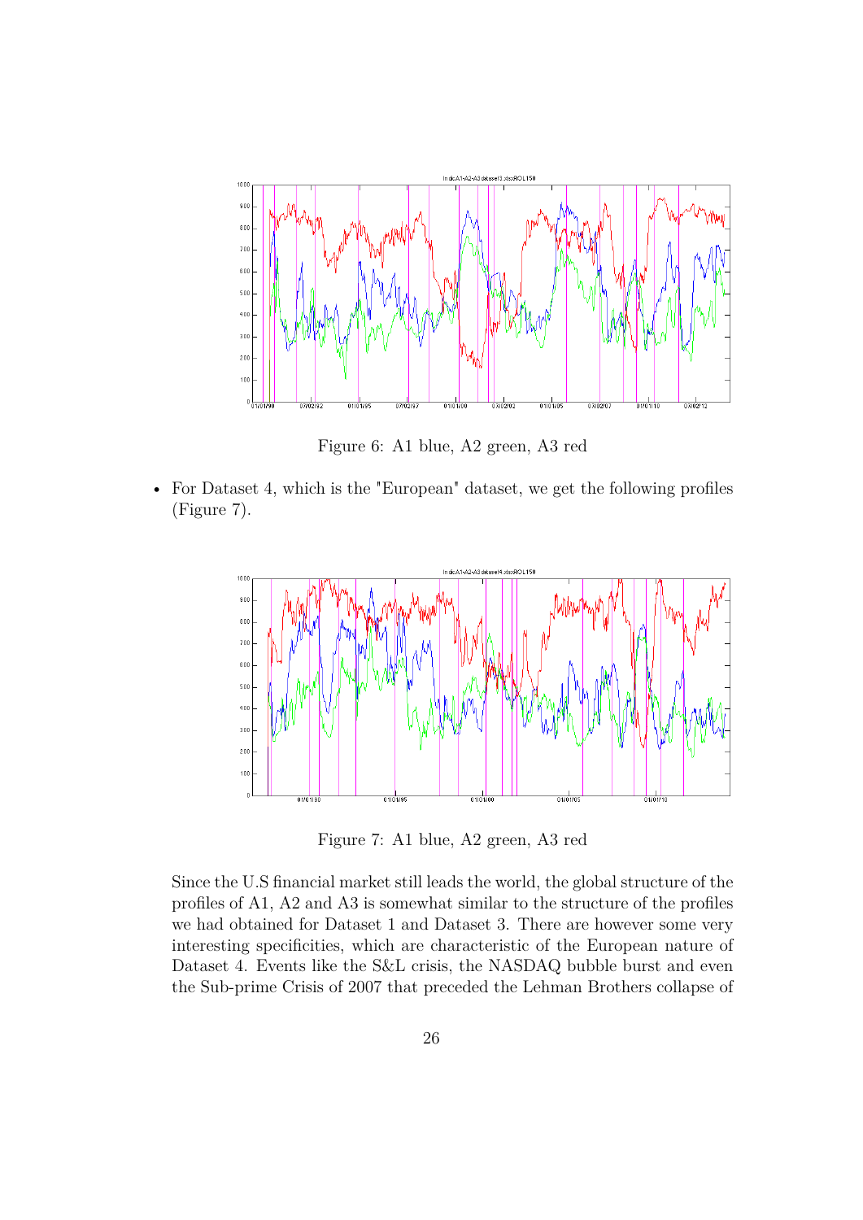Figure 6: A1 blue, A2 green, A3 red

- For Dataset 4, which is the "European" dataset, we get the following profiles (Figure 7).

Figure 7: A1 blue, A2 green, A3 red

Since the U.S financial market still leads the world, the global structure of the profiles of A1, A2 and A3 is somewhat similar to the structure of the profiles we had obtained for Dataset 1 and Dataset 3. There are however some very interesting specificities, which are characteristic of the European nature of Dataset 4. Events like the S&L crisis, the NASDAQ bubble burst and even the Sub-prime Crisis of 2007 that preceded the Lehman Brothers collapse of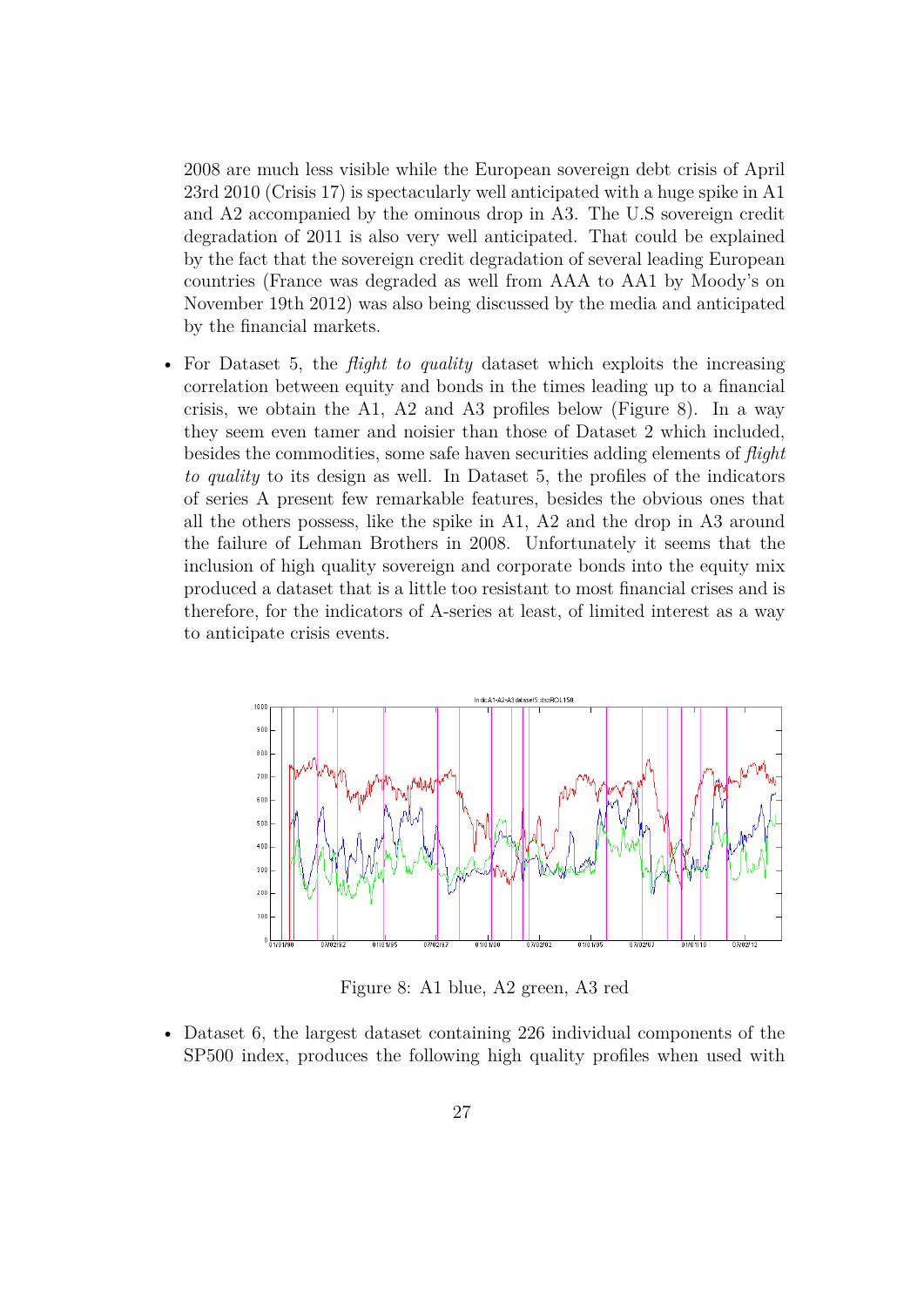2008 are much less visible while the European sovereign debt crisis of April 23rd 2010 (Crisis 17) is spectacularly well anticipated with a huge spike in A1 and A2 accompanied by the ominous drop in A3. The U.S sovereign credit degradation of 2011 is also very well anticipated. That could be explained by the fact that the sovereign credit degradation of several leading European countries (France was degraded as well from AAA to AA1 by Moody's on November 19th 2012) was also being discussed by the media and anticipated by the financial markets.

- For Dataset 5, the *flight to quality* dataset which exploits the increasing correlation between equity and bonds in the times leading up to a financial crisis, we obtain the A1, A2 and A3 profiles below (Figure 8). In a way they seem even tamer and noisier than those of Dataset 2 which included, besides the commodities, some safe haven securities adding elements of *flight to quality* to its design as well. In Dataset 5, the profiles of the indicators of series A present few remarkable features, besides the obvious ones that all the others possess, like the spike in A1, A2 and the drop in A3 around the failure of Lehman Brothers in 2008. Unfortunately it seems that the inclusion of high quality sovereign and corporate bonds into the equity mix produced a dataset that is a little too resistant to most financial crises and is therefore, for the indicators of A-series at least, of limited interest as a way to anticipate crisis events.

Figure 8: A1 blue, A2 green, A3 red

- Dataset 6, the largest dataset containing 226 individual components of the SP500 index, produces the following high quality profiles when used with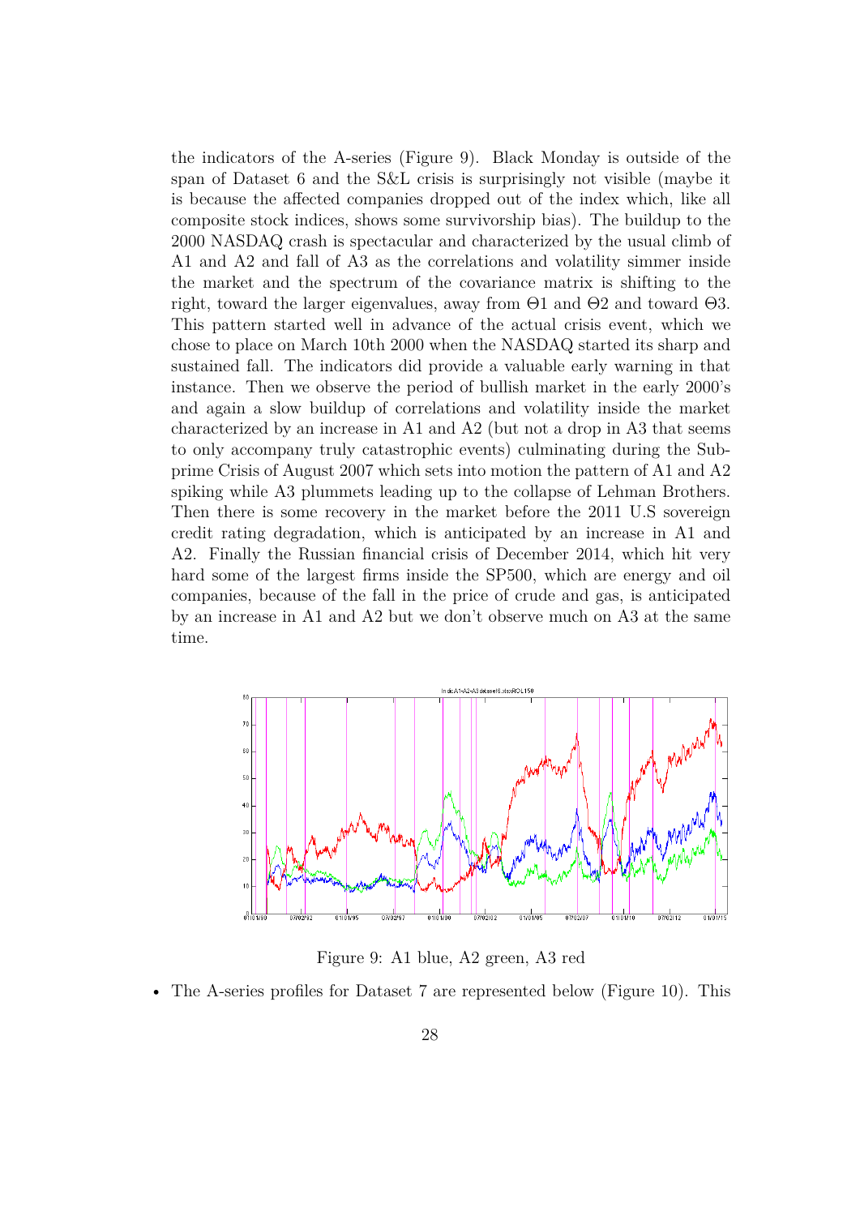the indicators of the A-series (Figure 9). Black Monday is outside of the span of Dataset 6 and the S&L crisis is surprisingly not visible (maybe it is because the affected companies dropped out of the index which, like all composite stock indices, shows some survivorship bias). The buildup to the 2000 NASDAQ crash is spectacular and characterized by the usual climb of A1 and A2 and fall of A3 as the correlations and volatility simmer inside the market and the spectrum of the covariance matrix is shifting to the right, toward the larger eigenvalues, away from Θ1 and Θ2 and toward Θ3. This pattern started well in advance of the actual crisis event, which we chose to place on March 10th 2000 when the NASDAQ started its sharp and sustained fall. The indicators did provide a valuable early warning in that instance. Then we observe the period of bullish market in the early 2000's and again a slow buildup of correlations and volatility inside the market characterized by an increase in A1 and A2 (but not a drop in A3 that seems to only accompany truly catastrophic events) culminating during the Subprime Crisis of August 2007 which sets into motion the pattern of A1 and A2 spiking while A3 plummets leading up to the collapse of Lehman Brothers. Then there is some recovery in the market before the 2011 U.S sovereign credit rating degradation, which is anticipated by an increase in A1 and A2. Finally the Russian financial crisis of December 2014, which hit very hard some of the largest firms inside the SP500, which are energy and oil companies, because of the fall in the price of crude and gas, is anticipated by an increase in A1 and A2 but we don't observe much on A3 at the same time.

Figure 9: A1 blue, A2 green, A3 red

- The A-series profiles for Dataset 7 are represented below (Figure 10). This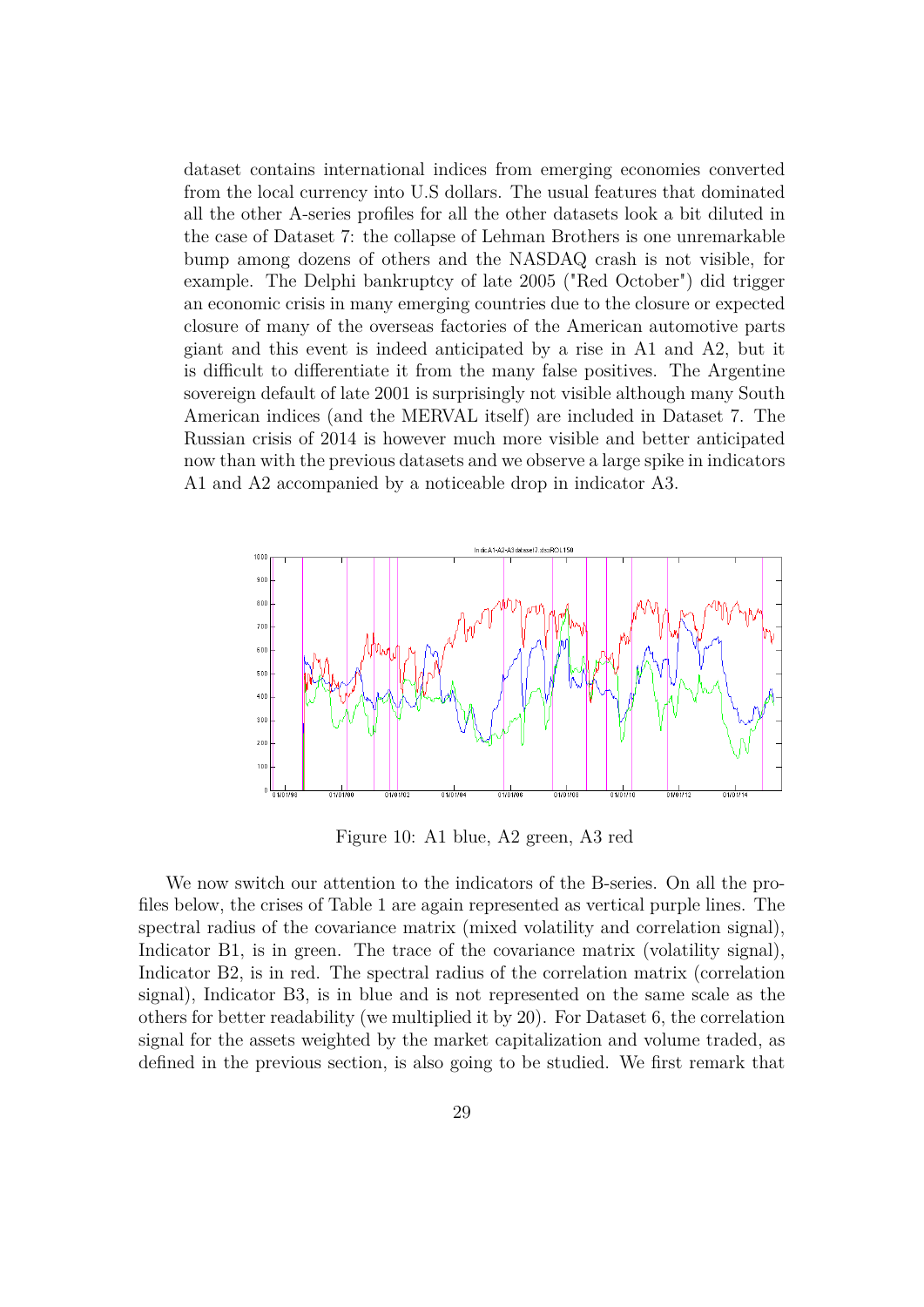dataset contains international indices from emerging economies converted from the local currency into U.S dollars. The usual features that dominated all the other A-series profiles for all the other datasets look a bit diluted in the case of Dataset 7: the collapse of Lehman Brothers is one unremarkable bump among dozens of others and the NASDAQ crash is not visible, for example. The Delphi bankruptcy of late 2005 ("Red October") did trigger an economic crisis in many emerging countries due to the closure or expected closure of many of the overseas factories of the American automotive parts giant and this event is indeed anticipated by a rise in A1 and A2, but it is difficult to differentiate it from the many false positives. The Argentine sovereign default of late 2001 is surprisingly not visible although many South American indices (and the MERVAL itself) are included in Dataset 7. The Russian crisis of 2014 is however much more visible and better anticipated now than with the previous datasets and we observe a large spike in indicators A1 and A2 accompanied by a noticeable drop in indicator A3.

Figure 10: A1 blue, A2 green, A3 red

We now switch our attention to the indicators of the B-series. On all the profiles below, the crises of Table 1 are again represented as vertical purple lines. The spectral radius of the covariance matrix (mixed volatility and correlation signal), Indicator B1, is in green. The trace of the covariance matrix (volatility signal), Indicator B2, is in red. The spectral radius of the correlation matrix (correlation signal), Indicator B3, is in blue and is not represented on the same scale as the others for better readability (we multiplied it by 20). For Dataset 6, the correlation signal for the assets weighted by the market capitalization and volume traded, as defined in the previous section, is also going to be studied. We first remark that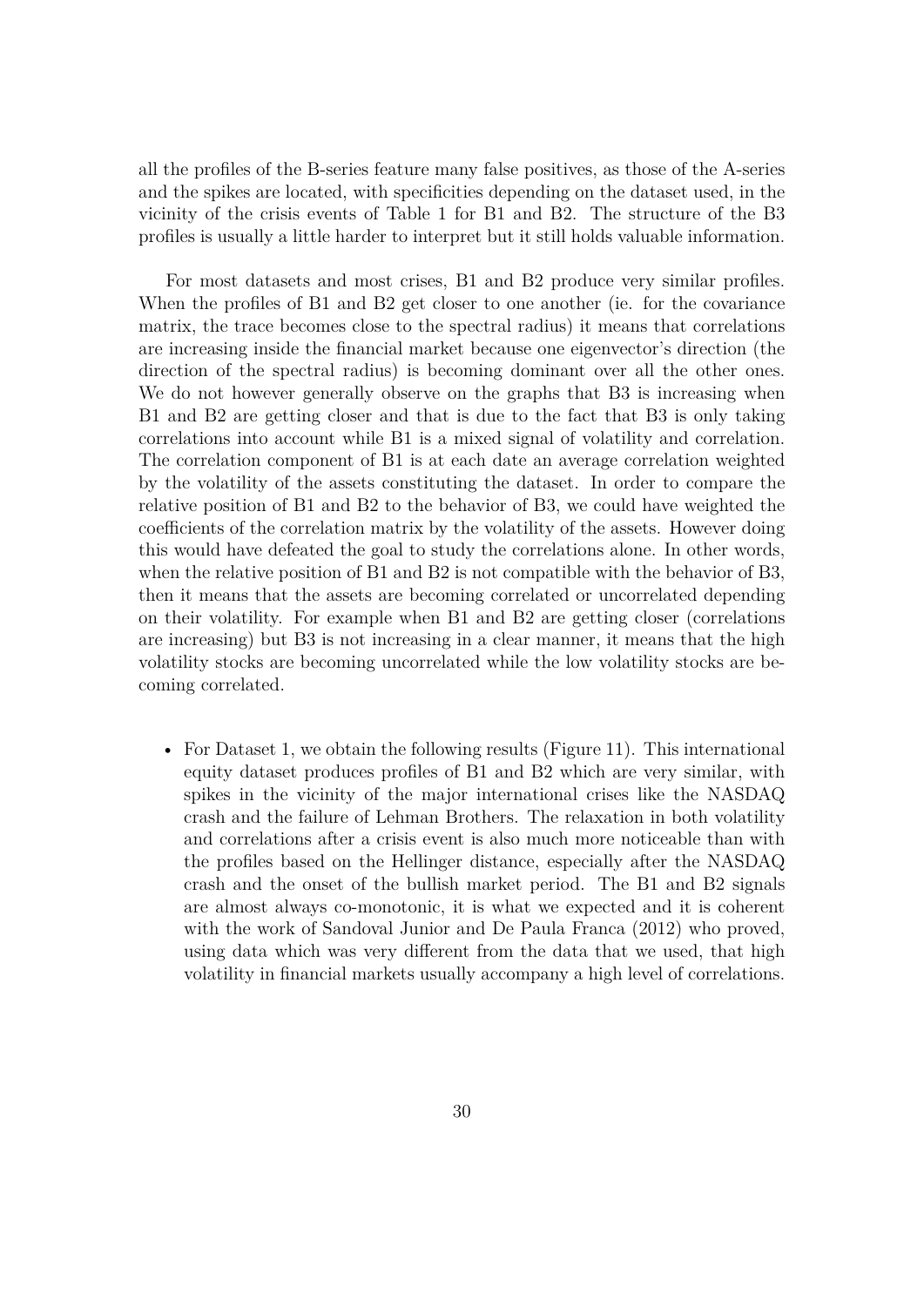all the profiles of the B-series feature many false positives, as those of the A-series and the spikes are located, with specificities depending on the dataset used, in the vicinity of the crisis events of Table 1 for B1 and B2. The structure of the B3 profiles is usually a little harder to interpret but it still holds valuable information.

For most datasets and most crises, B1 and B2 produce very similar profiles. When the profiles of B1 and B2 get closer to one another (ie. for the covariance matrix, the trace becomes close to the spectral radius) it means that correlations are increasing inside the financial market because one eigenvector's direction (the direction of the spectral radius) is becoming dominant over all the other ones. We do not however generally observe on the graphs that B3 is increasing when B1 and B2 are getting closer and that is due to the fact that B3 is only taking correlations into account while B1 is a mixed signal of volatility and correlation. The correlation component of B1 is at each date an average correlation weighted by the volatility of the assets constituting the dataset. In order to compare the relative position of B1 and B2 to the behavior of B3, we could have weighted the coefficients of the correlation matrix by the volatility of the assets. However doing this would have defeated the goal to study the correlations alone. In other words, when the relative position of B1 and B2 is not compatible with the behavior of B3, then it means that the assets are becoming correlated or uncorrelated depending on their volatility. For example when B1 and B2 are getting closer (correlations are increasing) but B3 is not increasing in a clear manner, it means that the high volatility stocks are becoming uncorrelated while the low volatility stocks are becoming correlated.

- For Dataset 1, we obtain the following results (Figure 11). This international equity dataset produces profiles of B1 and B2 which are very similar, with spikes in the vicinity of the major international crises like the NASDAQ crash and the failure of Lehman Brothers. The relaxation in both volatility and correlations after a crisis event is also much more noticeable than with the profiles based on the Hellinger distance, especially after the NASDAQ crash and the onset of the bullish market period. The B1 and B2 signals are almost always co-monotonic, it is what we expected and it is coherent with the work of Sandoval Junior and De Paula Franca (2012) who proved, using data which was very different from the data that we used, that high volatility in financial markets usually accompany a high level of correlations.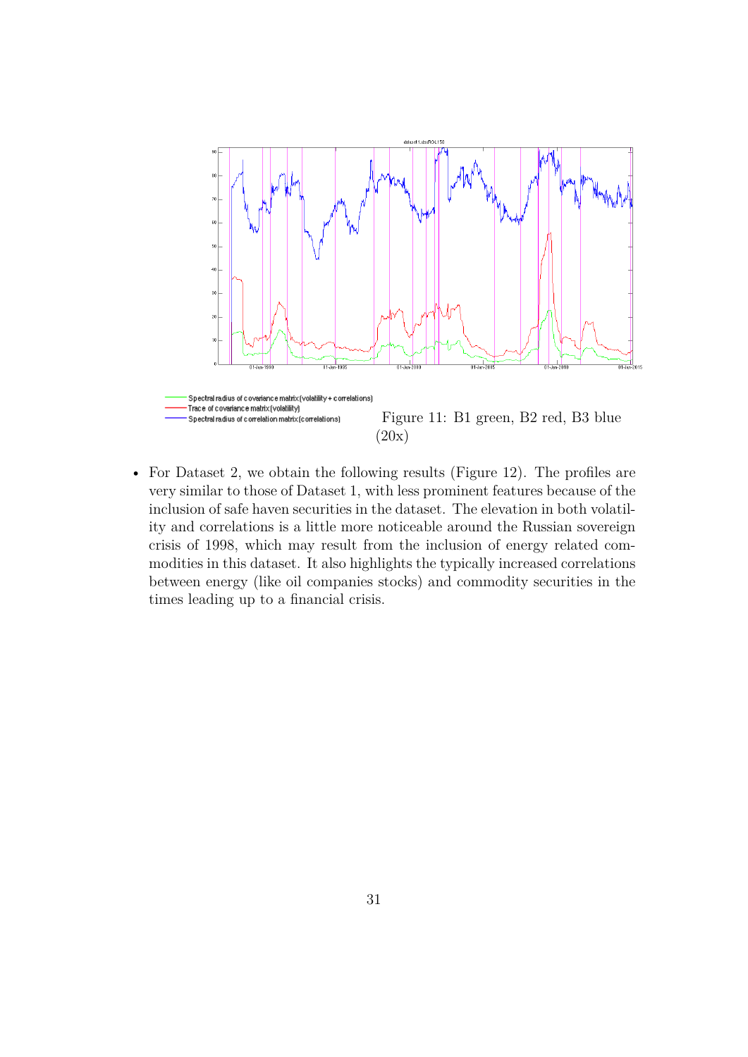Figure 11: B1 green, B2 red, B3 blue (20x)

- For Dataset 2, we obtain the following results (Figure 12). The profiles are very similar to those of Dataset 1, with less prominent features because of the inclusion of safe haven securities in the dataset. The elevation in both volatility and correlations is a little more noticeable around the Russian sovereign crisis of 1998, which may result from the inclusion of energy related commodities in this dataset. It also highlights the typically increased correlations between energy (like oil companies stocks) and commodity securities in the times leading up to a financial crisis.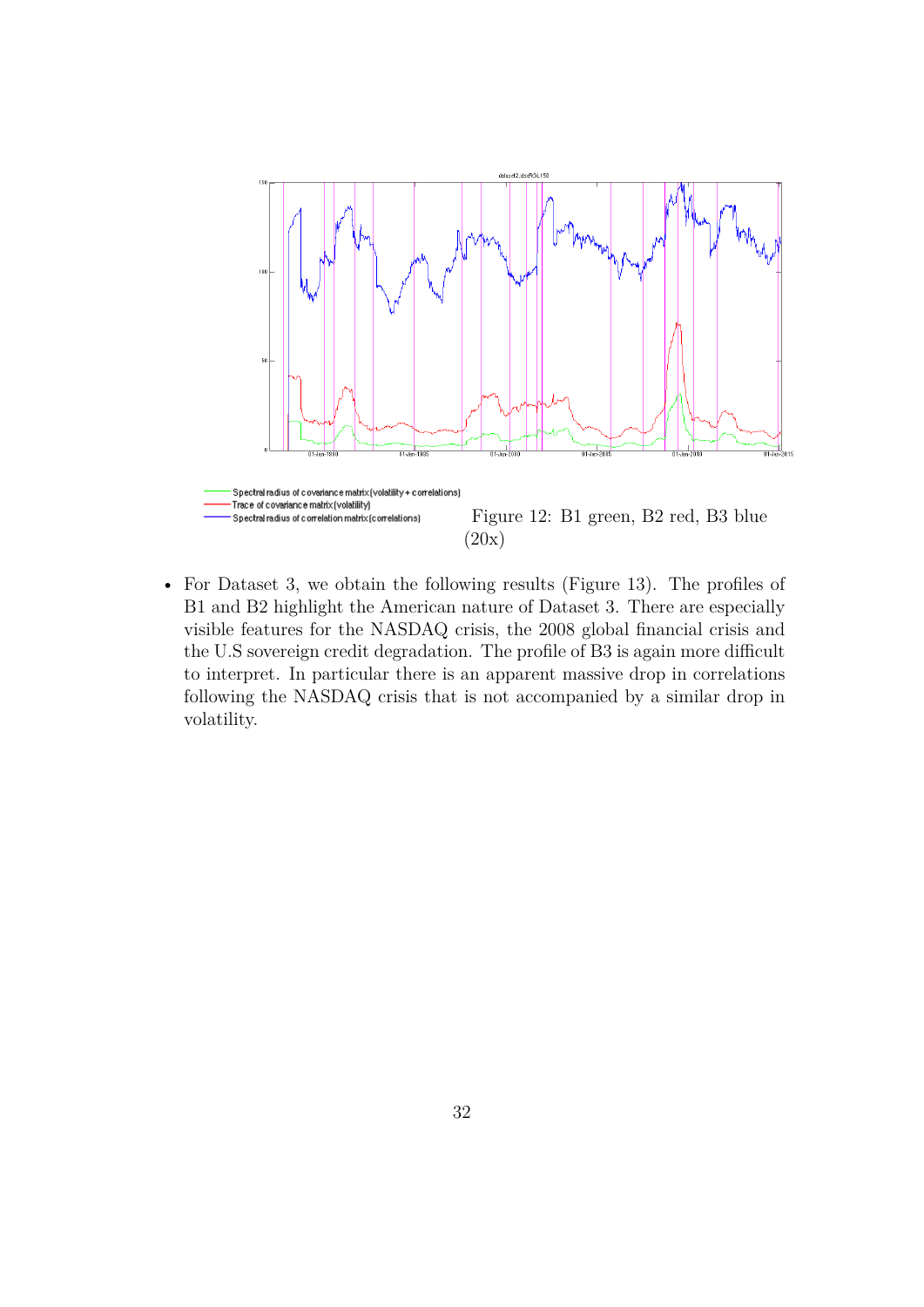Spectral radius of covariance matrix (volatility + correlations)
Trace of covariance matrix (volatility)
Spectral radius of correlation matrix (correlations)

Figure 12: B1 green, B2 red, B3 blue (20x)

- For Dataset 3, we obtain the following results (Figure 13). The profiles of B1 and B2 highlight the American nature of Dataset 3. There are especially visible features for the NASDAQ crisis, the 2008 global financial crisis and the U.S sovereign credit degradation. The profile of B3 is again more difficult to interpret. In particular there is an apparent massive drop in correlations following the NASDAQ crisis that is not accompanied by a similar drop in volatility.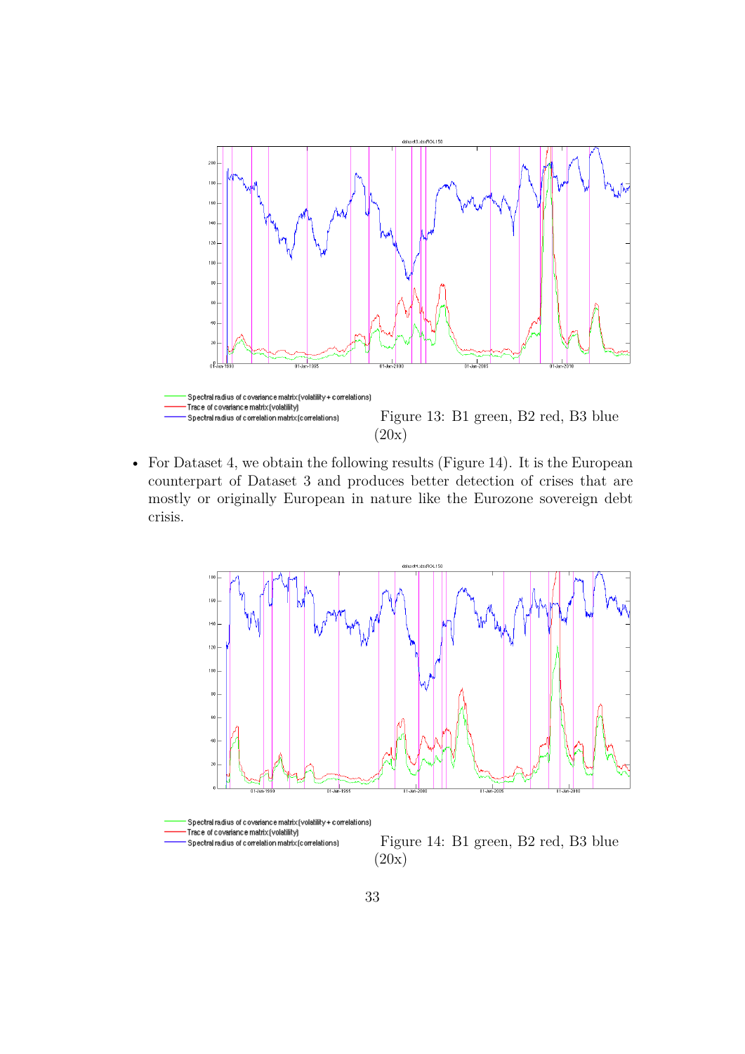Figure 13: B1 green, B2 red, B3 blue (20x)

- For Dataset 4, we obtain the following results (Figure 14). It is the European counterpart of Dataset 3 and produces better detection of crises that are mostly or originally European in nature like the Eurozone sovereign debt crisis.

Figure 14: B1 green, B2 red, B3 blue (20x)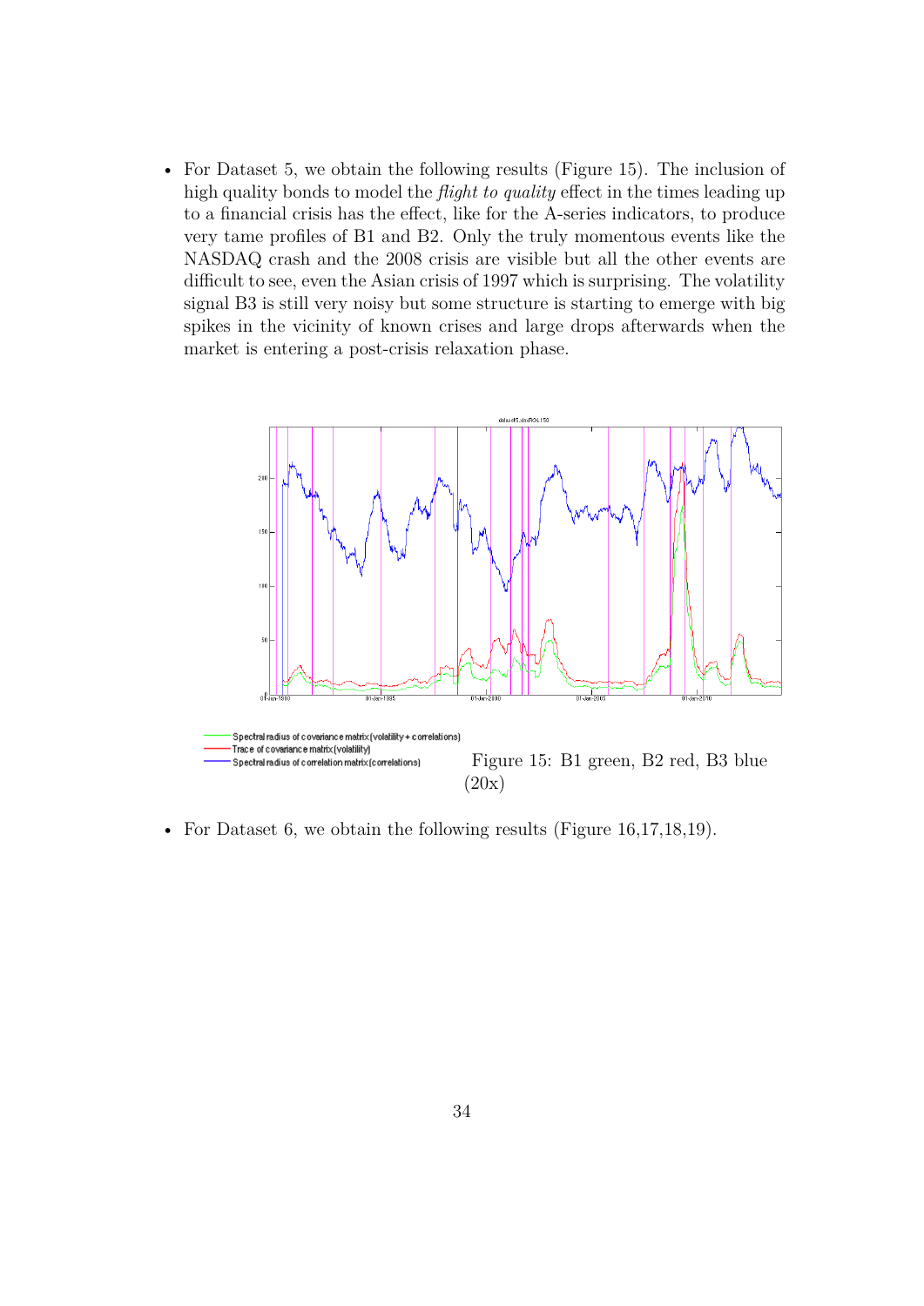- For Dataset 5, we obtain the following results (Figure 15). The inclusion of high quality bonds to model the *flight to quality* effect in the times leading up to a financial crisis has the effect, like for the A-series indicators, to produce very tame profiles of B1 and B2. Only the truly momentous events like the NASDAQ crash and the 2008 crisis are visible but all the other events are difficult to see, even the Asian crisis of 1997 which is surprising. The volatility signal B3 is still very noisy but some structure is starting to emerge with big spikes in the vicinity of known crises and large drops afterwards when the market is entering a post-crisis relaxation phase.

Figure 15: B1 green, B2 red, B3 blue (20x)

- For Dataset 6, we obtain the following results (Figure 16,17,18,19).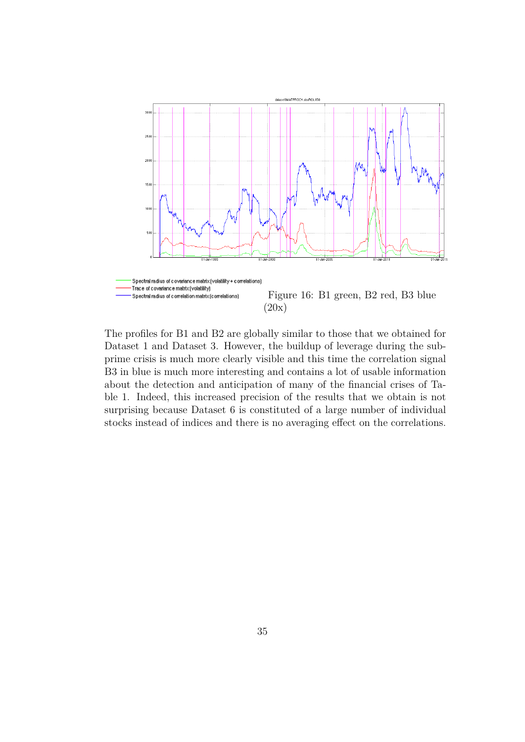Figure 16: B1 green, B2 red, B3 blue (20x)

The profiles for B1 and B2 are globally similar to those that we obtained for Dataset 1 and Dataset 3. However, the buildup of leverage during the subprime crisis is much more clearly visible and this time the correlation signal B3 in blue is much more interesting and contains a lot of usable information about the detection and anticipation of many of the financial crises of Table 1. Indeed, this increased precision of the results that we obtain is not surprising because Dataset 6 is constituted of a large number of individual stocks instead of indices and there is no averaging effect on the correlations.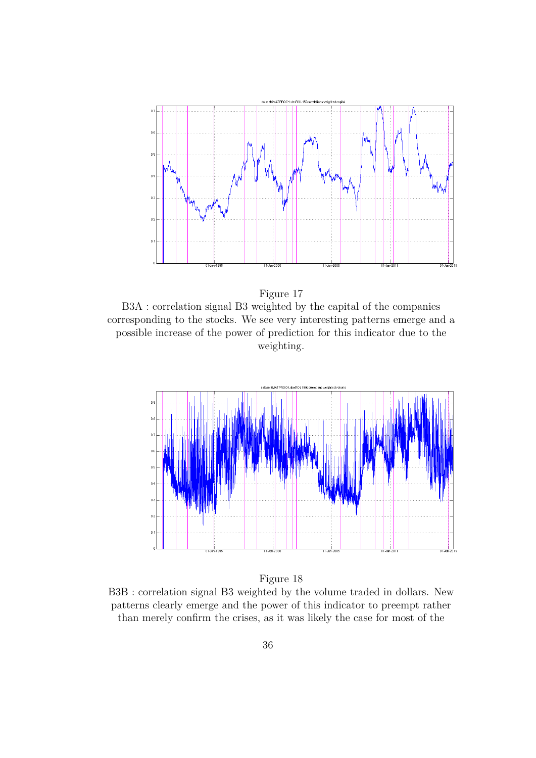Figure 17

B3A : correlation signal B3 weighted by the capital of the companies corresponding to the stocks. We see very interesting patterns emerge and a possible increase of the power of prediction for this indicator due to the weighting.

Figure 18

B3B : correlation signal B3 weighted by the volume traded in dollars. New patterns clearly emerge and the power of this indicator to preempt rather than merely confirm the crises, as it was likely the case for most of the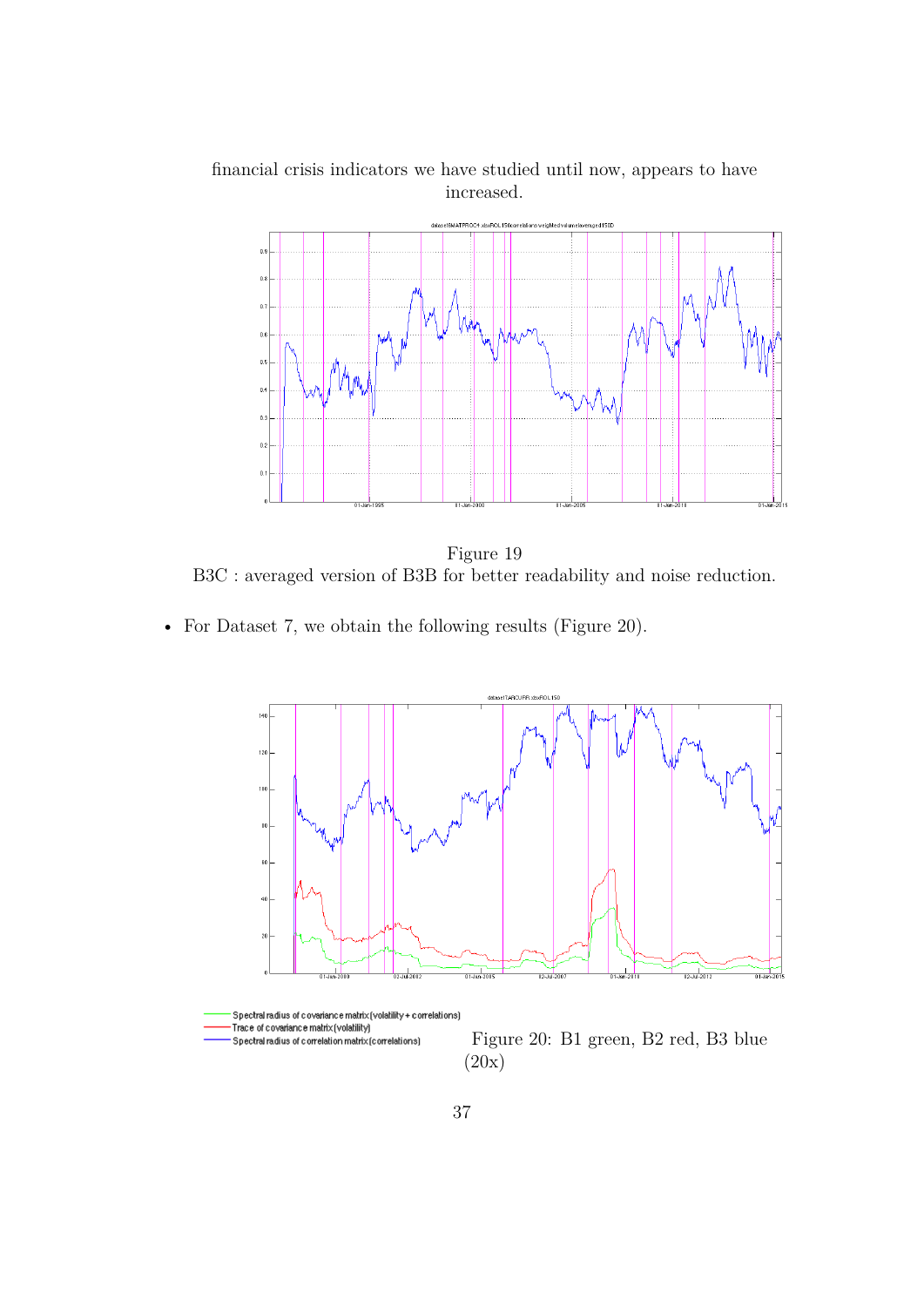financial crisis indicators we have studied until now, appears to have increased.

Figure 19
B3C : averaged version of B3B for better readability and noise reduction.

- For Dataset 7, we obtain the following results (Figure 20).

Figure 20: B1 green, B2 red, B3 blue (20x)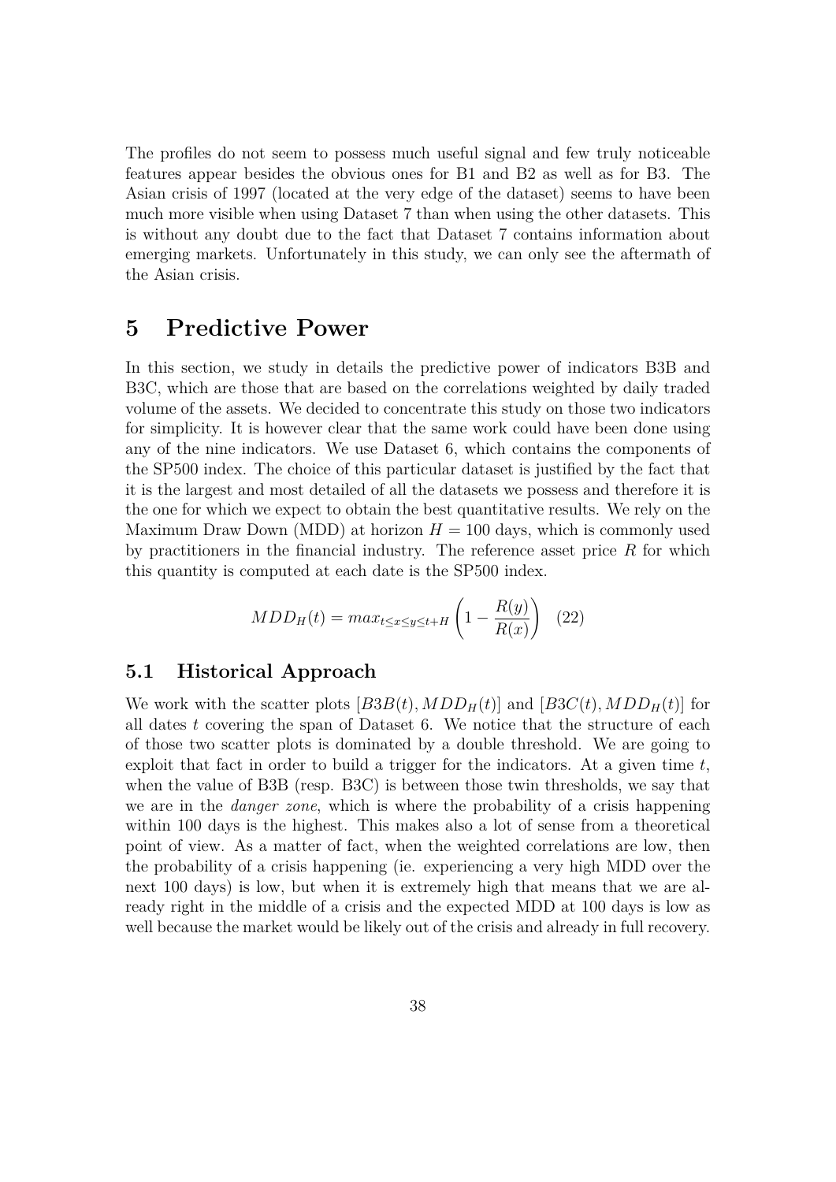The profiles do not seem to possess much useful signal and few truly noticeable features appear besides the obvious ones for B1 and B2 as well as for B3. The Asian crisis of 1997 (located at the very edge of the dataset) seems to have been much more visible when using Dataset 7 than when using the other datasets. This is without any doubt due to the fact that Dataset 7 contains information about emerging markets. Unfortunately in this study, we can only see the aftermath of the Asian crisis.

# 5 Predictive Power

In this section, we study in details the predictive power of indicators B3B and B3C, which are those that are based on the correlations weighted by daily traded volume of the assets. We decided to concentrate this study on those two indicators for simplicity. It is however clear that the same work could have been done using any of the nine indicators. We use Dataset 6, which contains the components of the SP500 index. The choice of this particular dataset is justified by the fact that it is the largest and most detailed of all the datasets we possess and therefore it is the one for which we expect to obtain the best quantitative results. We rely on the Maximum Draw Down (MDD) at horizon $H = 100$ days, which is commonly used by practitioners in the financial industry. The reference asset price $R$ for which this quantity is computed at each date is the SP500 index.

$$MDD_H(t) = max_{t \leq x \leq y \leq t+H} \left(1 - \frac{R(y)}{R(x)}\right) \quad (22)$$

## 5.1 Historical Approach

We work with the scatter plots $[B3B(t), MDD_H(t)]$ and $[B3C(t), MDD_H(t)]$ for all dates $t$ covering the span of Dataset 6. We notice that the structure of each of those two scatter plots is dominated by a double threshold. We are going to exploit that fact in order to build a trigger for the indicators. At a given time $t$, when the value of B3B (resp. B3C) is between those twin thresholds, we say that we are in the *danger zone*, which is where the probability of a crisis happening within 100 days is the highest. This makes also a lot of sense from a theoretical point of view. As a matter of fact, when the weighted correlations are low, then the probability of a crisis happening (ie. experiencing a very high MDD over the next 100 days) is low, but when it is extremely high that means that we are already right in the middle of a crisis and the expected MDD at 100 days is low as well because the market would be likely out of the crisis and already in full recovery.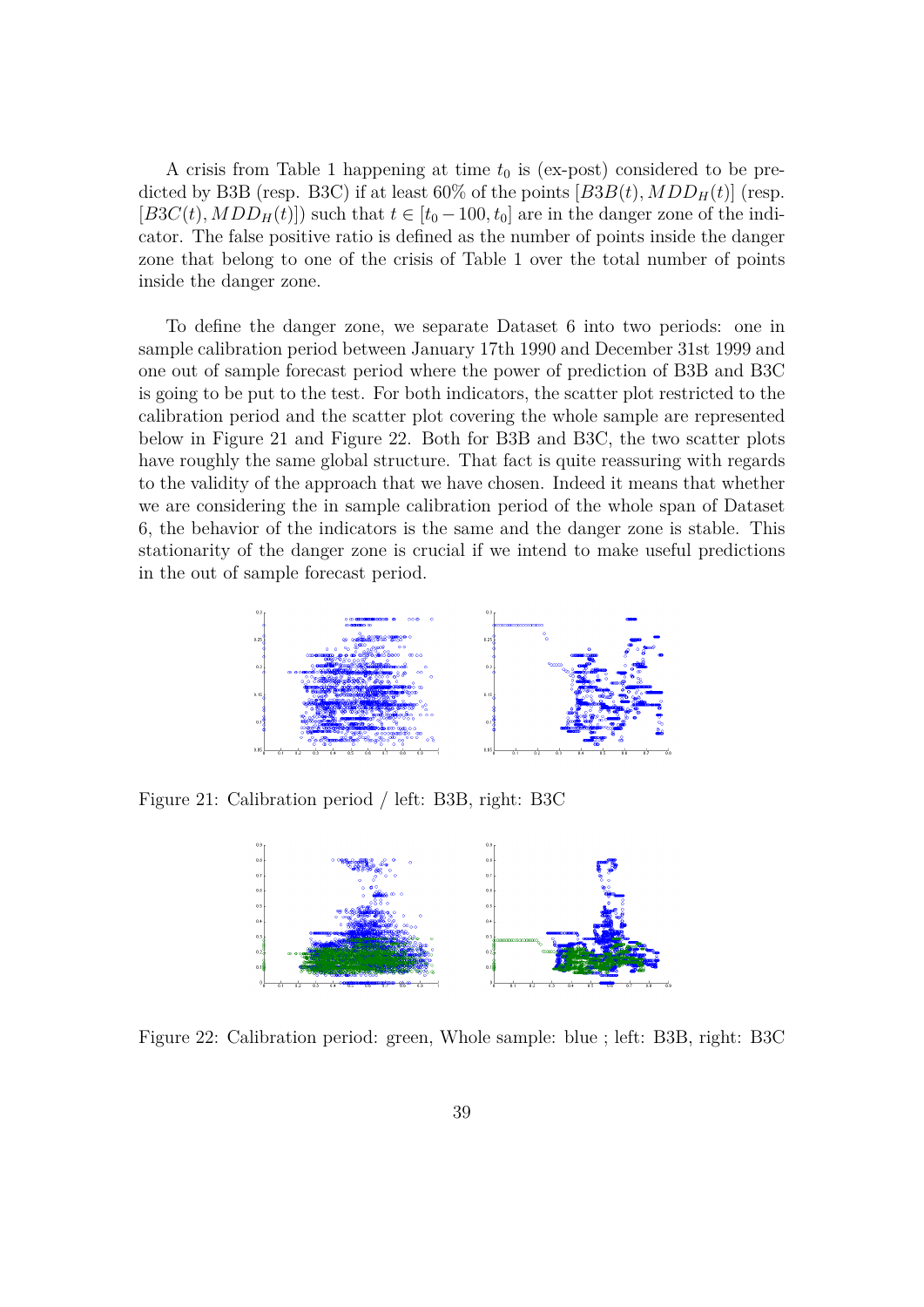A crisis from Table 1 happening at time $t_0$ is (ex-post) considered to be predicted by B3B (resp. B3C) if at least 60% of the points $[B3B(t), MDD_H(t)]$ (resp. $[B3C(t), MDD_H(t)]$) such that $t \in [t_0 - 100, t_0]$ are in the danger zone of the indicator. The false positive ratio is defined as the number of points inside the danger zone that belong to one of the crisis of Table 1 over the total number of points inside the danger zone.

To define the danger zone, we separate Dataset 6 into two periods: one in sample calibration period between January 17th 1990 and December 31st 1999 and one out of sample forecast period where the power of prediction of B3B and B3C is going to be put to the test. For both indicators, the scatter plot restricted to the calibration period and the scatter plot covering the whole sample are represented below in Figure 21 and Figure 22. Both for B3B and B3C, the two scatter plots have roughly the same global structure. That fact is quite reassuring with regards to the validity of the approach that we have chosen. Indeed it means that whether we are considering the in sample calibration period of the whole span of Dataset 6, the behavior of the indicators is the same and the danger zone is stable. This stationarity of the danger zone is crucial if we intend to make useful predictions in the out of sample forecast period.

Figure 21: Calibration period / left: B3B, right: B3C

Figure 22: Calibration period: green, Whole sample: blue ; left: B3B, right: B3C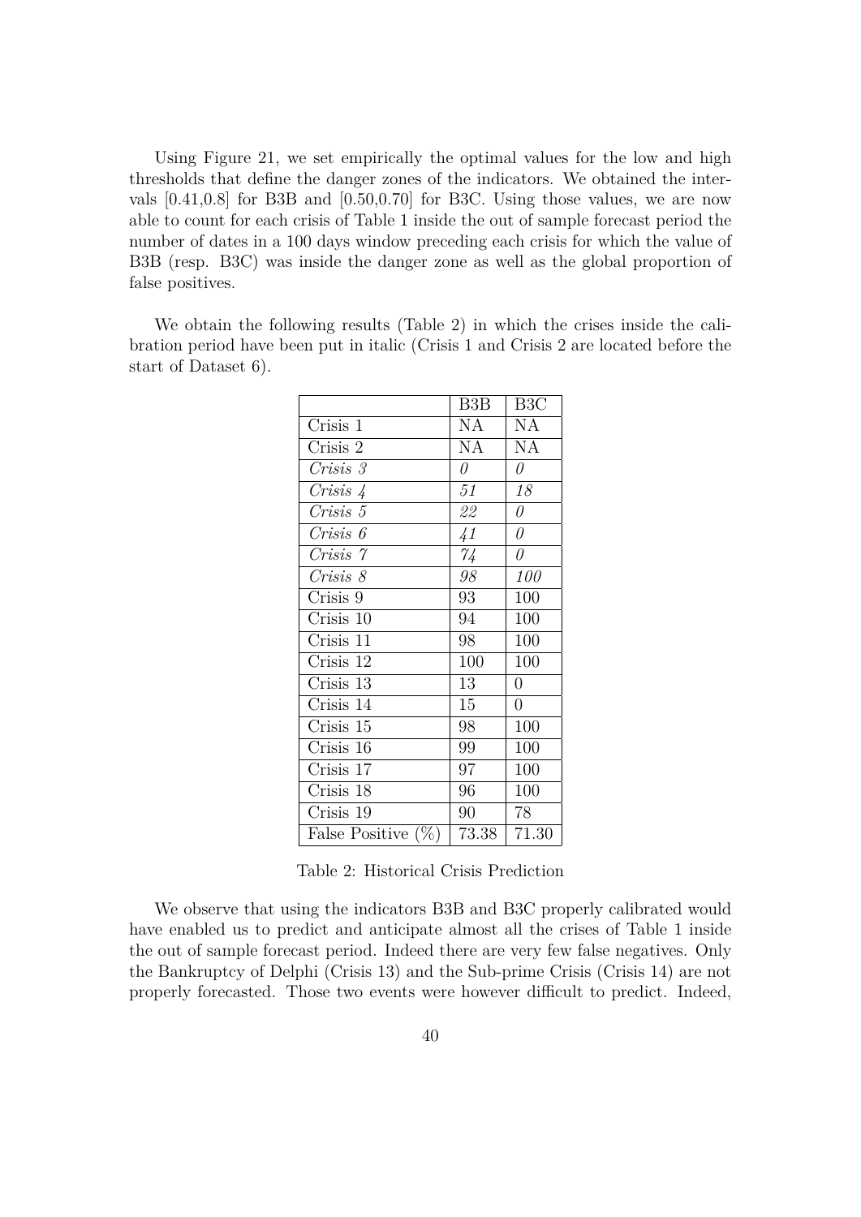Using Figure 21, we set empirically the optimal values for the low and high thresholds that define the danger zones of the indicators. We obtained the intervals [0.41,0.8] for B3B and [0.50,0.70] for B3C. Using those values, we are now able to count for each crisis of Table 1 inside the out of sample forecast period the number of dates in a 100 days window preceding each crisis for which the value of B3B (resp. B3C) was inside the danger zone as well as the global proportion of false positives.

We obtain the following results (Table 2) in which the crises inside the calibration period have been put in italic (Crisis 1 and Crisis 2 are located before the start of Dataset 6).

| | B3B | B3C |
|---|---|---|
| Crisis 1 | NA | NA |
| Crisis 2 | NA | NA |
| *Crisis 3* | *0* | *0* |
| *Crisis 4* | *51* | *18* |
| *Crisis 5* | *22* | *0* |
| *Crisis 6* | *41* | *0* |
| *Crisis 7* | *74* | *0* |
| *Crisis 8* | *98* | *100* |
| Crisis 9 | 93 | 100 |
| Crisis 10 | 94 | 100 |
| Crisis 11 | 98 | 100 |
| Crisis 12 | 100 | 100 |
| Crisis 13 | 13 | 0 |
| Crisis 14 | 15 | 0 |
| Crisis 15 | 98 | 100 |
| Crisis 16 | 99 | 100 |
| Crisis 17 | 97 | 100 |
| Crisis 18 | 96 | 100 |
| Crisis 19 | 90 | 78 |
| False Positive (%) | 73.38 | 71.30 |

Table 2: Historical Crisis Prediction

We observe that using the indicators B3B and B3C properly calibrated would have enabled us to predict and anticipate almost all the crises of Table 1 inside the out of sample forecast period. Indeed there are very few false negatives. Only the Bankruptcy of Delphi (Crisis 13) and the Sub-prime Crisis (Crisis 14) are not properly forecasted. Those two events were however difficult to predict. Indeed,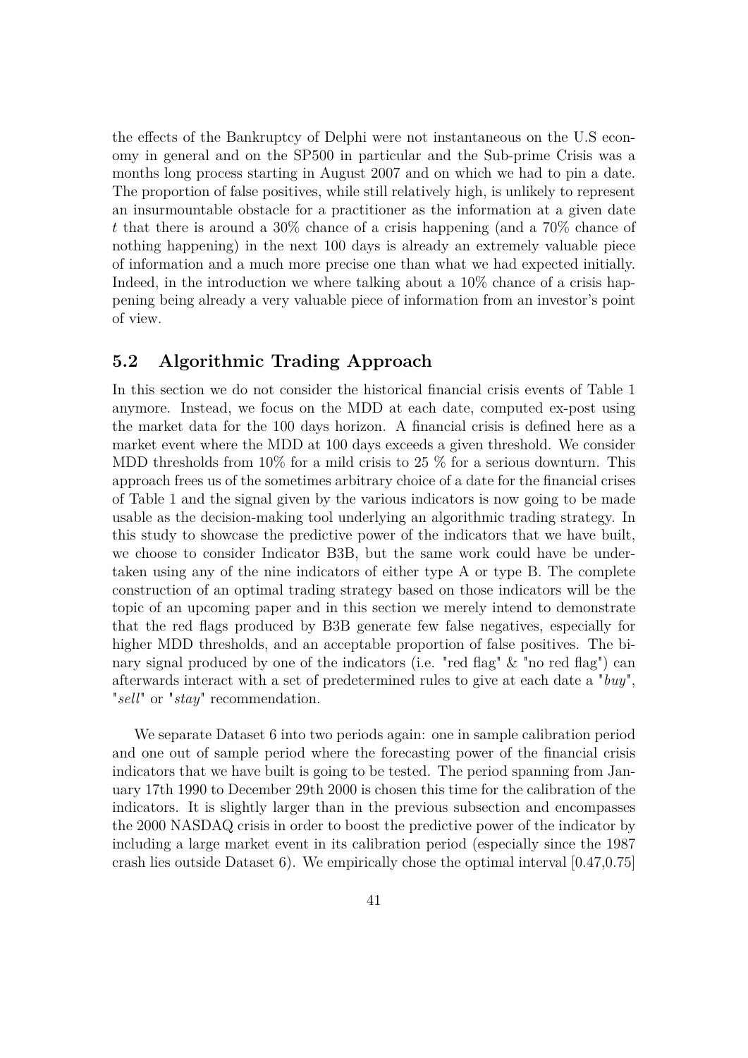the effects of the Bankruptcy of Delphi were not instantaneous on the U.S economy in general and on the SP500 in particular and the Sub-prime Crisis was a months long process starting in August 2007 and on which we had to pin a date. The proportion of false positives, while still relatively high, is unlikely to represent an insurmountable obstacle for a practitioner as the information at a given date $t$ that there is around a 30% chance of a crisis happening (and a 70% chance of nothing happening) in the next 100 days is already an extremely valuable piece of information and a much more precise one than what we had expected initially. Indeed, in the introduction we where talking about a 10% chance of a crisis happening being already a very valuable piece of information from an investor's point of view.

## 5.2 Algorithmic Trading Approach

In this section we do not consider the historical financial crisis events of Table 1 anymore. Instead, we focus on the MDD at each date, computed ex-post using the market data for the 100 days horizon. A financial crisis is defined here as a market event where the MDD at 100 days exceeds a given threshold. We consider MDD thresholds from 10% for a mild crisis to 25 % for a serious downturn. This approach frees us of the sometimes arbitrary choice of a date for the financial crises of Table 1 and the signal given by the various indicators is now going to be made usable as the decision-making tool underlying an algorithmic trading strategy. In this study to showcase the predictive power of the indicators that we have built, we choose to consider Indicator B3B, but the same work could have be undertaken using any of the nine indicators of either type A or type B. The complete construction of an optimal trading strategy based on those indicators will be the topic of an upcoming paper and in this section we merely intend to demonstrate that the red flags produced by B3B generate few false negatives, especially for higher MDD thresholds, and an acceptable proportion of false positives. The binary signal produced by one of the indicators (i.e. "red flag" & "no red flag") can afterwards interact with a set of predetermined rules to give at each date a "*buy*", "*sell*" or "*stay*" recommendation.

We separate Dataset 6 into two periods again: one in sample calibration period and one out of sample period where the forecasting power of the financial crisis indicators that we have built is going to be tested. The period spanning from January 17th 1990 to December 29th 2000 is chosen this time for the calibration of the indicators. It is slightly larger than in the previous subsection and encompasses the 2000 NASDAQ crisis in order to boost the predictive power of the indicator by including a large market event in its calibration period (especially since the 1987 crash lies outside Dataset 6). We empirically chose the optimal interval [0.47,0.75]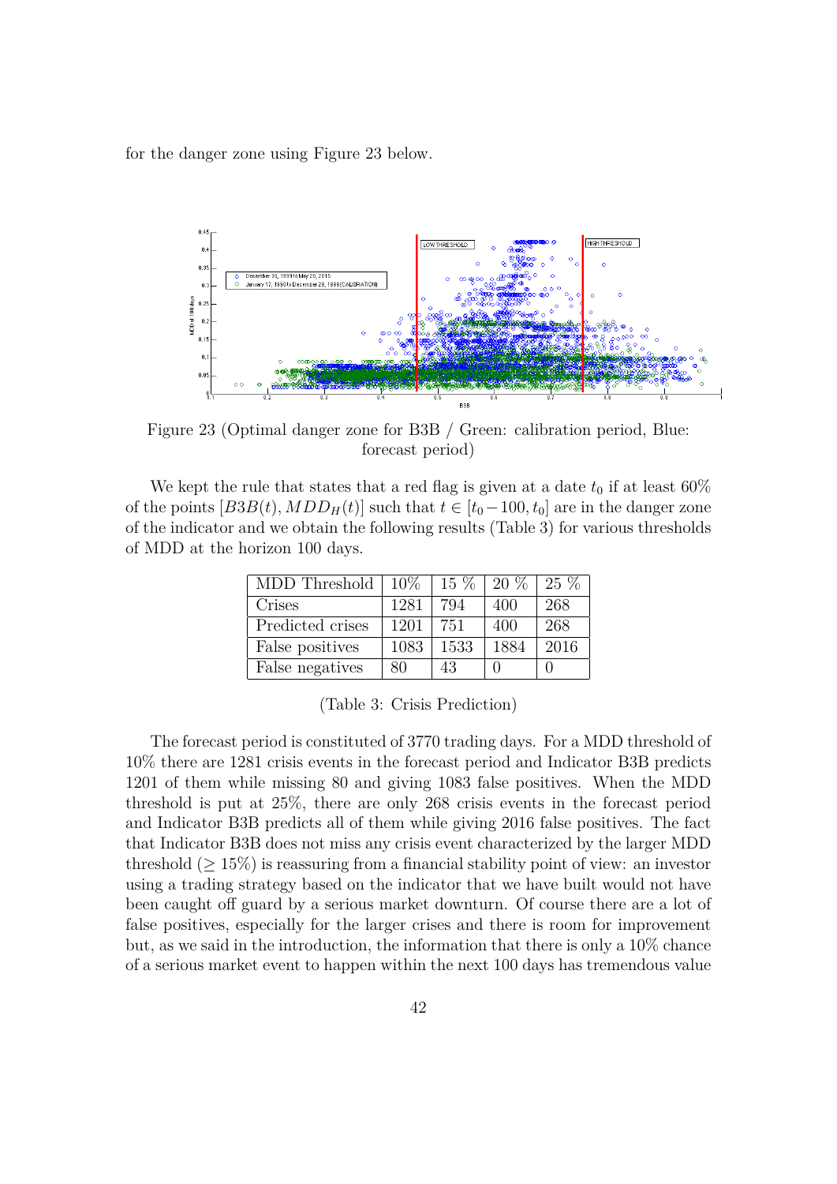for the danger zone using Figure 23 below.

Figure 23 (Optimal danger zone for B3B / Green: calibration period, Blue: forecast period)

We kept the rule that states that a red flag is given at a date $t_0$ if at least 60% of the points $[B3B(t), MDD_H(t)]$ such that $t \in [t_0 - 100, t_0]$ are in the danger zone of the indicator and we obtain the following results (Table 3) for various thresholds of MDD at the horizon 100 days.

| MDD Threshold | 10% | 15 % | 20 % | 25 % |
|---|---|---|---|---|
| Crises | 1281 | 794 | 400 | 268 |
| Predicted crises | 1201 | 751 | 400 | 268 |
| False positives | 1083 | 1533 | 1884 | 2016 |
| False negatives | 80 | 43 | 0 | 0 |

(Table 3: Crisis Prediction)

The forecast period is constituted of 3770 trading days. For a MDD threshold of 10% there are 1281 crisis events in the forecast period and Indicator B3B predicts 1201 of them while missing 80 and giving 1083 false positives. When the MDD threshold is put at 25%, there are only 268 crisis events in the forecast period and Indicator B3B predicts all of them while giving 2016 false positives. The fact that Indicator B3B does not miss any crisis event characterized by the larger MDD threshold ($\geq 15\%$) is reassuring from a financial stability point of view: an investor using a trading strategy based on the indicator that we have built would not have been caught off guard by a serious market downturn. Of course there are a lot of false positives, especially for the larger crises and there is room for improvement but, as we said in the introduction, the information that there is only a 10% chance of a serious market event to happen within the next 100 days has tremendous value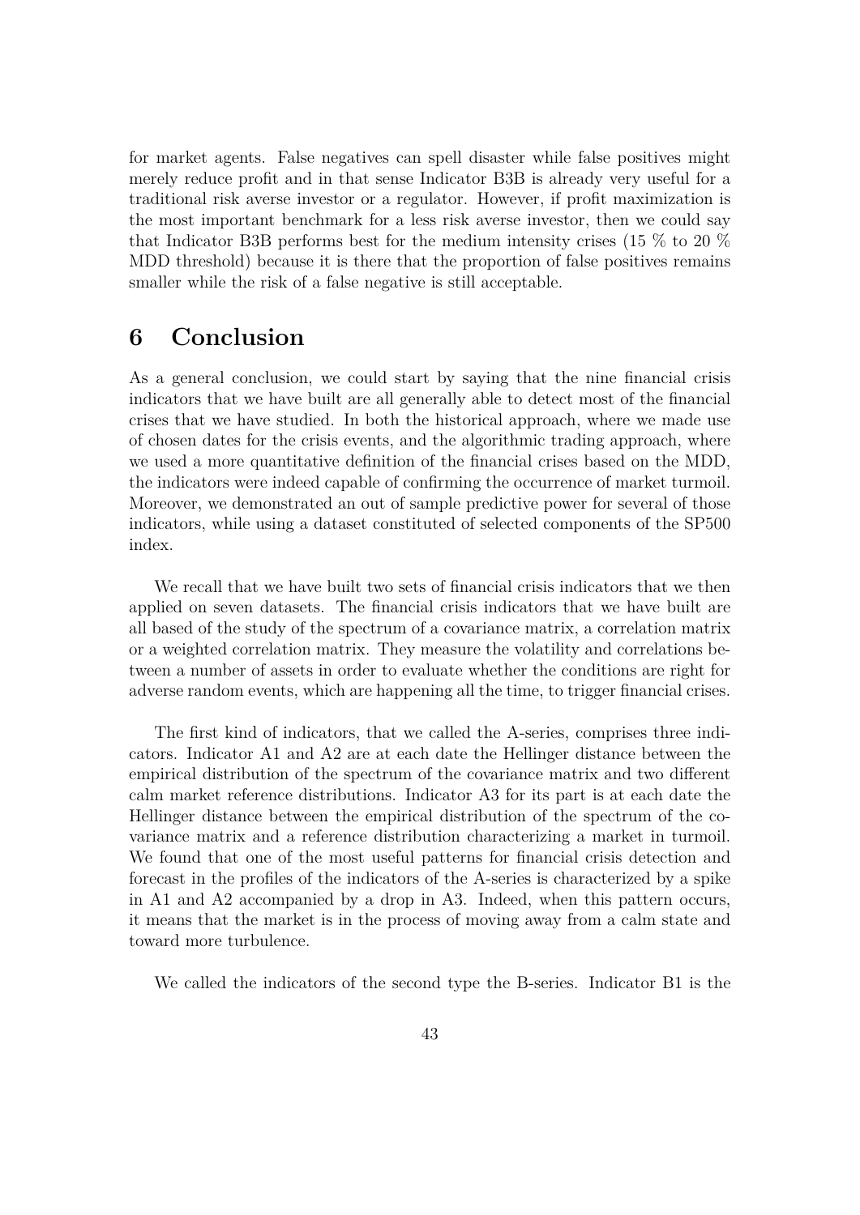for market agents. False negatives can spell disaster while false positives might merely reduce profit and in that sense Indicator B3B is already very useful for a traditional risk averse investor or a regulator. However, if profit maximization is the most important benchmark for a less risk averse investor, then we could say that Indicator B3B performs best for the medium intensity crises (15 % to 20 % MDD threshold) because it is there that the proportion of false positives remains smaller while the risk of a false negative is still acceptable.

# 6 Conclusion

As a general conclusion, we could start by saying that the nine financial crisis indicators that we have built are all generally able to detect most of the financial crises that we have studied. In both the historical approach, where we made use of chosen dates for the crisis events, and the algorithmic trading approach, where we used a more quantitative definition of the financial crises based on the MDD, the indicators were indeed capable of confirming the occurrence of market turmoil. Moreover, we demonstrated an out of sample predictive power for several of those indicators, while using a dataset constituted of selected components of the SP500 index.

We recall that we have built two sets of financial crisis indicators that we then applied on seven datasets. The financial crisis indicators that we have built are all based of the study of the spectrum of a covariance matrix, a correlation matrix or a weighted correlation matrix. They measure the volatility and correlations between a number of assets in order to evaluate whether the conditions are right for adverse random events, which are happening all the time, to trigger financial crises.

The first kind of indicators, that we called the A-series, comprises three indicators. Indicator A1 and A2 are at each date the Hellinger distance between the empirical distribution of the spectrum of the covariance matrix and two different calm market reference distributions. Indicator A3 for its part is at each date the Hellinger distance between the empirical distribution of the spectrum of the covariance matrix and a reference distribution characterizing a market in turmoil. We found that one of the most useful patterns for financial crisis detection and forecast in the profiles of the indicators of the A-series is characterized by a spike in A1 and A2 accompanied by a drop in A3. Indeed, when this pattern occurs, it means that the market is in the process of moving away from a calm state and toward more turbulence.

We called the indicators of the second type the B-series. Indicator B1 is the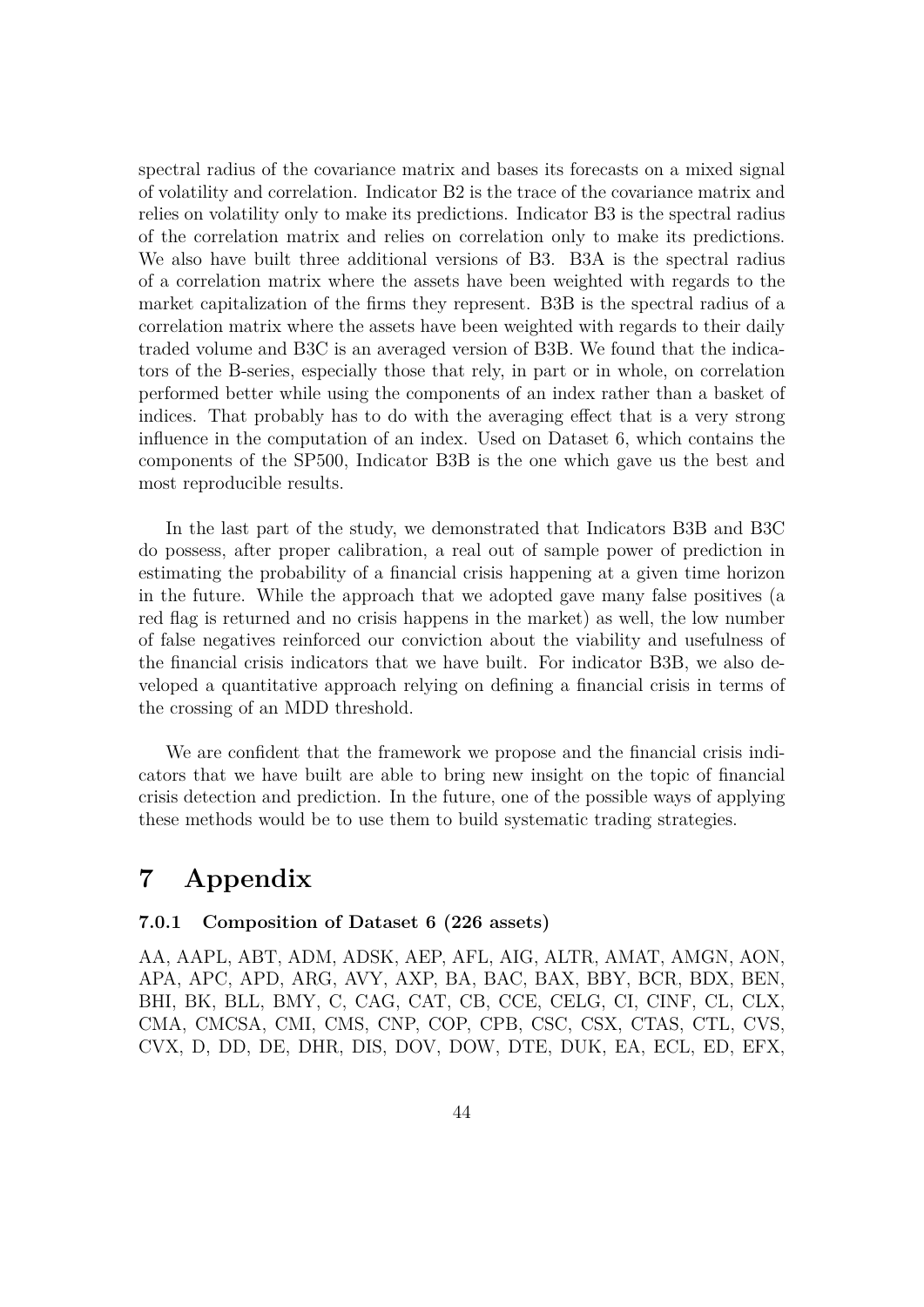spectral radius of the covariance matrix and bases its forecasts on a mixed signal of volatility and correlation. Indicator B2 is the trace of the covariance matrix and relies on volatility only to make its predictions. Indicator B3 is the spectral radius of the correlation matrix and relies on correlation only to make its predictions. We also have built three additional versions of B3. B3A is the spectral radius of a correlation matrix where the assets have been weighted with regards to the market capitalization of the firms they represent. B3B is the spectral radius of a correlation matrix where the assets have been weighted with regards to their daily traded volume and B3C is an averaged version of B3B. We found that the indicators of the B-series, especially those that rely, in part or in whole, on correlation performed better while using the components of an index rather than a basket of indices. That probably has to do with the averaging effect that is a very strong influence in the computation of an index. Used on Dataset 6, which contains the components of the SP500, Indicator B3B is the one which gave us the best and most reproducible results.

In the last part of the study, we demonstrated that Indicators B3B and B3C do possess, after proper calibration, a real out of sample power of prediction in estimating the probability of a financial crisis happening at a given time horizon in the future. While the approach that we adopted gave many false positives (a red flag is returned and no crisis happens in the market) as well, the low number of false negatives reinforced our conviction about the viability and usefulness of the financial crisis indicators that we have built. For indicator B3B, we also developed a quantitative approach relying on defining a financial crisis in terms of the crossing of an MDD threshold.

We are confident that the framework we propose and the financial crisis indicators that we have built are able to bring new insight on the topic of financial crisis detection and prediction. In the future, one of the possible ways of applying these methods would be to use them to build systematic trading strategies.

# 7 Appendix

### 7.0.1 Composition of Dataset 6 (226 assets)

AA, AAPL, ABT, ADM, ADSK, AEP, AFL, AIG, ALTR, AMAT, AMGN, AON, APA, APC, APD, ARG, AVY, AXP, BA, BAC, BAX, BBY, BCR, BDX, BEN, BHI, BK, BLL, BMY, C, CAG, CAT, CB, CCE, CELG, CI, CINF, CL, CLX, CMA, CMCSA, CMI, CMS, CNP, COP, CPB, CSC, CSX, CTAS, CTL, CVS, CVX, D, DD, DE, DHR, DIS, DOV, DOW, DTE, DUK, EA, ECL, ED, EFX,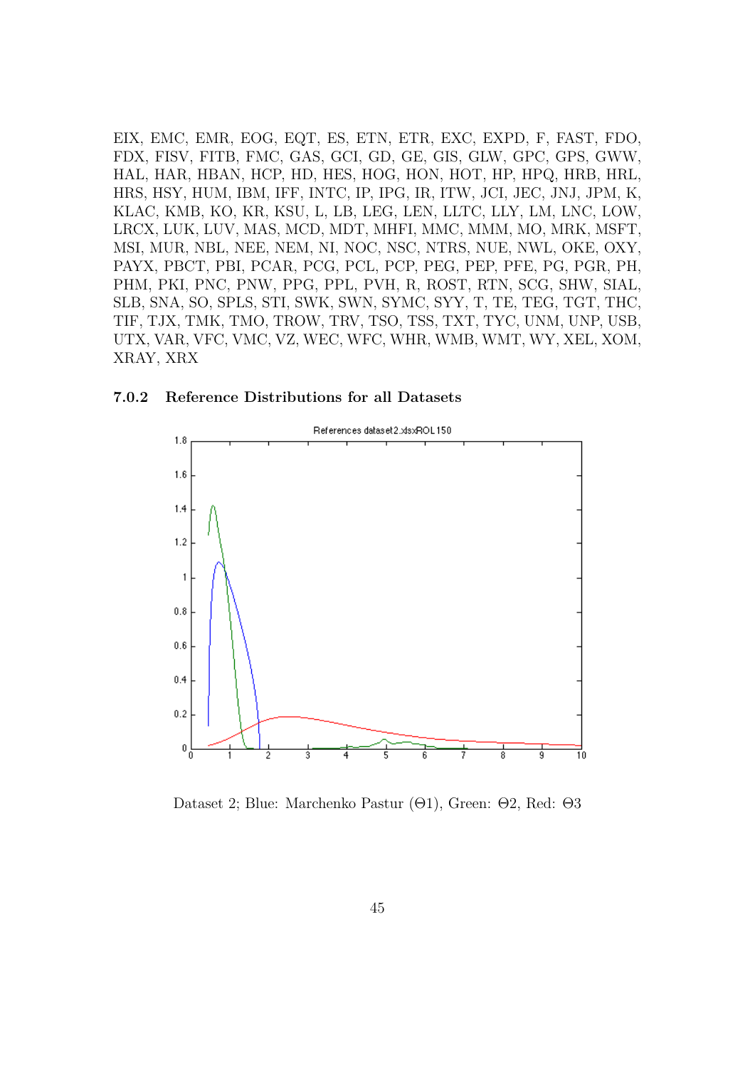EIX, EMC, EMR, EOG, EQT, ES, ETN, ETR, EXC, EXPD, F, FAST, FDO, FDX, FISV, FITB, FMC, GAS, GCI, GD, GE, GIS, GLW, GPC, GPS, GWW, HAL, HAR, HBAN, HCP, HD, HES, HOG, HON, HOT, HP, HPQ, HRB, HRL, HRS, HSY, HUM, IBM, IFF, INTC, IP, IPG, IR, ITW, JCI, JEC, JNJ, JPM, K, KLAC, KMB, KO, KR, KSU, L, LB, LEG, LEN, LLTC, LLY, LM, LNC, LOW, LRCX, LUK, LUV, MAS, MCD, MDT, MHFI, MMC, MMM, MO, MRK, MSFT, MSI, MUR, NBL, NEE, NEM, NI, NOC, NSC, NTRS, NUE, NWL, OKE, OXY, PAYX, PBCT, PBI, PCAR, PCG, PCL, PCP, PEG, PEP, PFE, PG, PGR, PH, PHM, PKI, PNC, PNW, PPG, PPL, PVH, R, ROST, RTN, SCG, SHW, SIAL, SLB, SNA, SO, SPLS, STI, SWK, SWN, SYMC, SYY, T, TE, TEG, TGT, THC, TIF, TJX, TMK, TMO, TROW, TRV, TSO, TSS, TXT, TYC, UNM, UNP, USB, UTX, VAR, VFC, VMC, VZ, WEC, WFC, WHR, WMB, WMT, WY, XEL, XOM, XRAY, XRX

### 7.0.2 Reference Distributions for all Datasets

Dataset 2; Blue: Marchenko Pastur ($\Theta 1$), Green: $\Theta 2$, Red: $\Theta 3$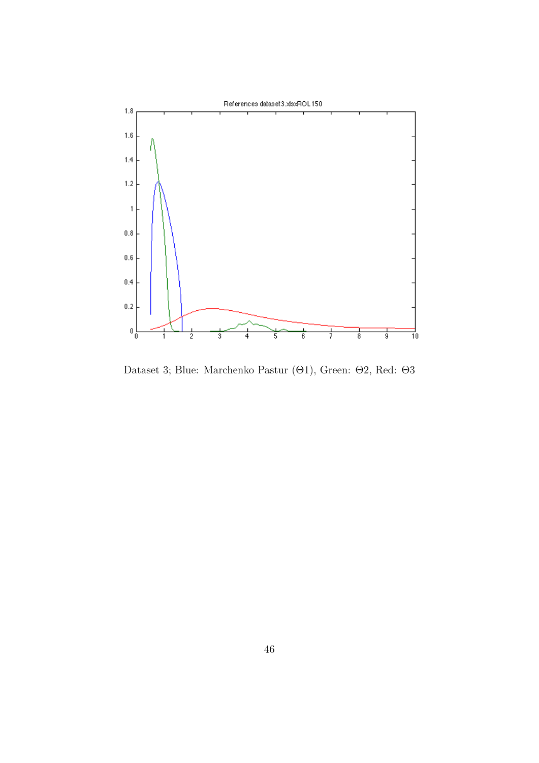Dataset 3; Blue: Marchenko Pastur ($\Theta$1), Green: $\Theta$2, Red: $\Theta$3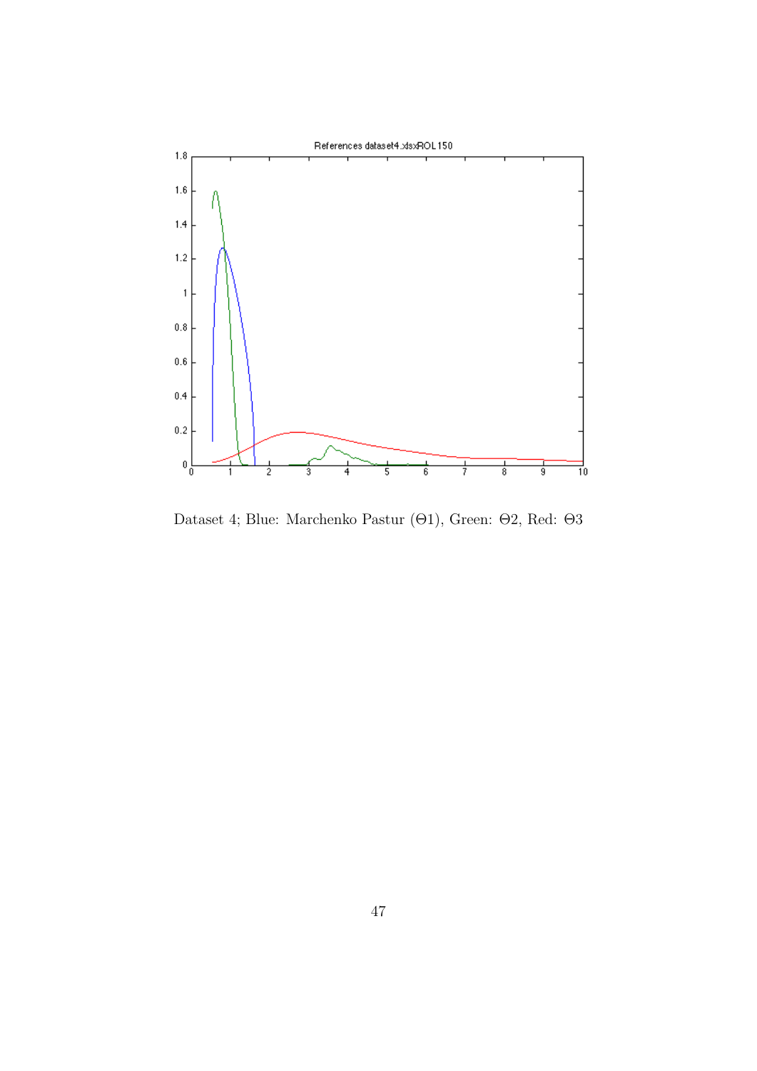Dataset 4; Blue: Marchenko Pastur ($\Theta 1$), Green: $\Theta 2$, Red: $\Theta 3$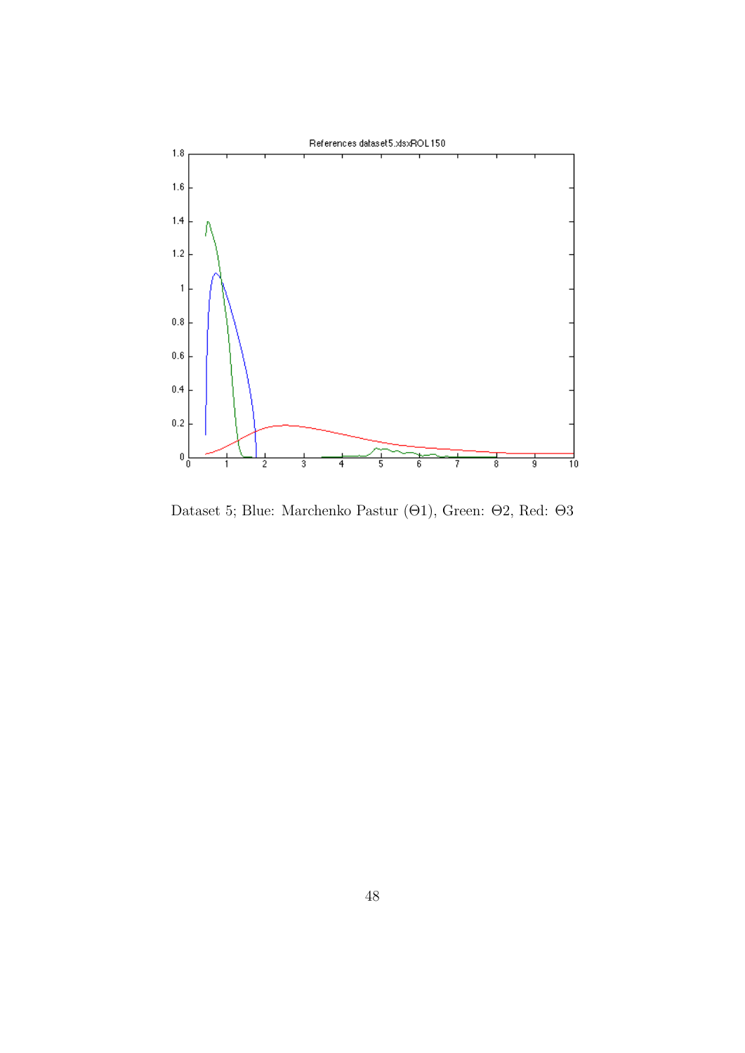Dataset 5; Blue: Marchenko Pastur ($\Theta 1$), Green: $\Theta 2$, Red: $\Theta 3$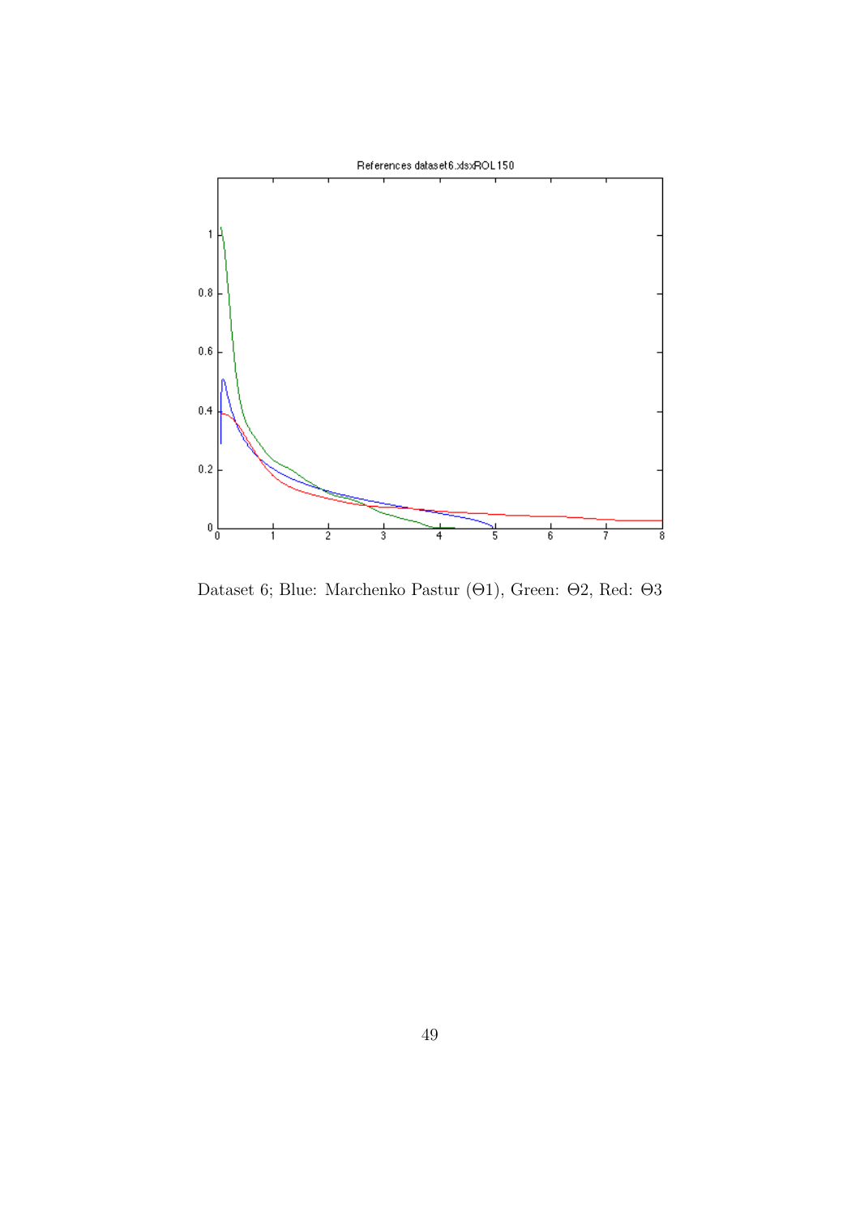Dataset 6; Blue: Marchenko Pastur ($\Theta 1$), Green: $\Theta 2$, Red: $\Theta 3$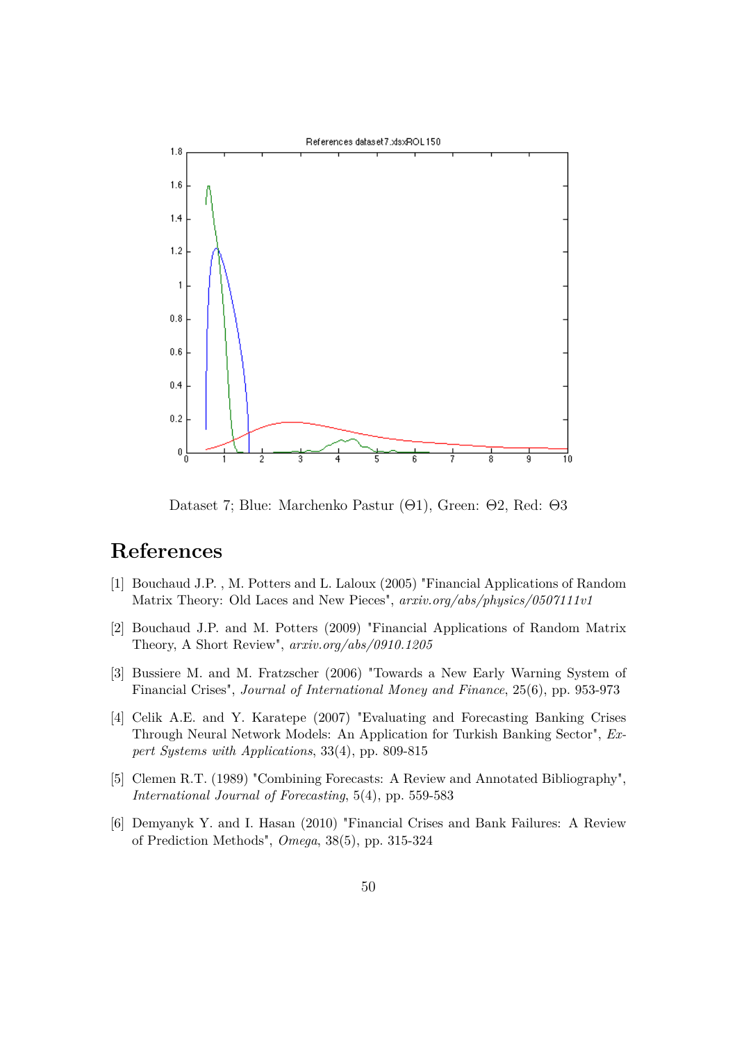Dataset 7; Blue: Marchenko Pastur ($\Theta 1$), Green: $\Theta 2$, Red: $\Theta 3$

# References

[1] Bouchaud J.P. , M. Potters and L. Laloux (2005) "Financial Applications of Random Matrix Theory: Old Laces and New Pieces", *arxiv.org/abs/physics/0507111v1*

[2] Bouchaud J.P. and M. Potters (2009) "Financial Applications of Random Matrix Theory, A Short Review", *arxiv.org/abs/0910.1205*

[3] Bussiere M. and M. Fratzscher (2006) "Towards a New Early Warning System of Financial Crises", *Journal of International Money and Finance*, 25(6), pp. 953-973

[4] Celik A.E. and Y. Karatepe (2007) "Evaluating and Forecasting Banking Crises Through Neural Network Models: An Application for Turkish Banking Sector", *Expert Systems with Applications*, 33(4), pp. 809-815

[5] Clemen R.T. (1989) "Combining Forecasts: A Review and Annotated Bibliography", *International Journal of Forecasting*, 5(4), pp. 559-583

[6] Demyanyk Y. and I. Hasan (2010) "Financial Crises and Bank Failures: A Review of Prediction Methods", *Omega*, 38(5), pp. 315-324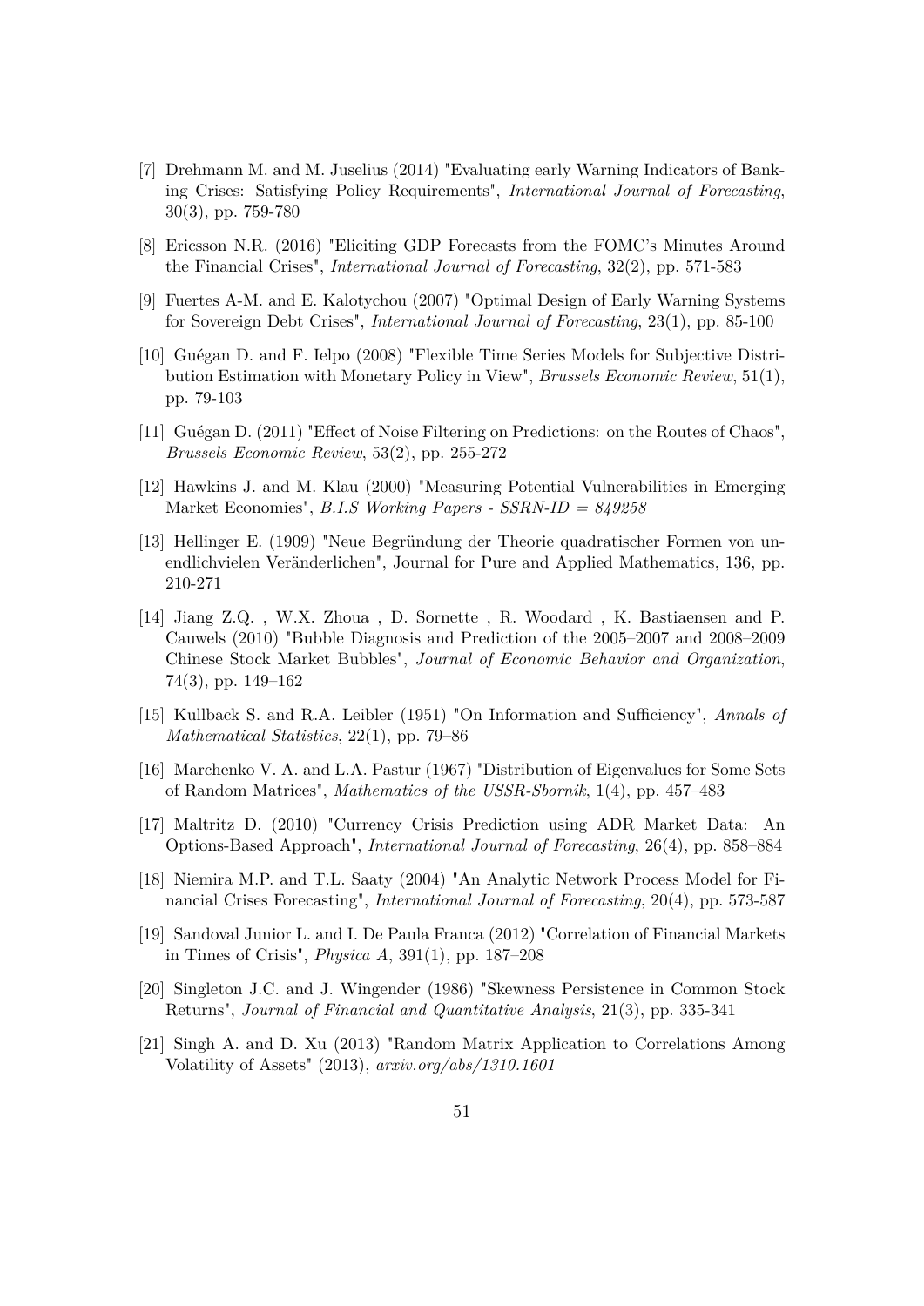[7] Drehmann M. and M. Juselius (2014) "Evaluating early Warning Indicators of Banking Crises: Satisfying Policy Requirements", *International Journal of Forecasting*, 30(3), pp. 759-780

[8] Ericsson N.R. (2016) "Eliciting GDP Forecasts from the FOMC's Minutes Around the Financial Crises", *International Journal of Forecasting*, 32(2), pp. 571-583

[9] Fuertes A-M. and E. Kalotychou (2007) "Optimal Design of Early Warning Systems for Sovereign Debt Crises", *International Journal of Forecasting*, 23(1), pp. 85-100

[10] Guégan D. and F. Ielpo (2008) "Flexible Time Series Models for Subjective Distribution Estimation with Monetary Policy in View", *Brussels Economic Review*, 51(1), pp. 79-103

[11] Guégan D. (2011) "Effect of Noise Filtering on Predictions: on the Routes of Chaos", *Brussels Economic Review*, 53(2), pp. 255-272

[12] Hawkins J. and M. Klau (2000) "Measuring Potential Vulnerabilities in Emerging Market Economies", *B.I.S Working Papers - SSRN-ID = 849258*

[13] Hellinger E. (1909) "Neue Begründung der Theorie quadratischer Formen von unendlichvielen Veränderlichen", Journal for Pure and Applied Mathematics, 136, pp. 210-271

[14] Jiang Z.Q. , W.X. Zhoua , D. Sornette , R. Woodard , K. Bastiaensen and P. Cauwels (2010) "Bubble Diagnosis and Prediction of the 2005–2007 and 2008–2009 Chinese Stock Market Bubbles", *Journal of Economic Behavior and Organization*, 74(3), pp. 149–162

[15] Kullback S. and R.A. Leibler (1951) "On Information and Sufficiency", *Annals of Mathematical Statistics*, 22(1), pp. 79–86

[16] Marchenko V. A. and L.A. Pastur (1967) "Distribution of Eigenvalues for Some Sets of Random Matrices", *Mathematics of the USSR-Sbornik*, 1(4), pp. 457–483

[17] Maltritz D. (2010) "Currency Crisis Prediction using ADR Market Data: An Options-Based Approach", *International Journal of Forecasting*, 26(4), pp. 858–884

[18] Niemira M.P. and T.L. Saaty (2004) "An Analytic Network Process Model for Financial Crises Forecasting", *International Journal of Forecasting*, 20(4), pp. 573-587

[19] Sandoval Junior L. and I. De Paula Franca (2012) "Correlation of Financial Markets in Times of Crisis", *Physica A*, 391(1), pp. 187–208

[20] Singleton J.C. and J. Wingender (1986) "Skewness Persistence in Common Stock Returns", *Journal of Financial and Quantitative Analysis*, 21(3), pp. 335-341

[21] Singh A. and D. Xu (2013) "Random Matrix Application to Correlations Among Volatility of Assets" (2013), *arxiv.org/abs/1310.1601*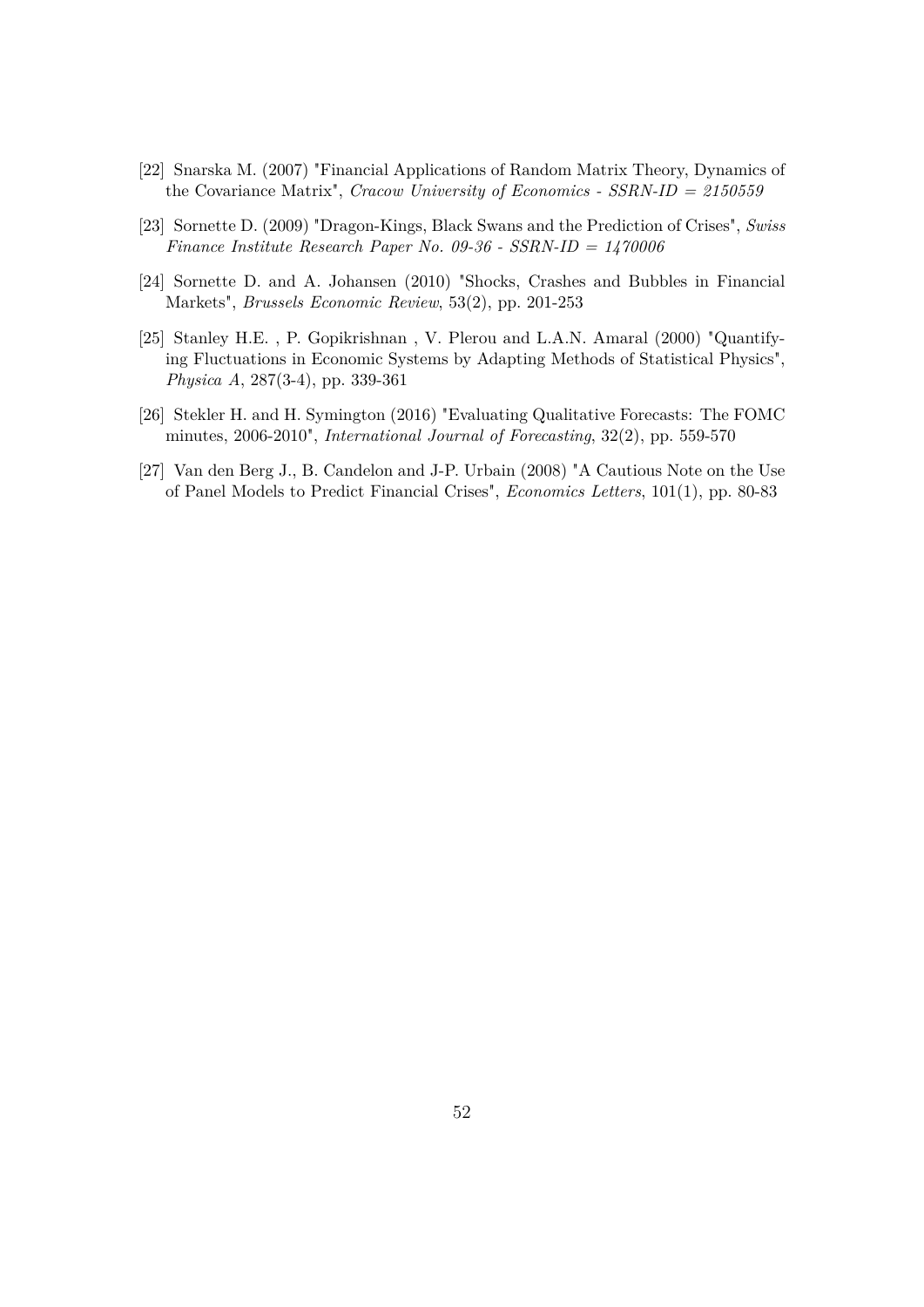[22] Snarska M. (2007) "Financial Applications of Random Matrix Theory, Dynamics of the Covariance Matrix", *Cracow University of Economics - SSRN-ID = 2150559*

[23] Sornette D. (2009) "Dragon-Kings, Black Swans and the Prediction of Crises", *Swiss Finance Institute Research Paper No. 09-36 - SSRN-ID = 1470006*

[24] Sornette D. and A. Johansen (2010) "Shocks, Crashes and Bubbles in Financial Markets", *Brussels Economic Review*, 53(2), pp. 201-253

[25] Stanley H.E. , P. Gopikrishnan , V. Plerou and L.A.N. Amaral (2000) "Quantifying Fluctuations in Economic Systems by Adapting Methods of Statistical Physics", *Physica A*, 287(3-4), pp. 339-361

[26] Stekler H. and H. Symington (2016) "Evaluating Qualitative Forecasts: The FOMC minutes, 2006-2010", *International Journal of Forecasting*, 32(2), pp. 559-570

[27] Van den Berg J., B. Candelon and J-P. Urbain (2008) "A Cautious Note on the Use of Panel Models to Predict Financial Crises", *Economics Letters*, 101(1), pp. 80-83